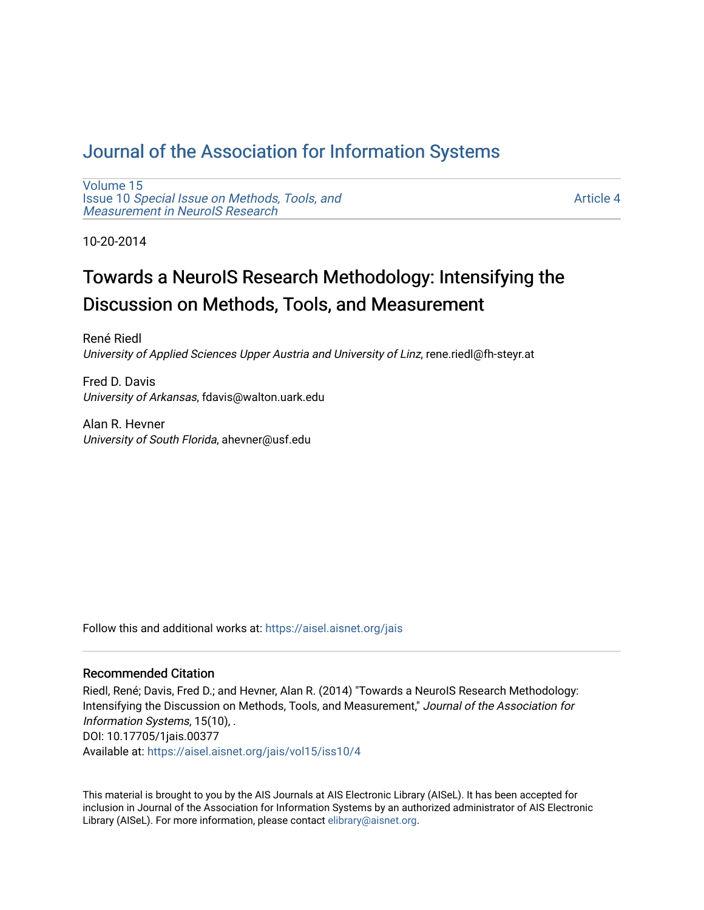# Journal of the Association for Information Systems

Volume 15
Issue 10 *Special Issue on Methods, Tools, and Measurement in NeuroIS Research*

Article 4

10-20-2014

## Towards a NeuroIS Research Methodology: Intensifying the Discussion on Methods, Tools, and Measurement

René Riedl
*University of Applied Sciences Upper Austria and University of Linz*, rene.riedl@fh-steyr.at

Fred D. Davis
*University of Arkansas*, fdavis@walton.uark.edu

Alan R. Hevner
*University of South Florida*, ahevner@usf.edu

Follow this and additional works at: https://aisel.aisnet.org/jais

### Recommended Citation

Riedl, René; Davis, Fred D.; and Hevner, Alan R. (2014) "Towards a NeuroIS Research Methodology: Intensifying the Discussion on Methods, Tools, and Measurement," *Journal of the Association for Information Systems*, 15(10), .
DOI: 10.17705/1jais.00377
Available at: https://aisel.aisnet.org/jais/vol15/iss10/4

This material is brought to you by the AIS Journals at AIS Electronic Library (AISeL). It has been accepted for inclusion in Journal of the Association for Information Systems by an authorized administrator of AIS Electronic Library (AISeL). For more information, please contact elibrary@aisnet.org.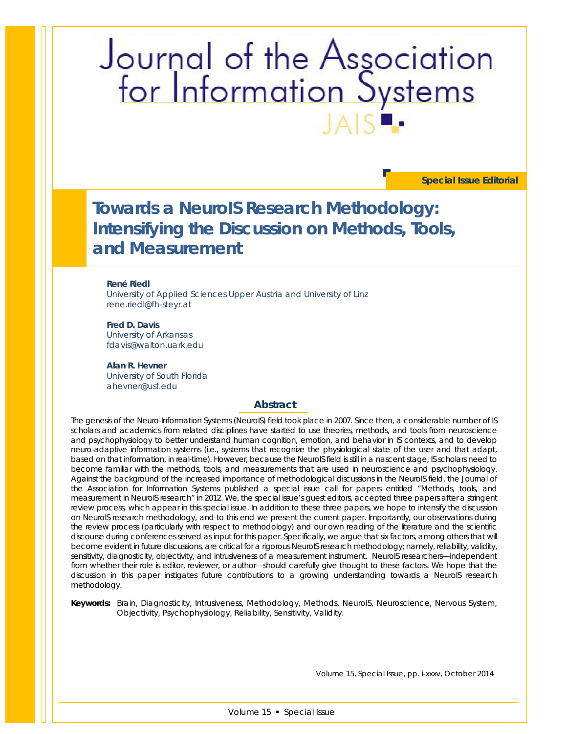# Journal of the Association for Information Systems

**Special Issue Editorial**

# Towards a NeuroIS Research Methodology: Intensifying the Discussion on Methods, Tools, and Measurement

**René Riedl**
University of Applied Sciences Upper Austria and University of Linz
rene.riedl@fh-steyr.at

**Fred D. Davis**
University of Arkansas
fdavis@walton.uark.edu

**Alan R. Hevner**
University of South Florida
ahevner@usf.edu

## Abstract

The genesis of the Neuro-Information Systems (NeuroIS) field took place in 2007. Since then, a considerable number of IS scholars and academics from related disciplines have started to use theories, methods, and tools from neuroscience and psychophysiology to better understand human cognition, emotion, and behavior in IS contexts, and to develop neuro-adaptive information systems (i.e., systems that recognize the physiological state of the user and that adapt, based on that information, in real-time). However, because the NeuroIS field is still in a nascent stage, IS scholars need to become familiar with the methods, tools, and measurements that are used in neuroscience and psychophysiology. Against the background of the increased importance of methodological discussions in the NeuroIS field, the Journal of the Association for Information Systems published a special issue call for papers entitled "Methods, tools, and measurement in NeuroIS research" in 2012. We, the special issue's guest editors, accepted three papers after a stringent review process, which appear in this special issue. In addition to these three papers, we hope to intensify the discussion on NeuroIS research methodology, and to this end we present the current paper. Importantly, our observations during the review process (particularly with respect to methodology) and our own reading of the literature and the scientific discourse during conferences served as input for this paper. Specifically, we argue that six factors, among others that will become evident in future discussions, are critical for a rigorous NeuroIS research methodology; namely, reliability, validity, sensitivity, diagnosticity, objectivity, and intrusiveness of a measurement instrument. NeuroIS researchers—independent from whether their role is editor, reviewer, or author—should carefully give thought to these factors. We hope that the discussion in this paper instigates future contributions to a growing understanding towards a NeuroIS research methodology.

**Keywords:** Brain, Diagnosticity, Intrusiveness, Methodology, Methods, NeuroIS, Neuroscience, Nervous System, Objectivity, Psychophysiology, Reliability, Sensitivity, Validity.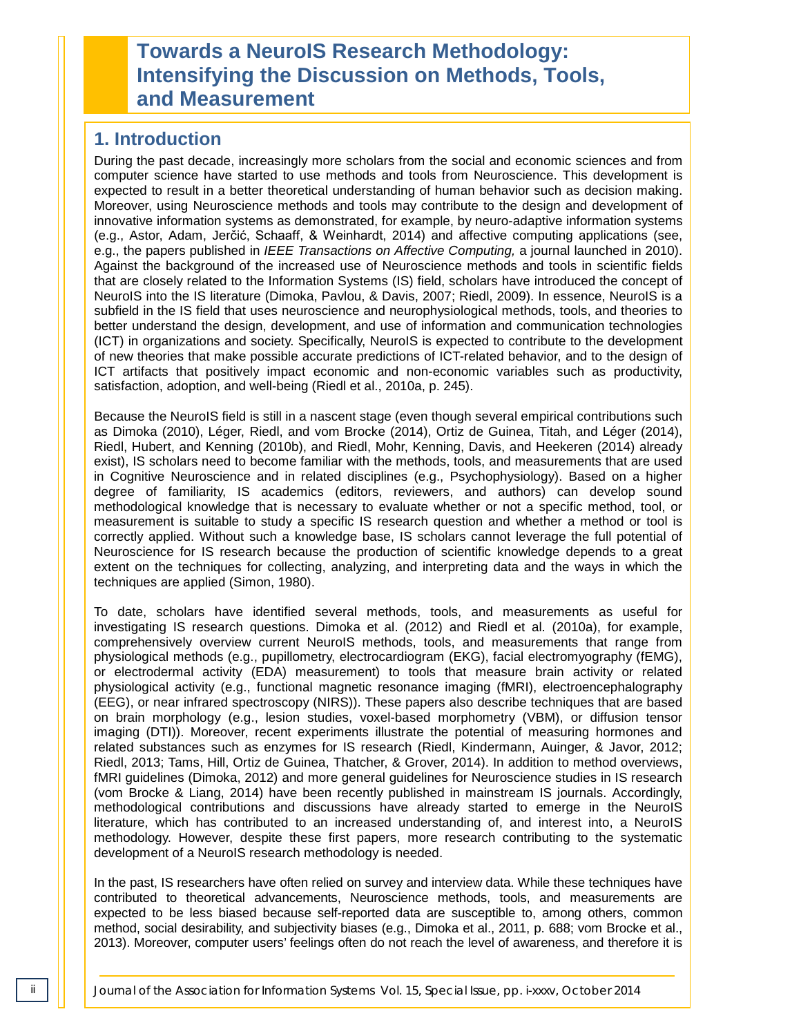# Towards a NeuroIS Research Methodology: Intensifying the Discussion on Methods, Tools, and Measurement

## 1. Introduction

During the past decade, increasingly more scholars from the social and economic sciences and from computer science have started to use methods and tools from Neuroscience. This development is expected to result in a better theoretical understanding of human behavior such as decision making. Moreover, using Neuroscience methods and tools may contribute to the design and development of innovative information systems as demonstrated, for example, by neuro-adaptive information systems (e.g., Astor, Adam, Jerčić, Schaaff, & Weinhardt, 2014) and affective computing applications (see, e.g., the papers published in *IEEE Transactions on Affective Computing,* a journal launched in 2010). Against the background of the increased use of Neuroscience methods and tools in scientific fields that are closely related to the Information Systems (IS) field, scholars have introduced the concept of NeuroIS into the IS literature (Dimoka, Pavlou, & Davis, 2007; Riedl, 2009). In essence, NeuroIS is a subfield in the IS field that uses neuroscience and neurophysiological methods, tools, and theories to better understand the design, development, and use of information and communication technologies (ICT) in organizations and society. Specifically, NeuroIS is expected to contribute to the development of new theories that make possible accurate predictions of ICT-related behavior, and to the design of ICT artifacts that positively impact economic and non-economic variables such as productivity, satisfaction, adoption, and well-being (Riedl et al., 2010a, p. 245).

Because the NeuroIS field is still in a nascent stage (even though several empirical contributions such as Dimoka (2010), Léger, Riedl, and vom Brocke (2014), Ortiz de Guinea, Titah, and Léger (2014), Riedl, Hubert, and Kenning (2010b), and Riedl, Mohr, Kenning, Davis, and Heekeren (2014) already exist), IS scholars need to become familiar with the methods, tools, and measurements that are used in Cognitive Neuroscience and in related disciplines (e.g., Psychophysiology). Based on a higher degree of familiarity, IS academics (editors, reviewers, and authors) can develop sound methodological knowledge that is necessary to evaluate whether or not a specific method, tool, or measurement is suitable to study a specific IS research question and whether a method or tool is correctly applied. Without such a knowledge base, IS scholars cannot leverage the full potential of Neuroscience for IS research because the production of scientific knowledge depends to a great extent on the techniques for collecting, analyzing, and interpreting data and the ways in which the techniques are applied (Simon, 1980).

To date, scholars have identified several methods, tools, and measurements as useful for investigating IS research questions. Dimoka et al. (2012) and Riedl et al. (2010a), for example, comprehensively overview current NeuroIS methods, tools, and measurements that range from physiological methods (e.g., pupillometry, electrocardiogram (EKG), facial electromyography (fEMG), or electrodermal activity (EDA) measurement) to tools that measure brain activity or related physiological activity (e.g., functional magnetic resonance imaging (fMRI), electroencephalography (EEG), or near infrared spectroscopy (NIRS)). These papers also describe techniques that are based on brain morphology (e.g., lesion studies, voxel-based morphometry (VBM), or diffusion tensor imaging (DTI)). Moreover, recent experiments illustrate the potential of measuring hormones and related substances such as enzymes for IS research (Riedl, Kindermann, Auinger, & Javor, 2012; Riedl, 2013; Tams, Hill, Ortiz de Guinea, Thatcher, & Grover, 2014). In addition to method overviews, fMRI guidelines (Dimoka, 2012) and more general guidelines for Neuroscience studies in IS research (vom Brocke & Liang, 2014) have been recently published in mainstream IS journals. Accordingly, methodological contributions and discussions have already started to emerge in the NeuroIS literature, which has contributed to an increased understanding of, and interest into, a NeuroIS methodology. However, despite these first papers, more research contributing to the systematic development of a NeuroIS research methodology is needed.

In the past, IS researchers have often relied on survey and interview data. While these techniques have contributed to theoretical advancements, Neuroscience methods, tools, and measurements are expected to be less biased because self-reported data are susceptible to, among others, common method, social desirability, and subjectivity biases (e.g., Dimoka et al., 2011, p. 688; vom Brocke et al., 2013). Moreover, computer users' feelings often do not reach the level of awareness, and therefore it is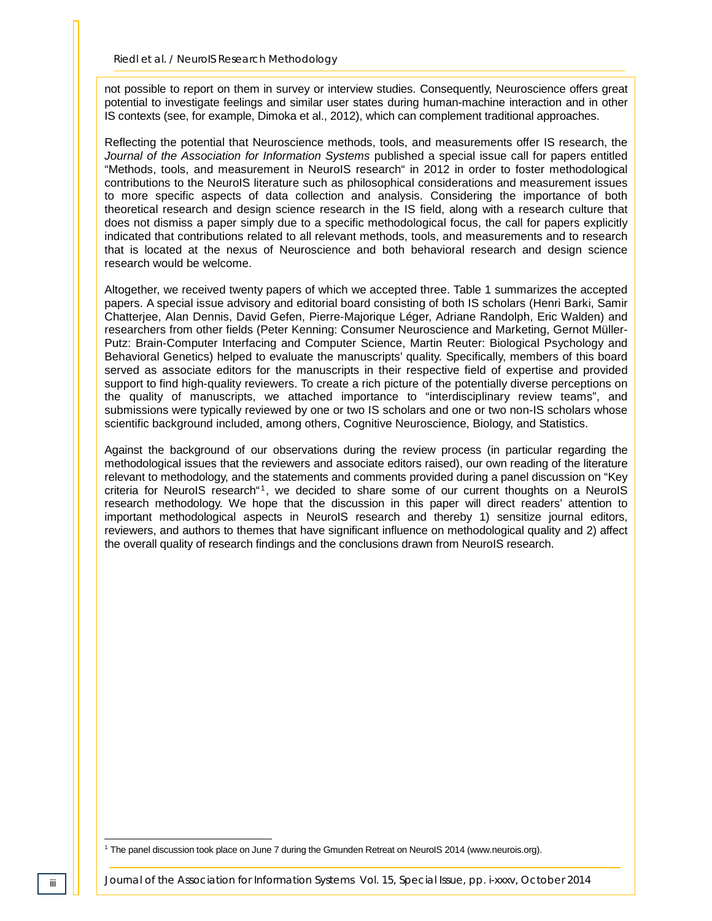not possible to report on them in survey or interview studies. Consequently, Neuroscience offers great potential to investigate feelings and similar user states during human-machine interaction and in other IS contexts (see, for example, Dimoka et al., 2012), which can complement traditional approaches.

Reflecting the potential that Neuroscience methods, tools, and measurements offer IS research, the *Journal of the Association for Information Systems* published a special issue call for papers entitled "Methods, tools, and measurement in NeuroIS research" in 2012 in order to foster methodological contributions to the NeuroIS literature such as philosophical considerations and measurement issues to more specific aspects of data collection and analysis. Considering the importance of both theoretical research and design science research in the IS field, along with a research culture that does not dismiss a paper simply due to a specific methodological focus, the call for papers explicitly indicated that contributions related to all relevant methods, tools, and measurements and to research that is located at the nexus of Neuroscience and both behavioral research and design science research would be welcome.

Altogether, we received twenty papers of which we accepted three. Table 1 summarizes the accepted papers. A special issue advisory and editorial board consisting of both IS scholars (Henri Barki, Samir Chatterjee, Alan Dennis, David Gefen, Pierre-Majorique Léger, Adriane Randolph, Eric Walden) and researchers from other fields (Peter Kenning: Consumer Neuroscience and Marketing, Gernot Müller-Putz: Brain-Computer Interfacing and Computer Science, Martin Reuter: Biological Psychology and Behavioral Genetics) helped to evaluate the manuscripts' quality. Specifically, members of this board served as associate editors for the manuscripts in their respective field of expertise and provided support to find high-quality reviewers. To create a rich picture of the potentially diverse perceptions on the quality of manuscripts, we attached importance to "interdisciplinary review teams", and submissions were typically reviewed by one or two IS scholars and one or two non-IS scholars whose scientific background included, among others, Cognitive Neuroscience, Biology, and Statistics.

Against the background of our observations during the review process (in particular regarding the methodological issues that the reviewers and associate editors raised), our own reading of the literature relevant to methodology, and the statements and comments provided during a panel discussion on "Key criteria for NeuroIS research"[1], we decided to share some of our current thoughts on a NeuroIS research methodology. We hope that the discussion in this paper will direct readers' attention to important methodological aspects in NeuroIS research and thereby 1) sensitize journal editors, reviewers, and authors to themes that have significant influence on methodological quality and 2) affect the overall quality of research findings and the conclusions drawn from NeuroIS research.

[1] The panel discussion took place on June 7 during the Gmunden Retreat on NeuroIS 2014 (www.neurois.org).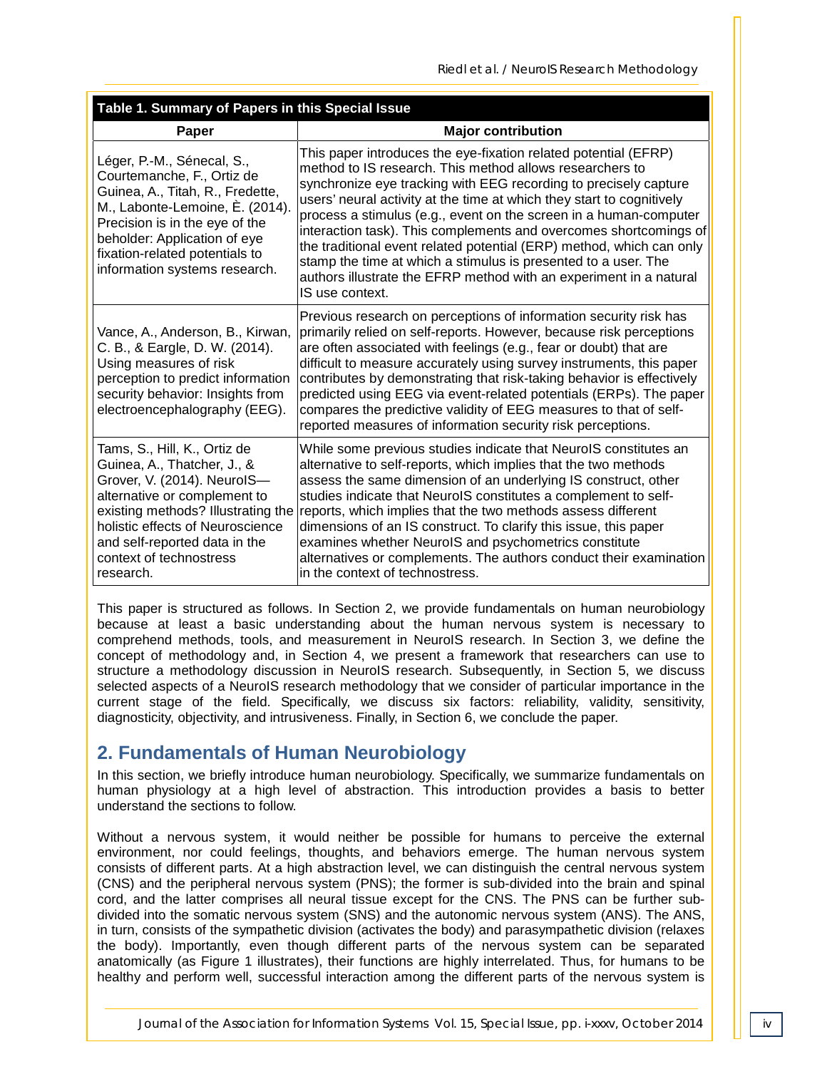**Table 1. Summary of Papers in this Special Issue**

| Paper | Major contribution |
|---|---|
| Léger, P.-M., Sénecal, S., Courtemanche, F., Ortiz de Guinea, A., Titah, R., Fredette, M., Labonte-Lemoine, È. (2014). Precision is in the eye of the beholder: Application of eye fixation-related potentials to information systems research. | This paper introduces the eye-fixation related potential (EFRP) method to IS research. This method allows researchers to synchronize eye tracking with EEG recording to precisely capture users' neural activity at the time at which they start to cognitively process a stimulus (e.g., event on the screen in a human-computer interaction task). This complements and overcomes shortcomings of the traditional event related potential (ERP) method, which can only stamp the time at which a stimulus is presented to a user. The authors illustrate the EFRP method with an experiment in a natural IS use context. |
| Vance, A., Anderson, B., Kirwan, C. B., & Eargle, D. W. (2014). Using measures of risk perception to predict information security behavior: Insights from electroencephalography (EEG). | Previous research on perceptions of information security risk has primarily relied on self-reports. However, because risk perceptions are often associated with feelings (e.g., fear or doubt) that are difficult to measure accurately using survey instruments, this paper contributes by demonstrating that risk-taking behavior is effectively predicted using EEG via event-related potentials (ERPs). The paper compares the predictive validity of EEG measures to that of self-reported measures of information security risk perceptions. |
| Tams, S., Hill, K., Ortiz de Guinea, A., Thatcher, J., & Grover, V. (2014). NeuroIS—alternative or complement to existing methods? Illustrating the holistic effects of Neuroscience and self-reported data in the context of technostress research. | While some previous studies indicate that NeuroIS constitutes an alternative to self-reports, which implies that the two methods assess the same dimension of an underlying IS construct, other studies indicate that NeuroIS constitutes a complement to self-reports, which implies that the two methods assess different dimensions of an IS construct. To clarify this issue, this paper examines whether NeuroIS and psychometrics constitute alternatives or complements. The authors conduct their examination in the context of technostress. |

This paper is structured as follows. In Section 2, we provide fundamentals on human neurobiology because at least a basic understanding about the human nervous system is necessary to comprehend methods, tools, and measurement in NeuroIS research. In Section 3, we define the concept of methodology and, in Section 4, we present a framework that researchers can use to structure a methodology discussion in NeuroIS research. Subsequently, in Section 5, we discuss selected aspects of a NeuroIS research methodology that we consider of particular importance in the current stage of the field. Specifically, we discuss six factors: reliability, validity, sensitivity, diagnosticity, objectivity, and intrusiveness. Finally, in Section 6, we conclude the paper.

## 2. Fundamentals of Human Neurobiology

In this section, we briefly introduce human neurobiology. Specifically, we summarize fundamentals on human physiology at a high level of abstraction. This introduction provides a basis to better understand the sections to follow.

Without a nervous system, it would neither be possible for humans to perceive the external environment, nor could feelings, thoughts, and behaviors emerge. The human nervous system consists of different parts. At a high abstraction level, we can distinguish the central nervous system (CNS) and the peripheral nervous system (PNS); the former is sub-divided into the brain and spinal cord, and the latter comprises all neural tissue except for the CNS. The PNS can be further sub-divided into the somatic nervous system (SNS) and the autonomic nervous system (ANS). The ANS, in turn, consists of the sympathetic division (activates the body) and parasympathetic division (relaxes the body). Importantly, even though different parts of the nervous system can be separated anatomically (as Figure 1 illustrates), their functions are highly interrelated. Thus, for humans to be healthy and perform well, successful interaction among the different parts of the nervous system is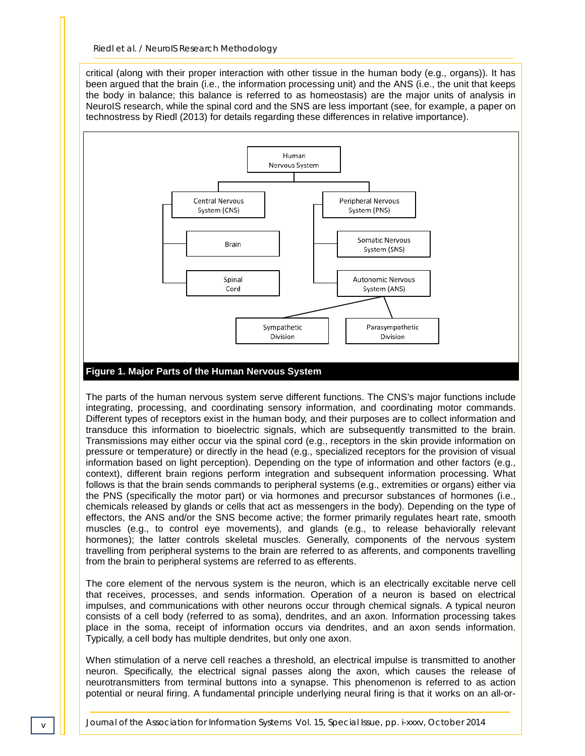critical (along with their proper interaction with other tissue in the human body (e.g., organs)). It has been argued that the brain (i.e., the information processing unit) and the ANS (i.e., the unit that keeps the body in balance; this balance is referred to as homeostasis) are the major units of analysis in NeuroIS research, while the spinal cord and the SNS are less important (see, for example, a paper on technostress by Riedl (2013) for details regarding these differences in relative importance).

**Figure 1. Major Parts of the Human Nervous System**

The parts of the human nervous system serve different functions. The CNS's major functions include integrating, processing, and coordinating sensory information, and coordinating motor commands. Different types of receptors exist in the human body, and their purposes are to collect information and transduce this information to bioelectric signals, which are subsequently transmitted to the brain. Transmissions may either occur via the spinal cord (e.g., receptors in the skin provide information on pressure or temperature) or directly in the head (e.g., specialized receptors for the provision of visual information based on light perception). Depending on the type of information and other factors (e.g., context), different brain regions perform integration and subsequent information processing. What follows is that the brain sends commands to peripheral systems (e.g., extremities or organs) either via the PNS (specifically the motor part) or via hormones and precursor substances of hormones (i.e., chemicals released by glands or cells that act as messengers in the body). Depending on the type of effectors, the ANS and/or the SNS become active; the former primarily regulates heart rate, smooth muscles (e.g., to control eye movements), and glands (e.g., to release behaviorally relevant hormones); the latter controls skeletal muscles. Generally, components of the nervous system travelling from peripheral systems to the brain are referred to as afferents, and components travelling from the brain to peripheral systems are referred to as efferents.

The core element of the nervous system is the neuron, which is an electrically excitable nerve cell that receives, processes, and sends information. Operation of a neuron is based on electrical impulses, and communications with other neurons occur through chemical signals. A typical neuron consists of a cell body (referred to as soma), dendrites, and an axon. Information processing takes place in the soma, receipt of information occurs via dendrites, and an axon sends information. Typically, a cell body has multiple dendrites, but only one axon.

When stimulation of a nerve cell reaches a threshold, an electrical impulse is transmitted to another neuron. Specifically, the electrical signal passes along the axon, which causes the release of neurotransmitters from terminal buttons into a synapse. This phenomenon is referred to as action potential or neural firing. A fundamental principle underlying neural firing is that it works on an all-or-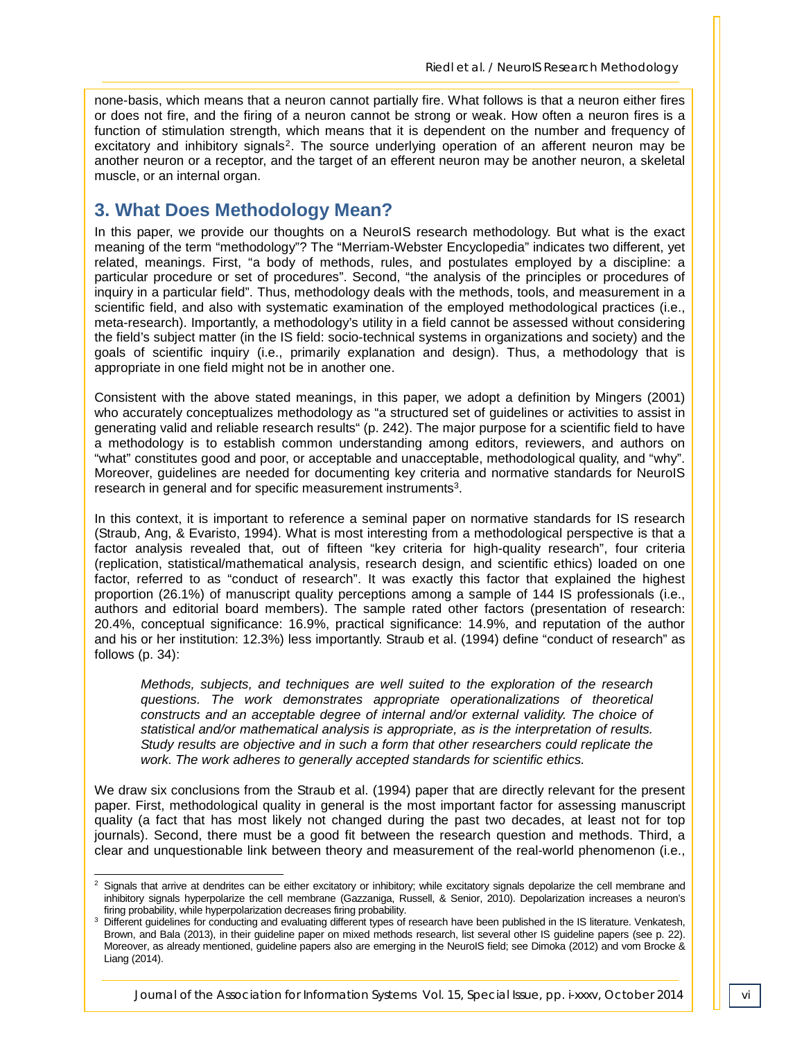none-basis, which means that a neuron cannot partially fire. What follows is that a neuron either fires or does not fire, and the firing of a neuron cannot be strong or weak. How often a neuron fires is a function of stimulation strength, which means that it is dependent on the number and frequency of excitatory and inhibitory signals[2]. The source underlying operation of an afferent neuron may be another neuron or a receptor, and the target of an efferent neuron may be another neuron, a skeletal muscle, or an internal organ.

## 3. What Does Methodology Mean?

In this paper, we provide our thoughts on a NeuroIS research methodology. But what is the exact meaning of the term "methodology"? The "Merriam-Webster Encyclopedia" indicates two different, yet related, meanings. First, "a body of methods, rules, and postulates employed by a discipline: a particular procedure or set of procedures". Second, "the analysis of the principles or procedures of inquiry in a particular field". Thus, methodology deals with the methods, tools, and measurement in a scientific field, and also with systematic examination of the employed methodological practices (i.e., meta-research). Importantly, a methodology's utility in a field cannot be assessed without considering the field's subject matter (in the IS field: socio-technical systems in organizations and society) and the goals of scientific inquiry (i.e., primarily explanation and design). Thus, a methodology that is appropriate in one field might not be in another one.

Consistent with the above stated meanings, in this paper, we adopt a definition by Mingers (2001) who accurately conceptualizes methodology as "a structured set of guidelines or activities to assist in generating valid and reliable research results" (p. 242). The major purpose for a scientific field to have a methodology is to establish common understanding among editors, reviewers, and authors on "what" constitutes good and poor, or acceptable and unacceptable, methodological quality, and "why". Moreover, guidelines are needed for documenting key criteria and normative standards for NeuroIS research in general and for specific measurement instruments[3].

In this context, it is important to reference a seminal paper on normative standards for IS research (Straub, Ang, & Evaristo, 1994). What is most interesting from a methodological perspective is that a factor analysis revealed that, out of fifteen "key criteria for high-quality research", four criteria (replication, statistical/mathematical analysis, research design, and scientific ethics) loaded on one factor, referred to as "conduct of research". It was exactly this factor that explained the highest proportion (26.1%) of manuscript quality perceptions among a sample of 144 IS professionals (i.e., authors and editorial board members). The sample rated other factors (presentation of research: 20.4%, conceptual significance: 16.9%, practical significance: 14.9%, and reputation of the author and his or her institution: 12.3%) less importantly. Straub et al. (1994) define "conduct of research" as follows (p. 34):

> *Methods, subjects, and techniques are well suited to the exploration of the research questions. The work demonstrates appropriate operationalizations of theoretical constructs and an acceptable degree of internal and/or external validity. The choice of statistical and/or mathematical analysis is appropriate, as is the interpretation of results. Study results are objective and in such a form that other researchers could replicate the work. The work adheres to generally accepted standards for scientific ethics.*

We draw six conclusions from the Straub et al. (1994) paper that are directly relevant for the present paper. First, methodological quality in general is the most important factor for assessing manuscript quality (a fact that has most likely not changed during the past two decades, at least not for top journals). Second, there must be a good fit between the research question and methods. Third, a clear and unquestionable link between theory and measurement of the real-world phenomenon (i.e.,

---

[2] Signals that arrive at dendrites can be either excitatory or inhibitory; while excitatory signals depolarize the cell membrane and inhibitory signals hyperpolarize the cell membrane (Gazzaniga, Russell, & Senior, 2010). Depolarization increases a neuron's firing probability, while hyperpolarization decreases firing probability.

[3] Different guidelines for conducting and evaluating different types of research have been published in the IS literature. Venkatesh, Brown, and Bala (2013), in their guideline paper on mixed methods research, list several other IS guideline papers (see p. 22). Moreover, as already mentioned, guideline papers also are emerging in the NeuroIS field; see Dimoka (2012) and vom Brocke & Liang (2014).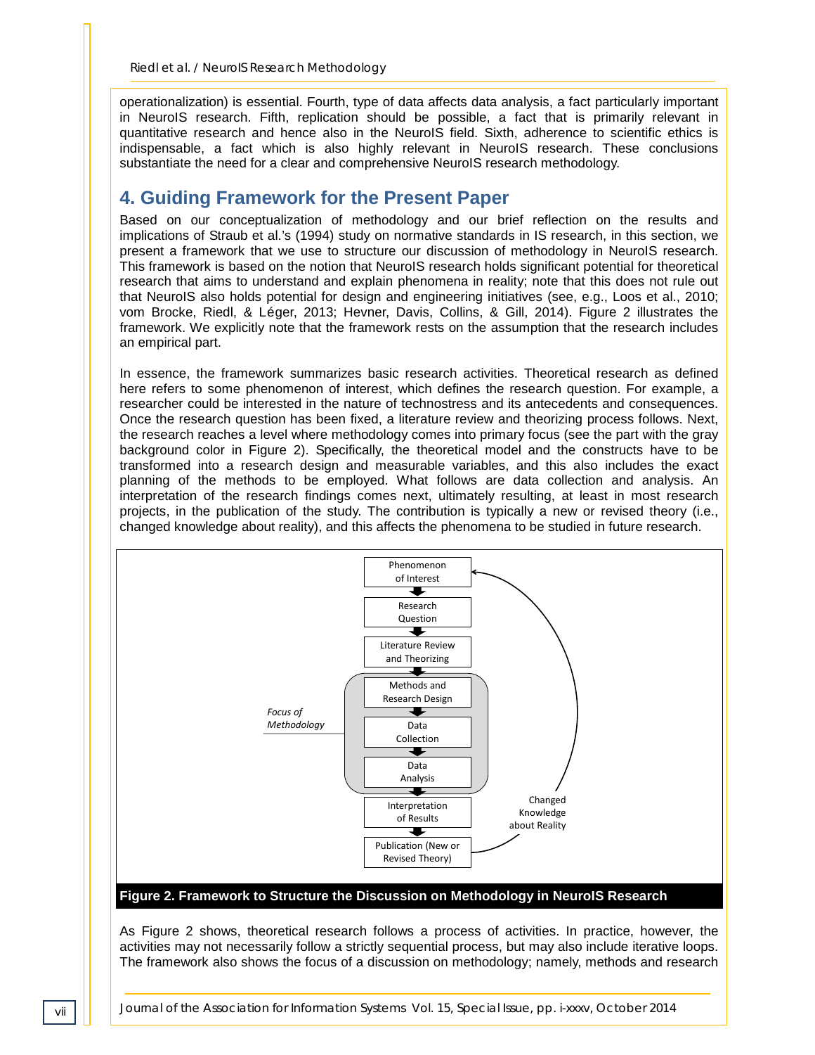operationalization) is essential. Fourth, type of data affects data analysis, a fact particularly important in NeuroIS research. Fifth, replication should be possible, a fact that is primarily relevant in quantitative research and hence also in the NeuroIS field. Sixth, adherence to scientific ethics is indispensable, a fact which is also highly relevant in NeuroIS research. These conclusions substantiate the need for a clear and comprehensive NeuroIS research methodology.

## 4. Guiding Framework for the Present Paper

Based on our conceptualization of methodology and our brief reflection on the results and implications of Straub et al.'s (1994) study on normative standards in IS research, in this section, we present a framework that we use to structure our discussion of methodology in NeuroIS research. This framework is based on the notion that NeuroIS research holds significant potential for theoretical research that aims to understand and explain phenomena in reality; note that this does not rule out that NeuroIS also holds potential for design and engineering initiatives (see, e.g., Loos et al., 2010; vom Brocke, Riedl, & Léger, 2013; Hevner, Davis, Collins, & Gill, 2014). Figure 2 illustrates the framework. We explicitly note that the framework rests on the assumption that the research includes an empirical part.

In essence, the framework summarizes basic research activities. Theoretical research as defined here refers to some phenomenon of interest, which defines the research question. For example, a researcher could be interested in the nature of technostress and its antecedents and consequences. Once the research question has been fixed, a literature review and theorizing process follows. Next, the research reaches a level where methodology comes into primary focus (see the part with the gray background color in Figure 2). Specifically, the theoretical model and the constructs have to be transformed into a research design and measurable variables, and this also includes the exact planning of the methods to be employed. What follows are data collection and analysis. An interpretation of the research findings comes next, ultimately resulting, at least in most research projects, in the publication of the study. The contribution is typically a new or revised theory (i.e., changed knowledge about reality), and this affects the phenomena to be studied in future research.

Phenomenon of Interest → Research Question → Literature Review and Theorizing → [Focus of Methodology: Methods and Research Design → Data Collection → Data Analysis] → Interpretation of Results → Publication (New or Revised Theory) → (Changed Knowledge about Reality) → Phenomenon of Interest

**Figure 2. Framework to Structure the Discussion on Methodology in NeuroIS Research**

As Figure 2 shows, theoretical research follows a process of activities. In practice, however, the activities may not necessarily follow a strictly sequential process, but may also include iterative loops. The framework also shows the focus of a discussion on methodology; namely, methods and research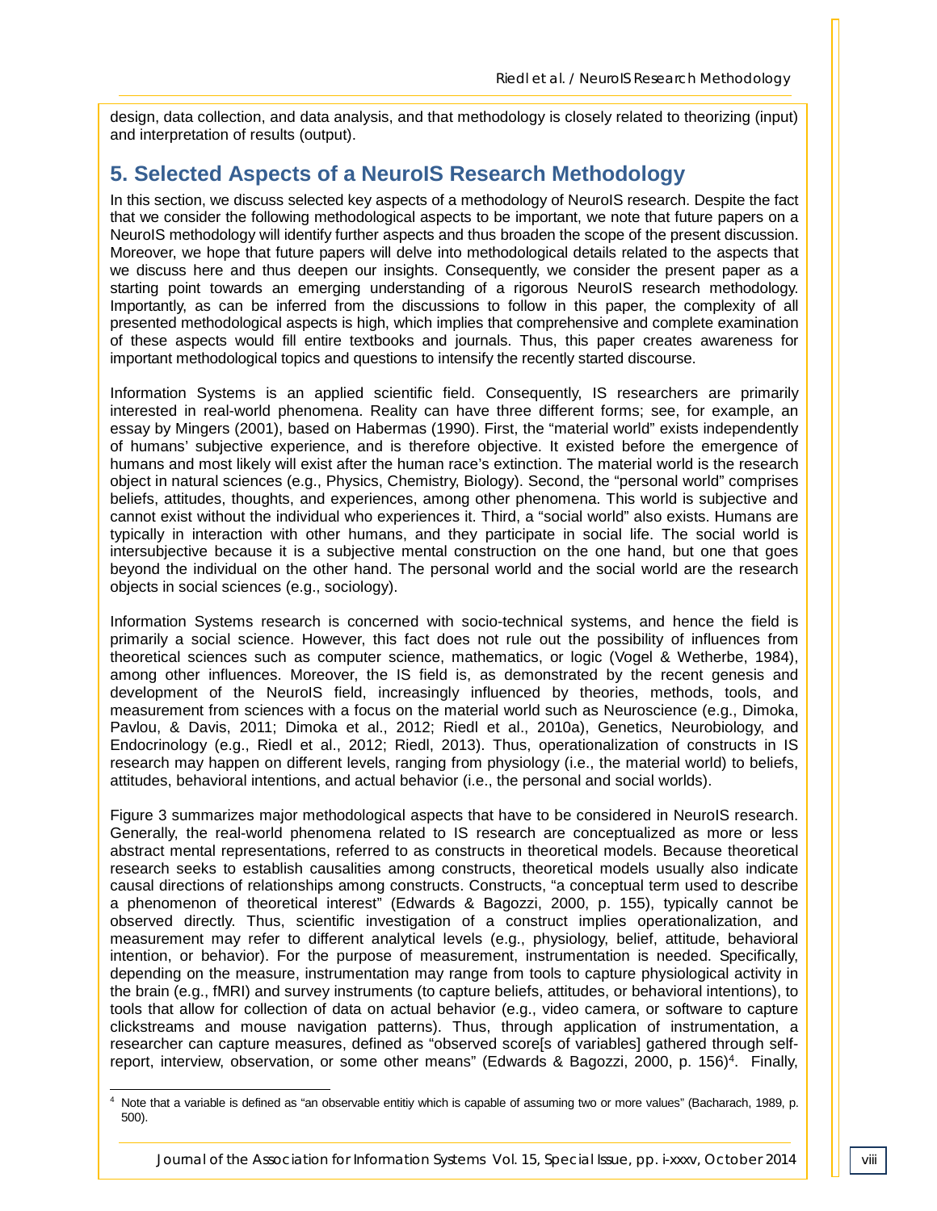design, data collection, and data analysis, and that methodology is closely related to theorizing (input) and interpretation of results (output).

## 5. Selected Aspects of a NeuroIS Research Methodology

In this section, we discuss selected key aspects of a methodology of NeuroIS research. Despite the fact that we consider the following methodological aspects to be important, we note that future papers on a NeuroIS methodology will identify further aspects and thus broaden the scope of the present discussion. Moreover, we hope that future papers will delve into methodological details related to the aspects that we discuss here and thus deepen our insights. Consequently, we consider the present paper as a starting point towards an emerging understanding of a rigorous NeuroIS research methodology. Importantly, as can be inferred from the discussions to follow in this paper, the complexity of all presented methodological aspects is high, which implies that comprehensive and complete examination of these aspects would fill entire textbooks and journals. Thus, this paper creates awareness for important methodological topics and questions to intensify the recently started discourse.

Information Systems is an applied scientific field. Consequently, IS researchers are primarily interested in real-world phenomena. Reality can have three different forms; see, for example, an essay by Mingers (2001), based on Habermas (1990). First, the "material world" exists independently of humans' subjective experience, and is therefore objective. It existed before the emergence of humans and most likely will exist after the human race's extinction. The material world is the research object in natural sciences (e.g., Physics, Chemistry, Biology). Second, the "personal world" comprises beliefs, attitudes, thoughts, and experiences, among other phenomena. This world is subjective and cannot exist without the individual who experiences it. Third, a "social world" also exists. Humans are typically in interaction with other humans, and they participate in social life. The social world is intersubjective because it is a subjective mental construction on the one hand, but one that goes beyond the individual on the other hand. The personal world and the social world are the research objects in social sciences (e.g., sociology).

Information Systems research is concerned with socio-technical systems, and hence the field is primarily a social science. However, this fact does not rule out the possibility of influences from theoretical sciences such as computer science, mathematics, or logic (Vogel & Wetherbe, 1984), among other influences. Moreover, the IS field is, as demonstrated by the recent genesis and development of the NeuroIS field, increasingly influenced by theories, methods, tools, and measurement from sciences with a focus on the material world such as Neuroscience (e.g., Dimoka, Pavlou, & Davis, 2011; Dimoka et al., 2012; Riedl et al., 2010a), Genetics, Neurobiology, and Endocrinology (e.g., Riedl et al., 2012; Riedl, 2013). Thus, operationalization of constructs in IS research may happen on different levels, ranging from physiology (i.e., the material world) to beliefs, attitudes, behavioral intentions, and actual behavior (i.e., the personal and social worlds).

Figure 3 summarizes major methodological aspects that have to be considered in NeuroIS research. Generally, the real-world phenomena related to IS research are conceptualized as more or less abstract mental representations, referred to as constructs in theoretical models. Because theoretical research seeks to establish causalities among constructs, theoretical models usually also indicate causal directions of relationships among constructs. Constructs, "a conceptual term used to describe a phenomenon of theoretical interest" (Edwards & Bagozzi, 2000, p. 155), typically cannot be observed directly. Thus, scientific investigation of a construct implies operationalization, and measurement may refer to different analytical levels (e.g., physiology, belief, attitude, behavioral intention, or behavior). For the purpose of measurement, instrumentation is needed. Specifically, depending on the measure, instrumentation may range from tools to capture physiological activity in the brain (e.g., fMRI) and survey instruments (to capture beliefs, attitudes, or behavioral intentions), to tools that allow for collection of data on actual behavior (e.g., video camera, or software to capture clickstreams and mouse navigation patterns). Thus, through application of instrumentation, a researcher can capture measures, defined as "observed score[s of variables] gathered through self-report, interview, observation, or some other means" (Edwards & Bagozzi, 2000, p. 156)[4]. Finally,

[4] Note that a variable is defined as "an observable entitiy which is capable of assuming two or more values" (Bacharach, 1989, p. 500).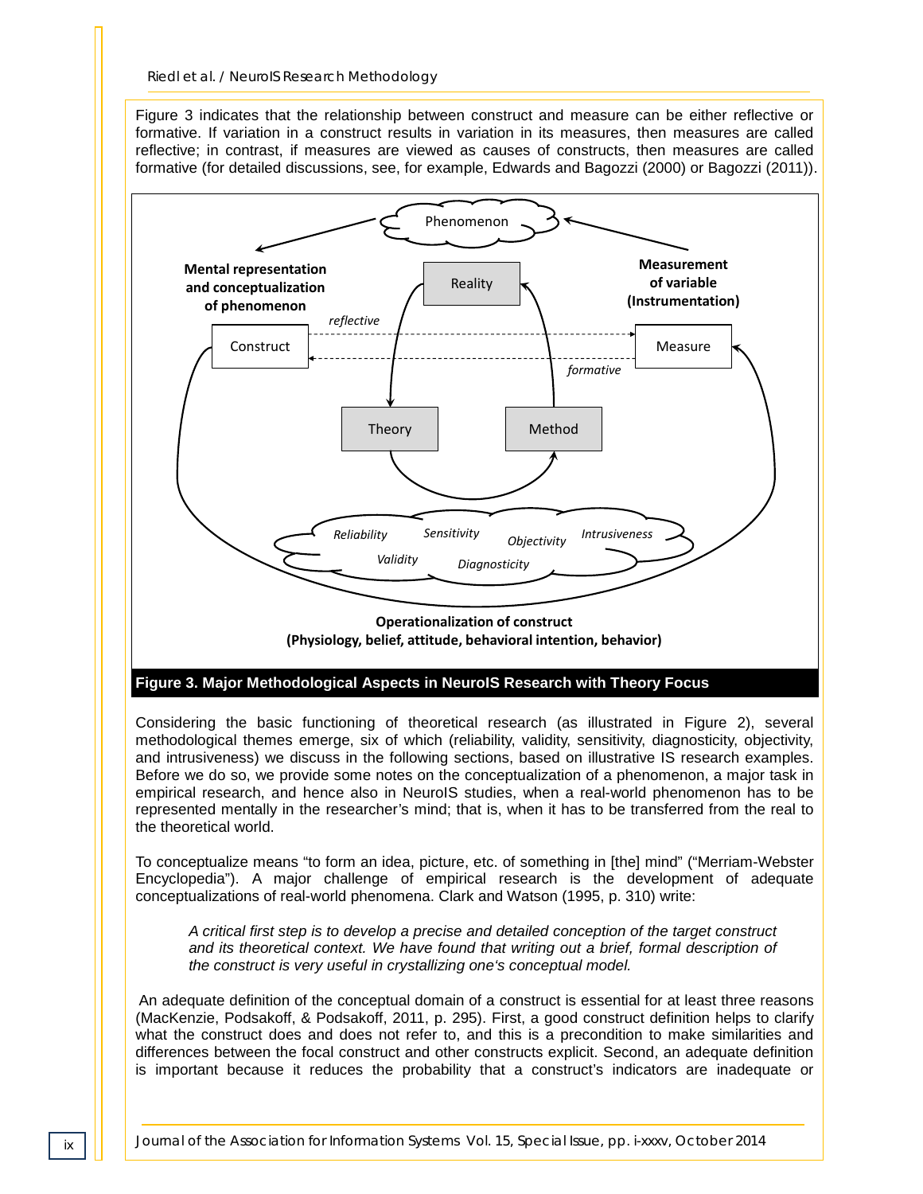Figure 3 indicates that the relationship between construct and measure can be either reflective or formative. If variation in a construct results in variation in its measures, then measures are called reflective; in contrast, if measures are viewed as causes of constructs, then measures are called formative (for detailed discussions, see, for example, Edwards and Bagozzi (2000) or Bagozzi (2011)).

**Figure 3. Major Methodological Aspects in NeuroIS Research with Theory Focus**

Considering the basic functioning of theoretical research (as illustrated in Figure 2), several methodological themes emerge, six of which (reliability, validity, sensitivity, diagnosticity, objectivity, and intrusiveness) we discuss in the following sections, based on illustrative IS research examples. Before we do so, we provide some notes on the conceptualization of a phenomenon, a major task in empirical research, and hence also in NeuroIS studies, when a real-world phenomenon has to be represented mentally in the researcher's mind; that is, when it has to be transferred from the real to the theoretical world.

To conceptualize means "to form an idea, picture, etc. of something in [the] mind" ("Merriam-Webster Encyclopedia"). A major challenge of empirical research is the development of adequate conceptualizations of real-world phenomena. Clark and Watson (1995, p. 310) write:

> *A critical first step is to develop a precise and detailed conception of the target construct and its theoretical context. We have found that writing out a brief, formal description of the construct is very useful in crystallizing one's conceptual model.*

An adequate definition of the conceptual domain of a construct is essential for at least three reasons (MacKenzie, Podsakoff, & Podsakoff, 2011, p. 295). First, a good construct definition helps to clarify what the construct does and does not refer to, and this is a precondition to make similarities and differences between the focal construct and other constructs explicit. Second, an adequate definition is important because it reduces the probability that a construct's indicators are inadequate or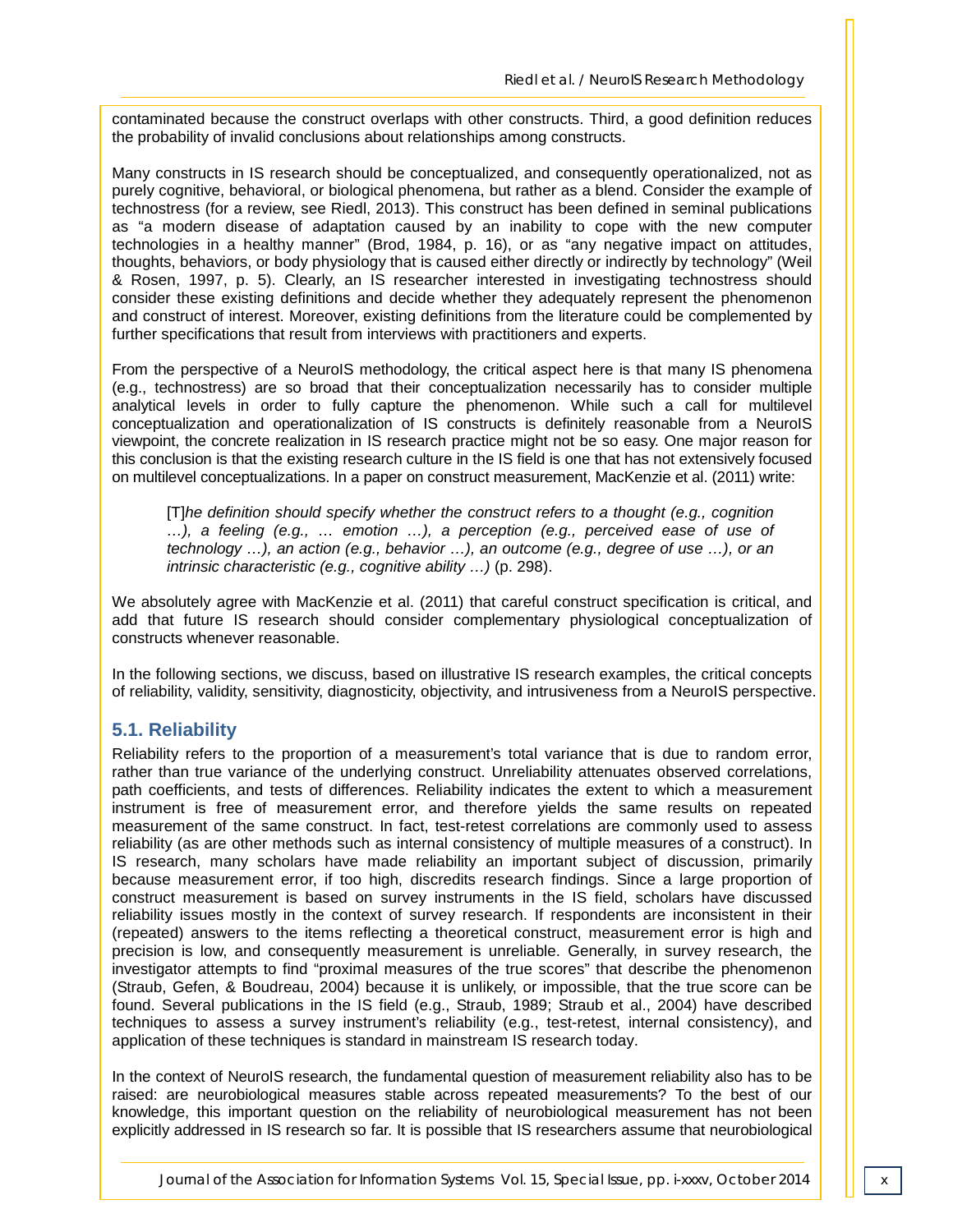contaminated because the construct overlaps with other constructs. Third, a good definition reduces the probability of invalid conclusions about relationships among constructs.

Many constructs in IS research should be conceptualized, and consequently operationalized, not as purely cognitive, behavioral, or biological phenomena, but rather as a blend. Consider the example of technostress (for a review, see Riedl, 2013). This construct has been defined in seminal publications as "a modern disease of adaptation caused by an inability to cope with the new computer technologies in a healthy manner" (Brod, 1984, p. 16), or as "any negative impact on attitudes, thoughts, behaviors, or body physiology that is caused either directly or indirectly by technology" (Weil & Rosen, 1997, p. 5). Clearly, an IS researcher interested in investigating technostress should consider these existing definitions and decide whether they adequately represent the phenomenon and construct of interest. Moreover, existing definitions from the literature could be complemented by further specifications that result from interviews with practitioners and experts.

From the perspective of a NeuroIS methodology, the critical aspect here is that many IS phenomena (e.g., technostress) are so broad that their conceptualization necessarily has to consider multiple analytical levels in order to fully capture the phenomenon. While such a call for multilevel conceptualization and operationalization of IS constructs is definitely reasonable from a NeuroIS viewpoint, the concrete realization in IS research practice might not be so easy. One major reason for this conclusion is that the existing research culture in the IS field is one that has not extensively focused on multilevel conceptualizations. In a paper on construct measurement, MacKenzie et al. (2011) write:

> [T]*he definition should specify whether the construct refers to a thought (e.g., cognition …), a feeling (e.g., … emotion …), a perception (e.g., perceived ease of use of technology …), an action (e.g., behavior …), an outcome (e.g., degree of use …), or an intrinsic characteristic (e.g., cognitive ability …)* (p. 298).

We absolutely agree with MacKenzie et al. (2011) that careful construct specification is critical, and add that future IS research should consider complementary physiological conceptualization of constructs whenever reasonable.

In the following sections, we discuss, based on illustrative IS research examples, the critical concepts of reliability, validity, sensitivity, diagnosticity, objectivity, and intrusiveness from a NeuroIS perspective.

## 5.1. Reliability

Reliability refers to the proportion of a measurement's total variance that is due to random error, rather than true variance of the underlying construct. Unreliability attenuates observed correlations, path coefficients, and tests of differences. Reliability indicates the extent to which a measurement instrument is free of measurement error, and therefore yields the same results on repeated measurement of the same construct. In fact, test-retest correlations are commonly used to assess reliability (as are other methods such as internal consistency of multiple measures of a construct). In IS research, many scholars have made reliability an important subject of discussion, primarily because measurement error, if too high, discredits research findings. Since a large proportion of construct measurement is based on survey instruments in the IS field, scholars have discussed reliability issues mostly in the context of survey research. If respondents are inconsistent in their (repeated) answers to the items reflecting a theoretical construct, measurement error is high and precision is low, and consequently measurement is unreliable. Generally, in survey research, the investigator attempts to find "proximal measures of the true scores" that describe the phenomenon (Straub, Gefen, & Boudreau, 2004) because it is unlikely, or impossible, that the true score can be found. Several publications in the IS field (e.g., Straub, 1989; Straub et al., 2004) have described techniques to assess a survey instrument's reliability (e.g., test-retest, internal consistency), and application of these techniques is standard in mainstream IS research today.

In the context of NeuroIS research, the fundamental question of measurement reliability also has to be raised: are neurobiological measures stable across repeated measurements? To the best of our knowledge, this important question on the reliability of neurobiological measurement has not been explicitly addressed in IS research so far. It is possible that IS researchers assume that neurobiological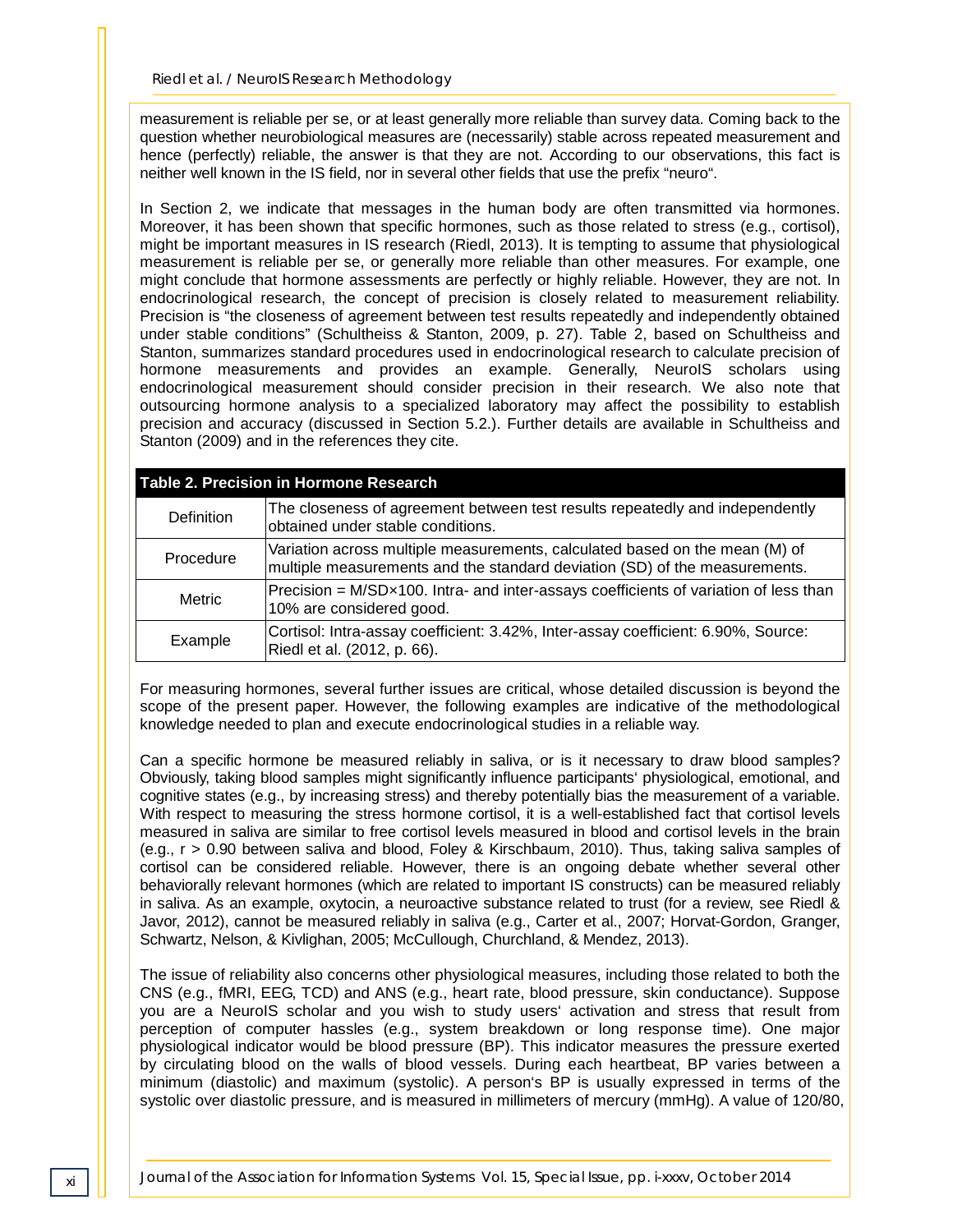measurement is reliable per se, or at least generally more reliable than survey data. Coming back to the question whether neurobiological measures are (necessarily) stable across repeated measurement and hence (perfectly) reliable, the answer is that they are not. According to our observations, this fact is neither well known in the IS field, nor in several other fields that use the prefix "neuro".

In Section 2, we indicate that messages in the human body are often transmitted via hormones. Moreover, it has been shown that specific hormones, such as those related to stress (e.g., cortisol), might be important measures in IS research (Riedl, 2013). It is tempting to assume that physiological measurement is reliable per se, or generally more reliable than other measures. For example, one might conclude that hormone assessments are perfectly or highly reliable. However, they are not. In endocrinological research, the concept of precision is closely related to measurement reliability. Precision is "the closeness of agreement between test results repeatedly and independently obtained under stable conditions" (Schultheiss & Stanton, 2009, p. 27). Table 2, based on Schultheiss and Stanton, summarizes standard procedures used in endocrinological research to calculate precision of hormone measurements and provides an example. Generally, NeuroIS scholars using endocrinological measurement should consider precision in their research. We also note that outsourcing hormone analysis to a specialized laboratory may affect the possibility to establish precision and accuracy (discussed in Section 5.2.). Further details are available in Schultheiss and Stanton (2009) and in the references they cite.

**Table 2. Precision in Hormone Research**

| | |
|---|---|
| Definition | The closeness of agreement between test results repeatedly and independently obtained under stable conditions. |
| Procedure | Variation across multiple measurements, calculated based on the mean (M) of multiple measurements and the standard deviation (SD) of the measurements. |
| Metric | Precision = M/SD×100. Intra- and inter-assays coefficients of variation of less than 10% are considered good. |
| Example | Cortisol: Intra-assay coefficient: 3.42%, Inter-assay coefficient: 6.90%, Source: Riedl et al. (2012, p. 66). |

For measuring hormones, several further issues are critical, whose detailed discussion is beyond the scope of the present paper. However, the following examples are indicative of the methodological knowledge needed to plan and execute endocrinological studies in a reliable way.

Can a specific hormone be measured reliably in saliva, or is it necessary to draw blood samples? Obviously, taking blood samples might significantly influence participants' physiological, emotional, and cognitive states (e.g., by increasing stress) and thereby potentially bias the measurement of a variable. With respect to measuring the stress hormone cortisol, it is a well-established fact that cortisol levels measured in saliva are similar to free cortisol levels measured in blood and cortisol levels in the brain (e.g., $r > 0.90$ between saliva and blood, Foley & Kirschbaum, 2010). Thus, taking saliva samples of cortisol can be considered reliable. However, there is an ongoing debate whether several other behaviorally relevant hormones (which are related to important IS constructs) can be measured reliably in saliva. As an example, oxytocin, a neuroactive substance related to trust (for a review, see Riedl & Javor, 2012), cannot be measured reliably in saliva (e.g., Carter et al., 2007; Horvat-Gordon, Granger, Schwartz, Nelson, & Kivlighan, 2005; McCullough, Churchland, & Mendez, 2013).

The issue of reliability also concerns other physiological measures, including those related to both the CNS (e.g., fMRI, EEG, TCD) and ANS (e.g., heart rate, blood pressure, skin conductance). Suppose you are a NeuroIS scholar and you wish to study users' activation and stress that result from perception of computer hassles (e.g., system breakdown or long response time). One major physiological indicator would be blood pressure (BP). This indicator measures the pressure exerted by circulating blood on the walls of blood vessels. During each heartbeat, BP varies between a minimum (diastolic) and maximum (systolic). A person's BP is usually expressed in terms of the systolic over diastolic pressure, and is measured in millimeters of mercury (mmHg). A value of 120/80,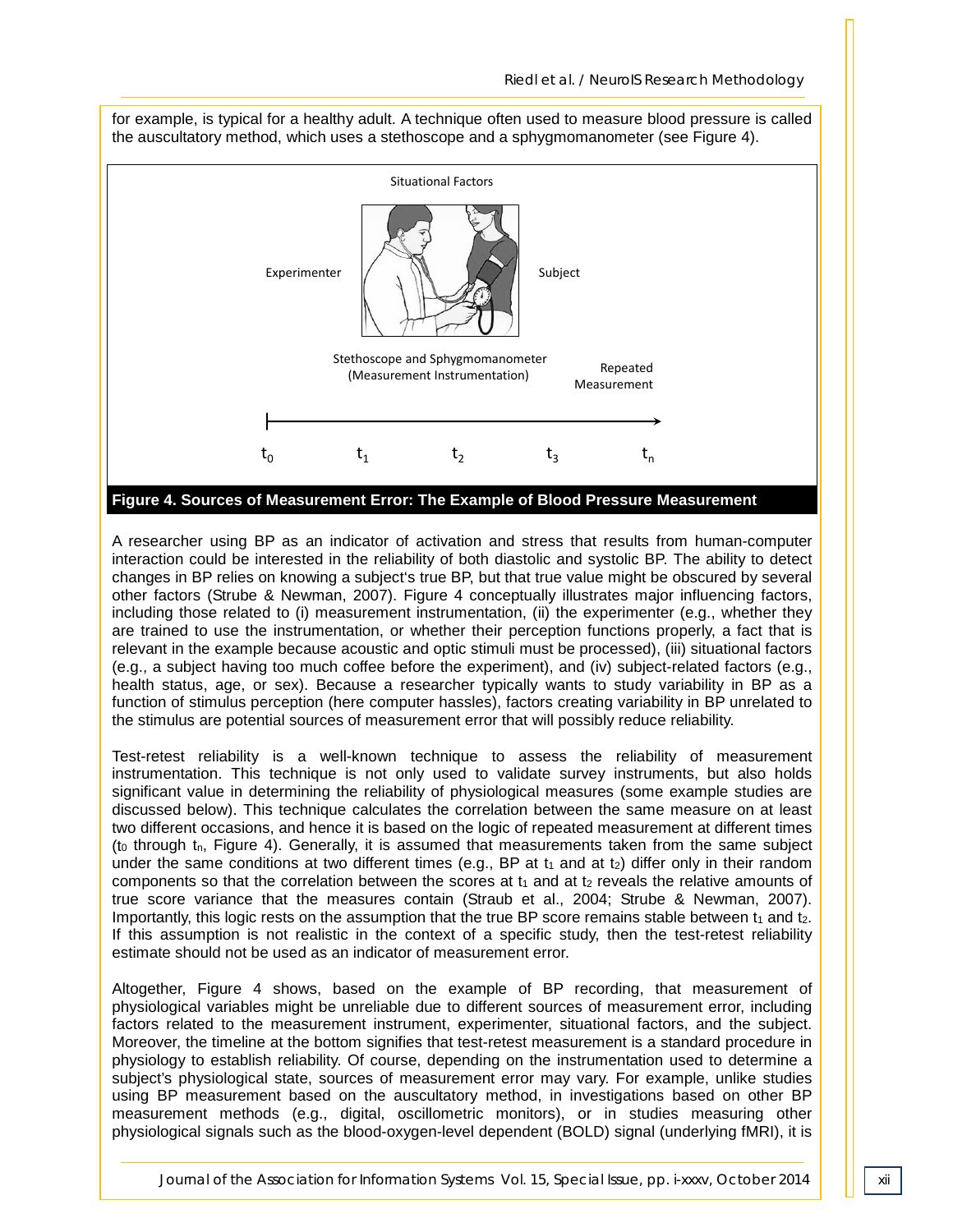for example, is typical for a healthy adult. A technique often used to measure blood pressure is called the auscultatory method, which uses a stethoscope and a sphygmomanometer (see Figure 4).

Situational Factors

Experimenter

Subject

Stethoscope and Sphygmomanometer (Measurement Instrumentation)

Repeated Measurement

$t_0$ $t_1$ $t_2$ $t_3$ $t_n$

**Figure 4. Sources of Measurement Error: The Example of Blood Pressure Measurement**

A researcher using BP as an indicator of activation and stress that results from human-computer interaction could be interested in the reliability of both diastolic and systolic BP. The ability to detect changes in BP relies on knowing a subject's true BP, but that true value might be obscured by several other factors (Strube & Newman, 2007). Figure 4 conceptually illustrates major influencing factors, including those related to (i) measurement instrumentation, (ii) the experimenter (e.g., whether they are trained to use the instrumentation, or whether their perception functions properly, a fact that is relevant in the example because acoustic and optic stimuli must be processed), (iii) situational factors (e.g., a subject having too much coffee before the experiment), and (iv) subject-related factors (e.g., health status, age, or sex). Because a researcher typically wants to study variability in BP as a function of stimulus perception (here computer hassles), factors creating variability in BP unrelated to the stimulus are potential sources of measurement error that will possibly reduce reliability.

Test-retest reliability is a well-known technique to assess the reliability of measurement instrumentation. This technique is not only used to validate survey instruments, but also holds significant value in determining the reliability of physiological measures (some example studies are discussed below). This technique calculates the correlation between the same measure on at least two different occasions, and hence it is based on the logic of repeated measurement at different times ($t_0$ through $t_n$, Figure 4). Generally, it is assumed that measurements taken from the same subject under the same conditions at two different times (e.g., BP at $t_1$ and at $t_2$) differ only in their random components so that the correlation between the scores at $t_1$ and at $t_2$ reveals the relative amounts of true score variance that the measures contain (Straub et al., 2004; Strube & Newman, 2007). Importantly, this logic rests on the assumption that the true BP score remains stable between $t_1$ and $t_2$. If this assumption is not realistic in the context of a specific study, then the test-retest reliability estimate should not be used as an indicator of measurement error.

Altogether, Figure 4 shows, based on the example of BP recording, that measurement of physiological variables might be unreliable due to different sources of measurement error, including factors related to the measurement instrument, experimenter, situational factors, and the subject. Moreover, the timeline at the bottom signifies that test-retest measurement is a standard procedure in physiology to establish reliability. Of course, depending on the instrumentation used to determine a subject's physiological state, sources of measurement error may vary. For example, unlike studies using BP measurement based on the auscultatory method, in investigations based on other BP measurement methods (e.g., digital, oscillometric monitors), or in studies measuring other physiological signals such as the blood-oxygen-level dependent (BOLD) signal (underlying fMRI), it is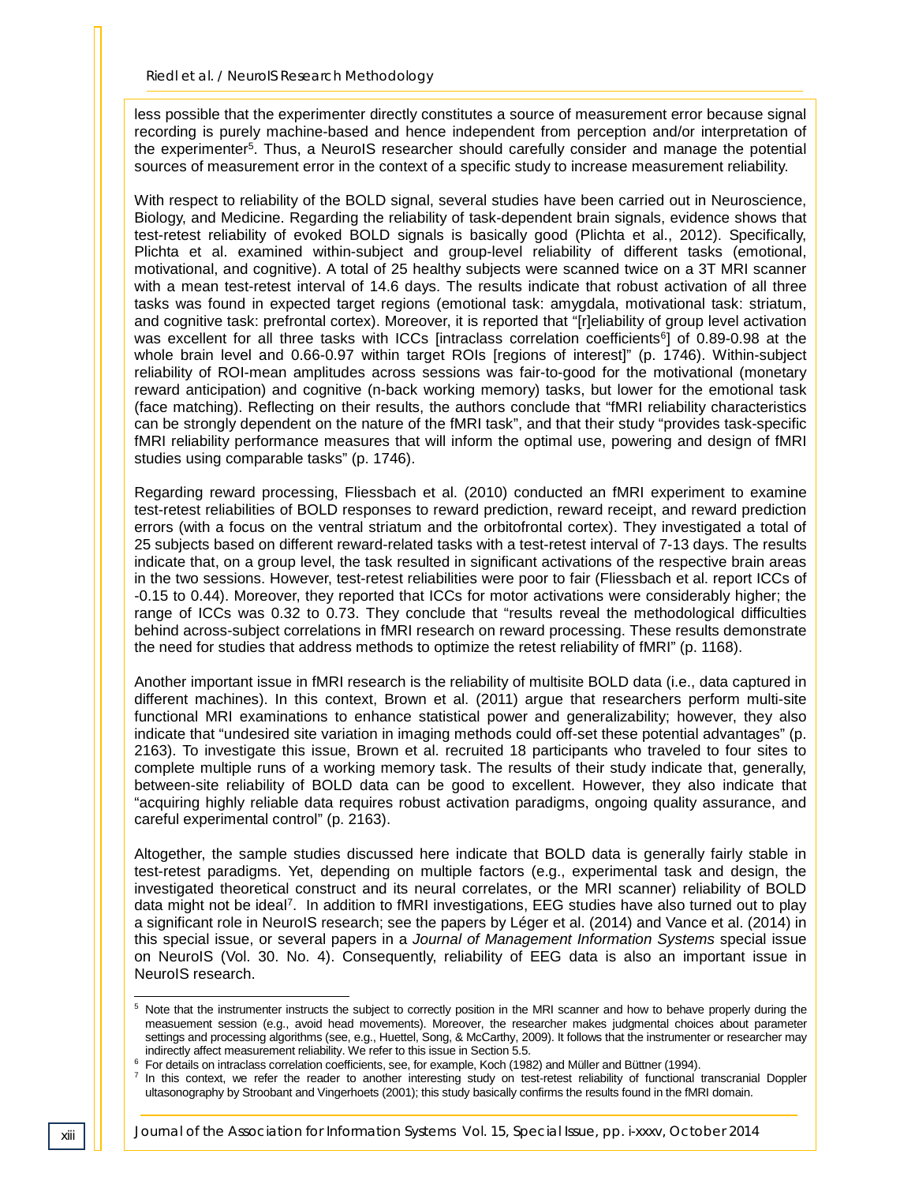less possible that the experimenter directly constitutes a source of measurement error because signal recording is purely machine-based and hence independent from perception and/or interpretation of the experimenter[5]. Thus, a NeuroIS researcher should carefully consider and manage the potential sources of measurement error in the context of a specific study to increase measurement reliability.

With respect to reliability of the BOLD signal, several studies have been carried out in Neuroscience, Biology, and Medicine. Regarding the reliability of task-dependent brain signals, evidence shows that test-retest reliability of evoked BOLD signals is basically good (Plichta et al., 2012). Specifically, Plichta et al. examined within-subject and group-level reliability of different tasks (emotional, motivational, and cognitive). A total of 25 healthy subjects were scanned twice on a 3T MRI scanner with a mean test-retest interval of 14.6 days. The results indicate that robust activation of all three tasks was found in expected target regions (emotional task: amygdala, motivational task: striatum, and cognitive task: prefrontal cortex). Moreover, it is reported that "[r]eliability of group level activation was excellent for all three tasks with ICCs [intraclass correlation coefficients[6]] of 0.89-0.98 at the whole brain level and 0.66-0.97 within target ROIs [regions of interest]" (p. 1746). Within-subject reliability of ROI-mean amplitudes across sessions was fair-to-good for the motivational (monetary reward anticipation) and cognitive (n-back working memory) tasks, but lower for the emotional task (face matching). Reflecting on their results, the authors conclude that "fMRI reliability characteristics can be strongly dependent on the nature of the fMRI task", and that their study "provides task-specific fMRI reliability performance measures that will inform the optimal use, powering and design of fMRI studies using comparable tasks" (p. 1746).

Regarding reward processing, Fliessbach et al. (2010) conducted an fMRI experiment to examine test-retest reliabilities of BOLD responses to reward prediction, reward receipt, and reward prediction errors (with a focus on the ventral striatum and the orbitofrontal cortex). They investigated a total of 25 subjects based on different reward-related tasks with a test-retest interval of 7-13 days. The results indicate that, on a group level, the task resulted in significant activations of the respective brain areas in the two sessions. However, test-retest reliabilities were poor to fair (Fliessbach et al. report ICCs of -0.15 to 0.44). Moreover, they reported that ICCs for motor activations were considerably higher; the range of ICCs was 0.32 to 0.73. They conclude that "results reveal the methodological difficulties behind across-subject correlations in fMRI research on reward processing. These results demonstrate the need for studies that address methods to optimize the retest reliability of fMRI" (p. 1168).

Another important issue in fMRI research is the reliability of multisite BOLD data (i.e., data captured in different machines). In this context, Brown et al. (2011) argue that researchers perform multi-site functional MRI examinations to enhance statistical power and generalizability; however, they also indicate that "undesired site variation in imaging methods could off-set these potential advantages" (p. 2163). To investigate this issue, Brown et al. recruited 18 participants who traveled to four sites to complete multiple runs of a working memory task. The results of their study indicate that, generally, between-site reliability of BOLD data can be good to excellent. However, they also indicate that "acquiring highly reliable data requires robust activation paradigms, ongoing quality assurance, and careful experimental control" (p. 2163).

Altogether, the sample studies discussed here indicate that BOLD data is generally fairly stable in test-retest paradigms. Yet, depending on multiple factors (e.g., experimental task and design, the investigated theoretical construct and its neural correlates, or the MRI scanner) reliability of BOLD data might not be ideal[7]. In addition to fMRI investigations, EEG studies have also turned out to play a significant role in NeuroIS research; see the papers by Léger et al. (2014) and Vance et al. (2014) in this special issue, or several papers in a *Journal of Management Information Systems* special issue on NeuroIS (Vol. 30. No. 4). Consequently, reliability of EEG data is also an important issue in NeuroIS research.

---

[5] Note that the instrumenter instructs the subject to correctly position in the MRI scanner and how to behave properly during the measuement session (e.g., avoid head movements). Moreover, the researcher makes judgmental choices about parameter settings and processing algorithms (see, e.g., Huettel, Song, & McCarthy, 2009). It follows that the instrumenter or researcher may indirectly affect measurement reliability. We refer to this issue in Section 5.5.

[6] For details on intraclass correlation coefficients, see, for example, Koch (1982) and Müller and Büttner (1994).

[7] In this context, we refer the reader to another interesting study on test-retest reliability of functional transcranial Doppler ultasonography by Stroobant and Vingerhoets (2001); this study basically confirms the results found in the fMRI domain.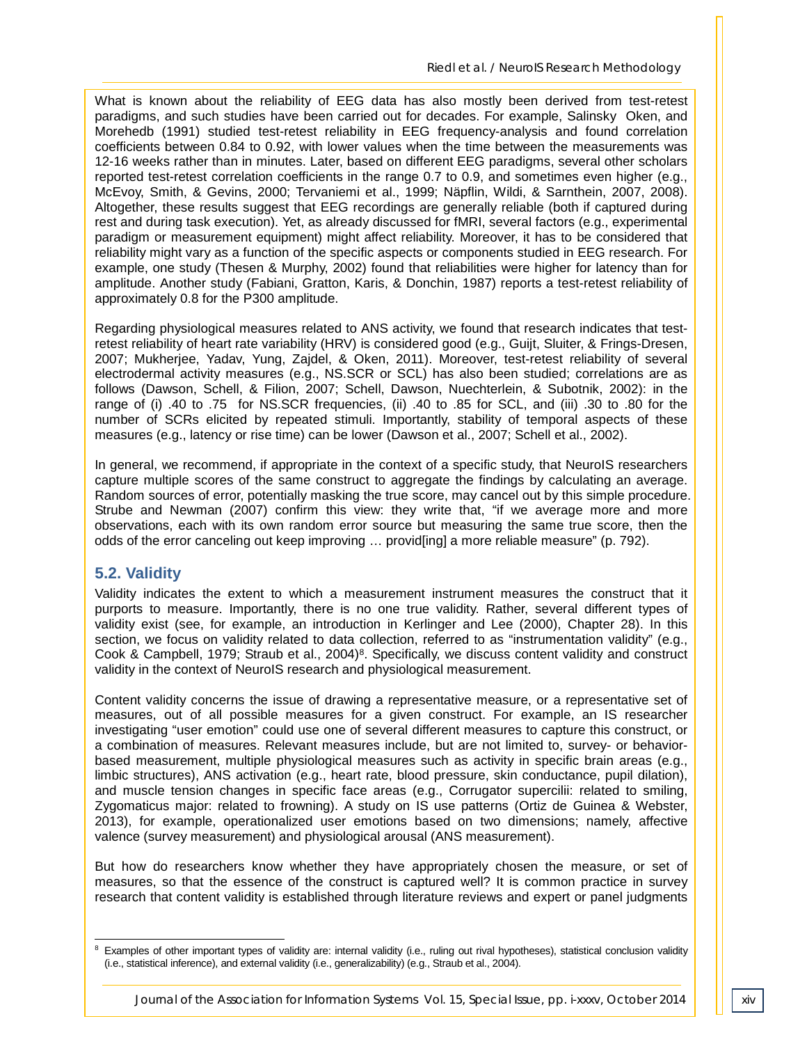What is known about the reliability of EEG data has also mostly been derived from test-retest paradigms, and such studies have been carried out for decades. For example, Salinsky  Oken, and Morehedb (1991) studied test-retest reliability in EEG frequency-analysis and found correlation coefficients between 0.84 to 0.92, with lower values when the time between the measurements was 12-16 weeks rather than in minutes. Later, based on different EEG paradigms, several other scholars reported test-retest correlation coefficients in the range 0.7 to 0.9, and sometimes even higher (e.g., McEvoy, Smith, & Gevins, 2000; Tervaniemi et al., 1999; Näpflin, Wildi, & Sarnthein, 2007, 2008). Altogether, these results suggest that EEG recordings are generally reliable (both if captured during rest and during task execution). Yet, as already discussed for fMRI, several factors (e.g., experimental paradigm or measurement equipment) might affect reliability. Moreover, it has to be considered that reliability might vary as a function of the specific aspects or components studied in EEG research. For example, one study (Thesen & Murphy, 2002) found that reliabilities were higher for latency than for amplitude. Another study (Fabiani, Gratton, Karis, & Donchin, 1987) reports a test-retest reliability of approximately 0.8 for the P300 amplitude.

Regarding physiological measures related to ANS activity, we found that research indicates that test-retest reliability of heart rate variability (HRV) is considered good (e.g., Guijt, Sluiter, & Frings-Dresen, 2007; Mukherjee, Yadav, Yung, Zajdel, & Oken, 2011). Moreover, test-retest reliability of several electrodermal activity measures (e.g., NS.SCR or SCL) has also been studied; correlations are as follows (Dawson, Schell, & Filion, 2007; Schell, Dawson, Nuechterlein, & Subotnik, 2002): in the range of (i) .40 to .75 for NS.SCR frequencies, (ii) .40 to .85 for SCL, and (iii) .30 to .80 for the number of SCRs elicited by repeated stimuli. Importantly, stability of temporal aspects of these measures (e.g., latency or rise time) can be lower (Dawson et al., 2007; Schell et al., 2002).

In general, we recommend, if appropriate in the context of a specific study, that NeuroIS researchers capture multiple scores of the same construct to aggregate the findings by calculating an average. Random sources of error, potentially masking the true score, may cancel out by this simple procedure. Strube and Newman (2007) confirm this view: they write that, "if we average more and more observations, each with its own random error source but measuring the same true score, then the odds of the error canceling out keep improving … provid[ing] a more reliable measure" (p. 792).

## 5.2. Validity

Validity indicates the extent to which a measurement instrument measures the construct that it purports to measure. Importantly, there is no one true validity. Rather, several different types of validity exist (see, for example, an introduction in Kerlinger and Lee (2000), Chapter 28). In this section, we focus on validity related to data collection, referred to as "instrumentation validity" (e.g., Cook & Campbell, 1979; Straub et al., 2004)[8]. Specifically, we discuss content validity and construct validity in the context of NeuroIS research and physiological measurement.

Content validity concerns the issue of drawing a representative measure, or a representative set of measures, out of all possible measures for a given construct. For example, an IS researcher investigating "user emotion" could use one of several different measures to capture this construct, or a combination of measures. Relevant measures include, but are not limited to, survey- or behavior-based measurement, multiple physiological measures such as activity in specific brain areas (e.g., limbic structures), ANS activation (e.g., heart rate, blood pressure, skin conductance, pupil dilation), and muscle tension changes in specific face areas (e.g., Corrugator supercilii: related to smiling, Zygomaticus major: related to frowning). A study on IS use patterns (Ortiz de Guinea & Webster, 2013), for example, operationalized user emotions based on two dimensions; namely, affective valence (survey measurement) and physiological arousal (ANS measurement).

But how do researchers know whether they have appropriately chosen the measure, or set of measures, so that the essence of the construct is captured well? It is common practice in survey research that content validity is established through literature reviews and expert or panel judgments

[8] Examples of other important types of validity are: internal validity (i.e., ruling out rival hypotheses), statistical conclusion validity (i.e., statistical inference), and external validity (i.e., generalizability) (e.g., Straub et al., 2004).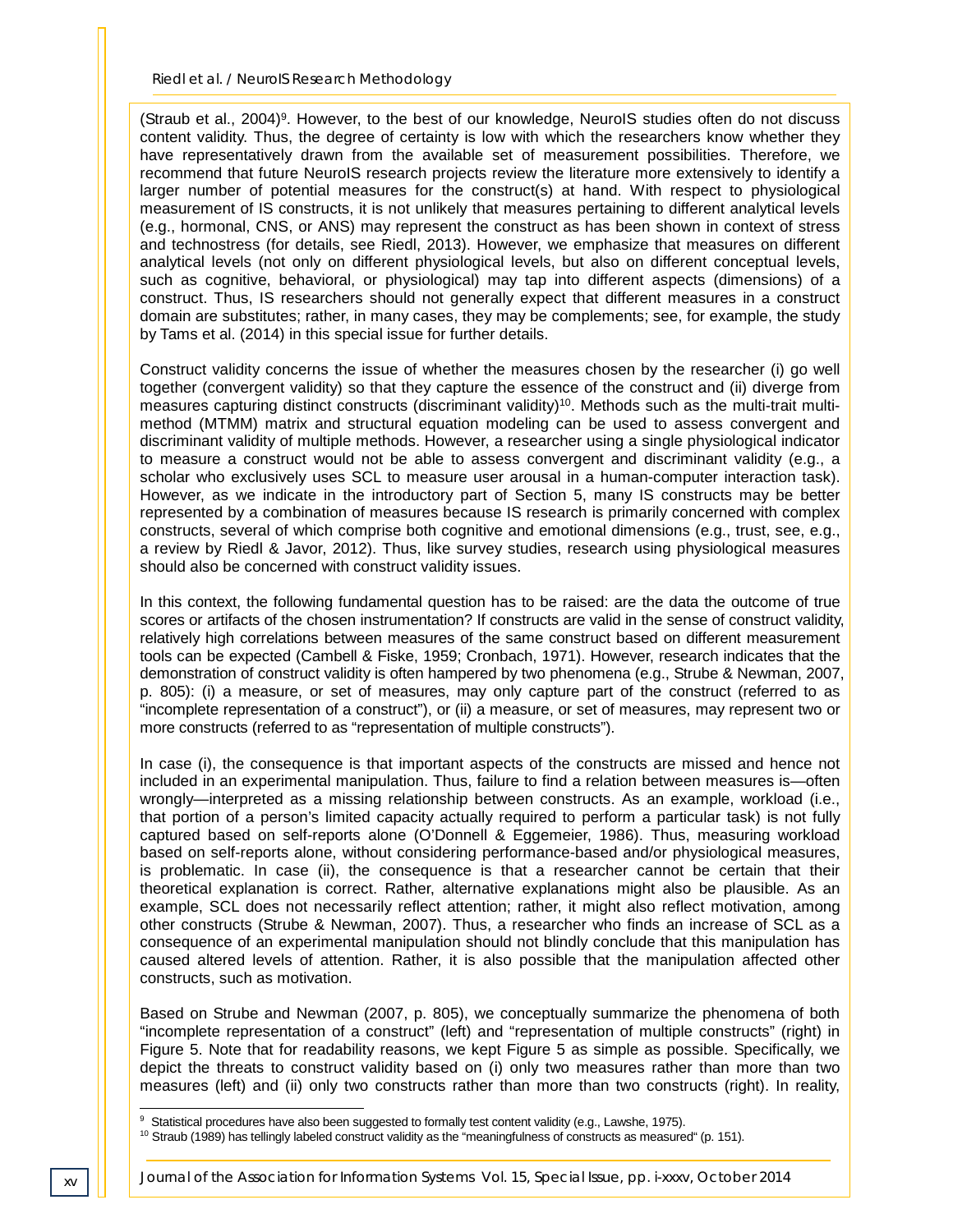(Straub et al., 2004)[9]. However, to the best of our knowledge, NeuroIS studies often do not discuss content validity. Thus, the degree of certainty is low with which the researchers know whether they have representatively drawn from the available set of measurement possibilities. Therefore, we recommend that future NeuroIS research projects review the literature more extensively to identify a larger number of potential measures for the construct(s) at hand. With respect to physiological measurement of IS constructs, it is not unlikely that measures pertaining to different analytical levels (e.g., hormonal, CNS, or ANS) may represent the construct as has been shown in context of stress and technostress (for details, see Riedl, 2013). However, we emphasize that measures on different analytical levels (not only on different physiological levels, but also on different conceptual levels, such as cognitive, behavioral, or physiological) may tap into different aspects (dimensions) of a construct. Thus, IS researchers should not generally expect that different measures in a construct domain are substitutes; rather, in many cases, they may be complements; see, for example, the study by Tams et al. (2014) in this special issue for further details.

Construct validity concerns the issue of whether the measures chosen by the researcher (i) go well together (convergent validity) so that they capture the essence of the construct and (ii) diverge from measures capturing distinct constructs (discriminant validity)[10]. Methods such as the multi-trait multi-method (MTMM) matrix and structural equation modeling can be used to assess convergent and discriminant validity of multiple methods. However, a researcher using a single physiological indicator to measure a construct would not be able to assess convergent and discriminant validity (e.g., a scholar who exclusively uses SCL to measure user arousal in a human-computer interaction task). However, as we indicate in the introductory part of Section 5, many IS constructs may be better represented by a combination of measures because IS research is primarily concerned with complex constructs, several of which comprise both cognitive and emotional dimensions (e.g., trust, see, e.g., a review by Riedl & Javor, 2012). Thus, like survey studies, research using physiological measures should also be concerned with construct validity issues.

In this context, the following fundamental question has to be raised: are the data the outcome of true scores or artifacts of the chosen instrumentation? If constructs are valid in the sense of construct validity, relatively high correlations between measures of the same construct based on different measurement tools can be expected (Cambell & Fiske, 1959; Cronbach, 1971). However, research indicates that the demonstration of construct validity is often hampered by two phenomena (e.g., Strube & Newman, 2007, p. 805): (i) a measure, or set of measures, may only capture part of the construct (referred to as "incomplete representation of a construct"), or (ii) a measure, or set of measures, may represent two or more constructs (referred to as "representation of multiple constructs").

In case (i), the consequence is that important aspects of the constructs are missed and hence not included in an experimental manipulation. Thus, failure to find a relation between measures is—often wrongly—interpreted as a missing relationship between constructs. As an example, workload (i.e., that portion of a person's limited capacity actually required to perform a particular task) is not fully captured based on self-reports alone (O'Donnell & Eggemeier, 1986). Thus, measuring workload based on self-reports alone, without considering performance-based and/or physiological measures, is problematic. In case (ii), the consequence is that a researcher cannot be certain that their theoretical explanation is correct. Rather, alternative explanations might also be plausible. As an example, SCL does not necessarily reflect attention; rather, it might also reflect motivation, among other constructs (Strube & Newman, 2007). Thus, a researcher who finds an increase of SCL as a consequence of an experimental manipulation should not blindly conclude that this manipulation has caused altered levels of attention. Rather, it is also possible that the manipulation affected other constructs, such as motivation.

Based on Strube and Newman (2007, p. 805), we conceptually summarize the phenomena of both "incomplete representation of a construct" (left) and "representation of multiple constructs" (right) in Figure 5. Note that for readability reasons, we kept Figure 5 as simple as possible. Specifically, we depict the threats to construct validity based on (i) only two measures rather than more than two measures (left) and (ii) only two constructs rather than more than two constructs (right). In reality,

[9] Statistical procedures have also been suggested to formally test content validity (e.g., Lawshe, 1975).

[10] Straub (1989) has tellingly labeled construct validity as the "meaningfulness of constructs as measured" (p. 151).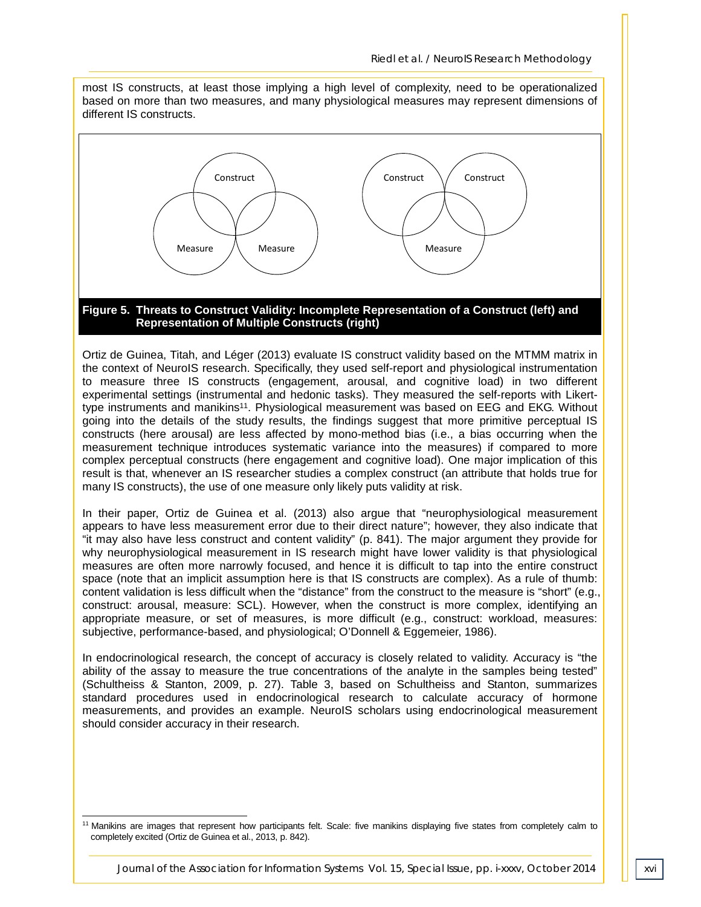most IS constructs, at least those implying a high level of complexity, need to be operationalized based on more than two measures, and many physiological measures may represent dimensions of different IS constructs.

**Figure 5. Threats to Construct Validity: Incomplete Representation of a Construct (left) and Representation of Multiple Constructs (right)**

Ortiz de Guinea, Titah, and Léger (2013) evaluate IS construct validity based on the MTMM matrix in the context of NeuroIS research. Specifically, they used self-report and physiological instrumentation to measure three IS constructs (engagement, arousal, and cognitive load) in two different experimental settings (instrumental and hedonic tasks). They measured the self-reports with Likert-type instruments and manikins[11]. Physiological measurement was based on EEG and EKG. Without going into the details of the study results, the findings suggest that more primitive perceptual IS constructs (here arousal) are less affected by mono-method bias (i.e., a bias occurring when the measurement technique introduces systematic variance into the measures) if compared to more complex perceptual constructs (here engagement and cognitive load). One major implication of this result is that, whenever an IS researcher studies a complex construct (an attribute that holds true for many IS constructs), the use of one measure only likely puts validity at risk.

In their paper, Ortiz de Guinea et al. (2013) also argue that "neurophysiological measurement appears to have less measurement error due to their direct nature"; however, they also indicate that "it may also have less construct and content validity" (p. 841). The major argument they provide for why neurophysiological measurement in IS research might have lower validity is that physiological measures are often more narrowly focused, and hence it is difficult to tap into the entire construct space (note that an implicit assumption here is that IS constructs are complex). As a rule of thumb: content validation is less difficult when the "distance" from the construct to the measure is "short" (e.g., construct: arousal, measure: SCL). However, when the construct is more complex, identifying an appropriate measure, or set of measures, is more difficult (e.g., construct: workload, measures: subjective, performance-based, and physiological; O'Donnell & Eggemeier, 1986).

In endocrinological research, the concept of accuracy is closely related to validity. Accuracy is "the ability of the assay to measure the true concentrations of the analyte in the samples being tested" (Schultheiss & Stanton, 2009, p. 27). Table 3, based on Schultheiss and Stanton, summarizes standard procedures used in endocrinological research to calculate accuracy of hormone measurements, and provides an example. NeuroIS scholars using endocrinological measurement should consider accuracy in their research.

[11] Manikins are images that represent how participants felt. Scale: five manikins displaying five states from completely calm to completely excited (Ortiz de Guinea et al., 2013, p. 842).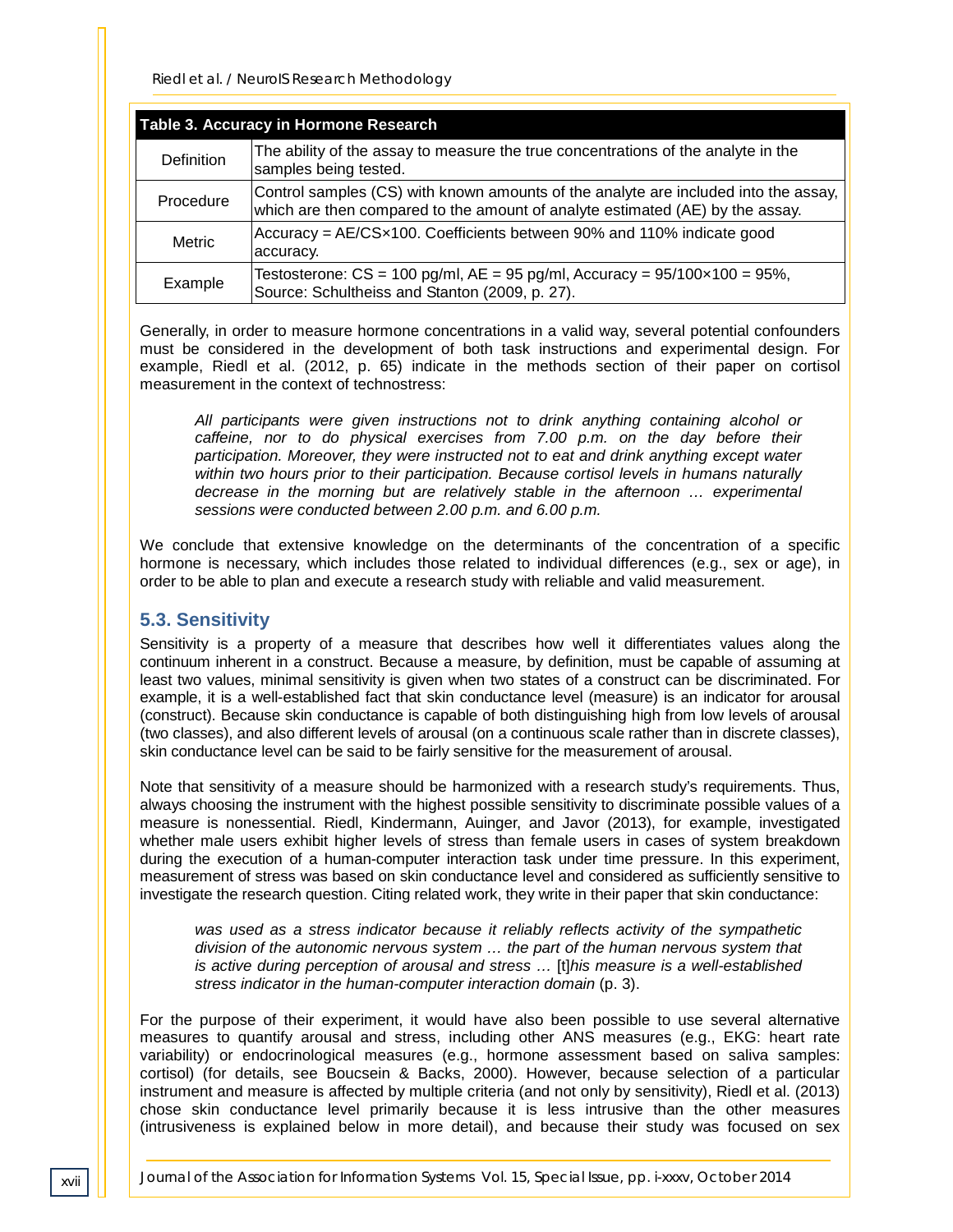| Table 3. Accuracy in Hormone Research | |
|---|---|
| Definition | The ability of the assay to measure the true concentrations of the analyte in the samples being tested. |
| Procedure | Control samples (CS) with known amounts of the analyte are included into the assay, which are then compared to the amount of analyte estimated (AE) by the assay. |
| Metric | Accuracy = AE/CS×100. Coefficients between 90% and 110% indicate good accuracy. |
| Example | Testosterone: CS = 100 pg/ml, AE = 95 pg/ml, Accuracy = 95/100×100 = 95%, Source: Schultheiss and Stanton (2009, p. 27). |

Generally, in order to measure hormone concentrations in a valid way, several potential confounders must be considered in the development of both task instructions and experimental design. For example, Riedl et al. (2012, p. 65) indicate in the methods section of their paper on cortisol measurement in the context of technostress:

> *All participants were given instructions not to drink anything containing alcohol or caffeine, nor to do physical exercises from 7.00 p.m. on the day before their participation. Moreover, they were instructed not to eat and drink anything except water within two hours prior to their participation. Because cortisol levels in humans naturally decrease in the morning but are relatively stable in the afternoon … experimental sessions were conducted between 2.00 p.m. and 6.00 p.m.*

We conclude that extensive knowledge on the determinants of the concentration of a specific hormone is necessary, which includes those related to individual differences (e.g., sex or age), in order to be able to plan and execute a research study with reliable and valid measurement.

## 5.3. Sensitivity

Sensitivity is a property of a measure that describes how well it differentiates values along the continuum inherent in a construct. Because a measure, by definition, must be capable of assuming at least two values, minimal sensitivity is given when two states of a construct can be discriminated. For example, it is a well-established fact that skin conductance level (measure) is an indicator for arousal (construct). Because skin conductance is capable of both distinguishing high from low levels of arousal (two classes), and also different levels of arousal (on a continuous scale rather than in discrete classes), skin conductance level can be said to be fairly sensitive for the measurement of arousal.

Note that sensitivity of a measure should be harmonized with a research study's requirements. Thus, always choosing the instrument with the highest possible sensitivity to discriminate possible values of a measure is nonessential. Riedl, Kindermann, Auinger, and Javor (2013), for example, investigated whether male users exhibit higher levels of stress than female users in cases of system breakdown during the execution of a human-computer interaction task under time pressure. In this experiment, measurement of stress was based on skin conductance level and considered as sufficiently sensitive to investigate the research question. Citing related work, they write in their paper that skin conductance:

> *was used as a stress indicator because it reliably reflects activity of the sympathetic division of the autonomic nervous system … the part of the human nervous system that is active during perception of arousal and stress …* [t]*his measure is a well-established stress indicator in the human-computer interaction domain* (p. 3).

For the purpose of their experiment, it would have also been possible to use several alternative measures to quantify arousal and stress, including other ANS measures (e.g., EKG: heart rate variability) or endocrinological measures (e.g., hormone assessment based on saliva samples: cortisol) (for details, see Boucsein & Backs, 2000). However, because selection of a particular instrument and measure is affected by multiple criteria (and not only by sensitivity), Riedl et al. (2013) chose skin conductance level primarily because it is less intrusive than the other measures (intrusiveness is explained below in more detail), and because their study was focused on sex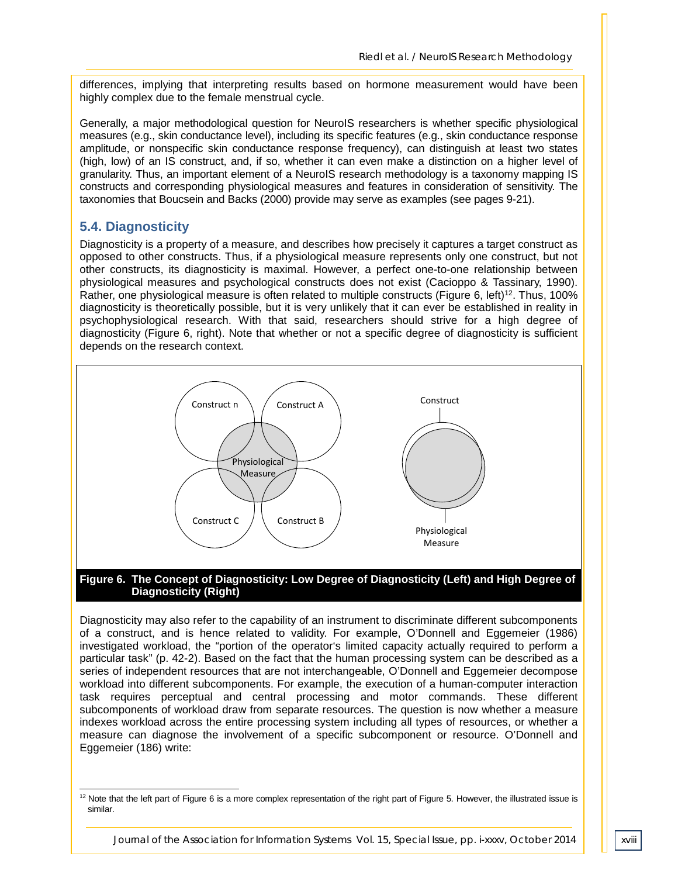differences, implying that interpreting results based on hormone measurement would have been highly complex due to the female menstrual cycle.

Generally, a major methodological question for NeuroIS researchers is whether specific physiological measures (e.g., skin conductance level), including its specific features (e.g., skin conductance response amplitude, or nonspecific skin conductance response frequency), can distinguish at least two states (high, low) of an IS construct, and, if so, whether it can even make a distinction on a higher level of granularity. Thus, an important element of a NeuroIS research methodology is a taxonomy mapping IS constructs and corresponding physiological measures and features in consideration of sensitivity. The taxonomies that Boucsein and Backs (2000) provide may serve as examples (see pages 9-21).

### 5.4. Diagnosticity

Diagnosticity is a property of a measure, and describes how precisely it captures a target construct as opposed to other constructs. Thus, if a physiological measure represents only one construct, but not other constructs, its diagnosticity is maximal. However, a perfect one-to-one relationship between physiological measures and psychological constructs does not exist (Cacioppo & Tassinary, 1990). Rather, one physiological measure is often related to multiple constructs (Figure 6, left)[12]. Thus, 100% diagnosticity is theoretically possible, but it is very unlikely that it can ever be established in reality in psychophysiological research. With that said, researchers should strive for a high degree of diagnosticity (Figure 6, right). Note that whether or not a specific degree of diagnosticity is sufficient depends on the research context.

**Figure 6. The Concept of Diagnosticity: Low Degree of Diagnosticity (Left) and High Degree of Diagnosticity (Right)**

Diagnosticity may also refer to the capability of an instrument to discriminate different subcomponents of a construct, and is hence related to validity. For example, O'Donnell and Eggemeier (1986) investigated workload, the "portion of the operator's limited capacity actually required to perform a particular task" (p. 42-2). Based on the fact that the human processing system can be described as a series of independent resources that are not interchangeable, O'Donnell and Eggemeier decompose workload into different subcomponents. For example, the execution of a human-computer interaction task requires perceptual and central processing and motor commands. These different subcomponents of workload draw from separate resources. The question is now whether a measure indexes workload across the entire processing system including all types of resources, or whether a measure can diagnose the involvement of a specific subcomponent or resource. O'Donnell and Eggemeier (186) write:

---

[12] Note that the left part of Figure 6 is a more complex representation of the right part of Figure 5. However, the illustrated issue is similar.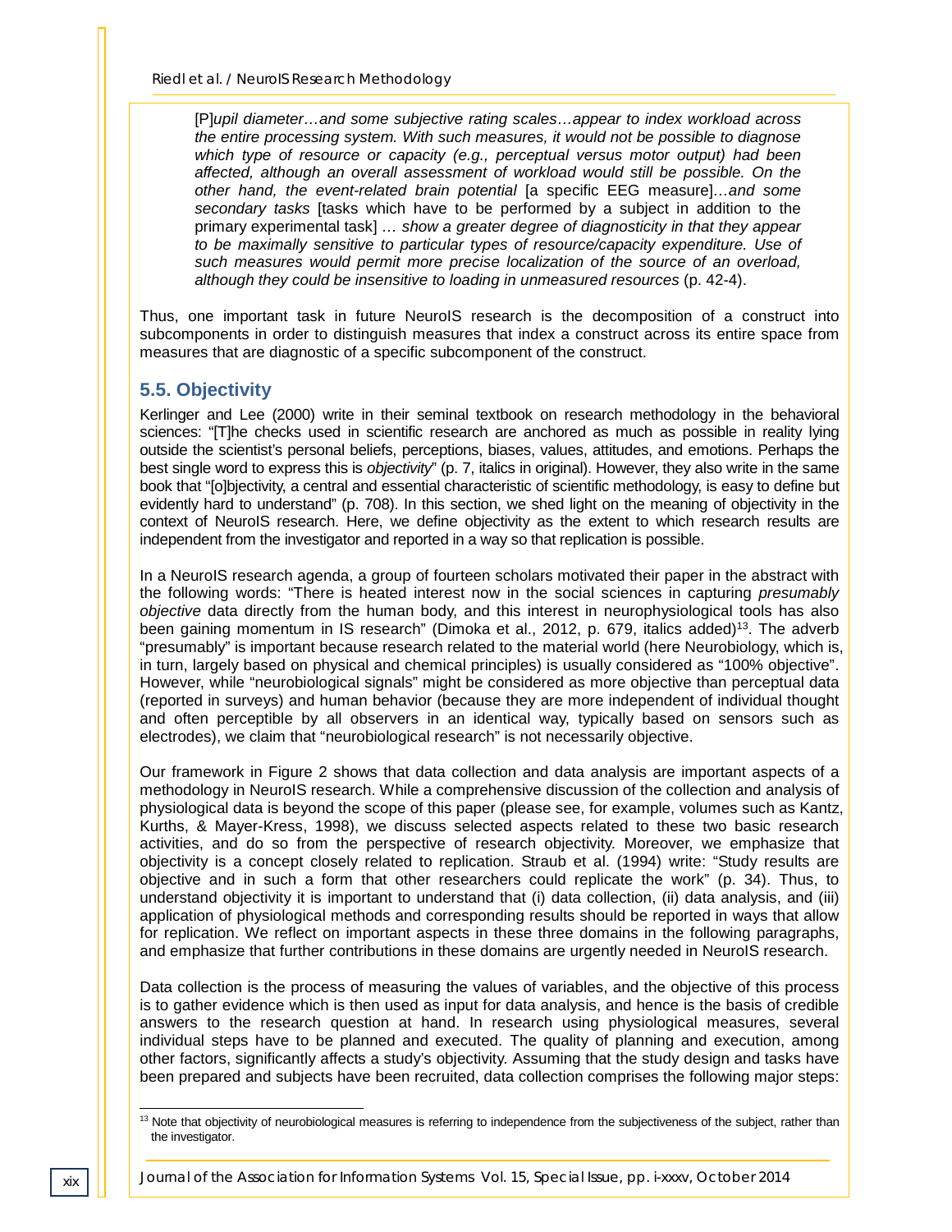> [P]*upil diameter…and some subjective rating scales…appear to index workload across the entire processing system. With such measures, it would not be possible to diagnose which type of resource or capacity (e.g., perceptual versus motor output) had been affected, although an overall assessment of workload would still be possible. On the other hand, the event-related brain potential* [a specific EEG measure]*…and some secondary tasks* [tasks which have to be performed by a subject in addition to the primary experimental task] *… show a greater degree of diagnosticity in that they appear to be maximally sensitive to particular types of resource/capacity expenditure. Use of such measures would permit more precise localization of the source of an overload, although they could be insensitive to loading in unmeasured resources* (p. 42-4).

Thus, one important task in future NeuroIS research is the decomposition of a construct into subcomponents in order to distinguish measures that index a construct across its entire space from measures that are diagnostic of a specific subcomponent of the construct.

## 5.5. Objectivity

Kerlinger and Lee (2000) write in their seminal textbook on research methodology in the behavioral sciences: "[T]he checks used in scientific research are anchored as much as possible in reality lying outside the scientist's personal beliefs, perceptions, biases, values, attitudes, and emotions. Perhaps the best single word to express this is *objectivity*" (p. 7, italics in original). However, they also write in the same book that "[o]bjectivity, a central and essential characteristic of scientific methodology, is easy to define but evidently hard to understand" (p. 708). In this section, we shed light on the meaning of objectivity in the context of NeuroIS research. Here, we define objectivity as the extent to which research results are independent from the investigator and reported in a way so that replication is possible.

In a NeuroIS research agenda, a group of fourteen scholars motivated their paper in the abstract with the following words: "There is heated interest now in the social sciences in capturing *presumably objective* data directly from the human body, and this interest in neurophysiological tools has also been gaining momentum in IS research" (Dimoka et al., 2012, p. 679, italics added)[13]. The adverb "presumably" is important because research related to the material world (here Neurobiology, which is, in turn, largely based on physical and chemical principles) is usually considered as "100% objective". However, while "neurobiological signals" might be considered as more objective than perceptual data (reported in surveys) and human behavior (because they are more independent of individual thought and often perceptible by all observers in an identical way, typically based on sensors such as electrodes), we claim that "neurobiological research" is not necessarily objective.

Our framework in Figure 2 shows that data collection and data analysis are important aspects of a methodology in NeuroIS research. While a comprehensive discussion of the collection and analysis of physiological data is beyond the scope of this paper (please see, for example, volumes such as Kantz, Kurths, & Mayer-Kress, 1998), we discuss selected aspects related to these two basic research activities, and do so from the perspective of research objectivity. Moreover, we emphasize that objectivity is a concept closely related to replication. Straub et al. (1994) write: "Study results are objective and in such a form that other researchers could replicate the work" (p. 34). Thus, to understand objectivity it is important to understand that (i) data collection, (ii) data analysis, and (iii) application of physiological methods and corresponding results should be reported in ways that allow for replication. We reflect on important aspects in these three domains in the following paragraphs, and emphasize that further contributions in these domains are urgently needed in NeuroIS research.

Data collection is the process of measuring the values of variables, and the objective of this process is to gather evidence which is then used as input for data analysis, and hence is the basis of credible answers to the research question at hand. In research using physiological measures, several individual steps have to be planned and executed. The quality of planning and execution, among other factors, significantly affects a study's objectivity. Assuming that the study design and tasks have been prepared and subjects have been recruited, data collection comprises the following major steps:

[13] Note that objectivity of neurobiological measures is referring to independence from the subjectiveness of the subject, rather than the investigator.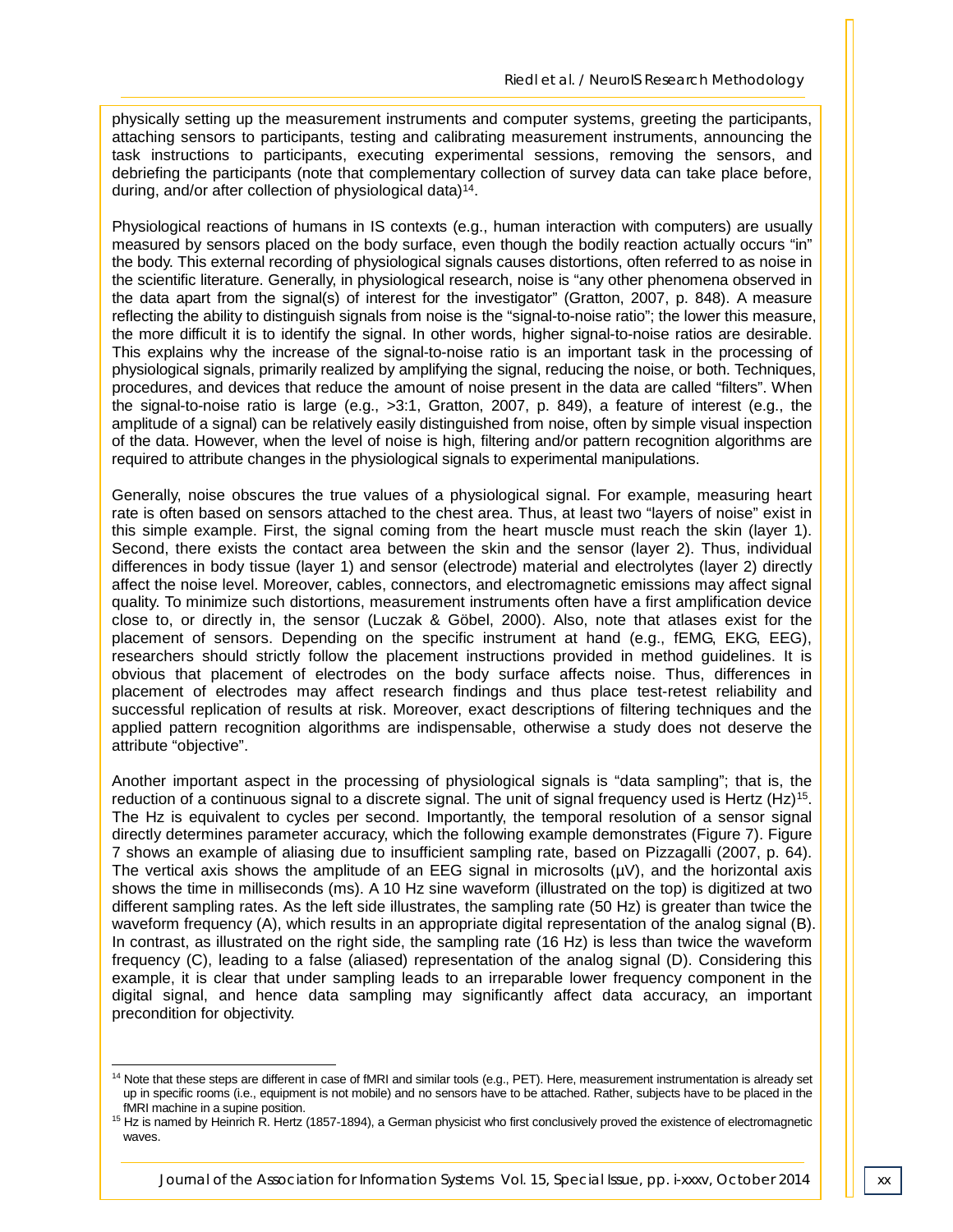physically setting up the measurement instruments and computer systems, greeting the participants, attaching sensors to participants, testing and calibrating measurement instruments, announcing the task instructions to participants, executing experimental sessions, removing the sensors, and debriefing the participants (note that complementary collection of survey data can take place before, during, and/or after collection of physiological data)[14].

Physiological reactions of humans in IS contexts (e.g., human interaction with computers) are usually measured by sensors placed on the body surface, even though the bodily reaction actually occurs "in" the body. This external recording of physiological signals causes distortions, often referred to as noise in the scientific literature. Generally, in physiological research, noise is "any other phenomena observed in the data apart from the signal(s) of interest for the investigator" (Gratton, 2007, p. 848). A measure reflecting the ability to distinguish signals from noise is the "signal-to-noise ratio"; the lower this measure, the more difficult it is to identify the signal. In other words, higher signal-to-noise ratios are desirable. This explains why the increase of the signal-to-noise ratio is an important task in the processing of physiological signals, primarily realized by amplifying the signal, reducing the noise, or both. Techniques, procedures, and devices that reduce the amount of noise present in the data are called "filters". When the signal-to-noise ratio is large (e.g., >3:1, Gratton, 2007, p. 849), a feature of interest (e.g., the amplitude of a signal) can be relatively easily distinguished from noise, often by simple visual inspection of the data. However, when the level of noise is high, filtering and/or pattern recognition algorithms are required to attribute changes in the physiological signals to experimental manipulations.

Generally, noise obscures the true values of a physiological signal. For example, measuring heart rate is often based on sensors attached to the chest area. Thus, at least two "layers of noise" exist in this simple example. First, the signal coming from the heart muscle must reach the skin (layer 1). Second, there exists the contact area between the skin and the sensor (layer 2). Thus, individual differences in body tissue (layer 1) and sensor (electrode) material and electrolytes (layer 2) directly affect the noise level. Moreover, cables, connectors, and electromagnetic emissions may affect signal quality. To minimize such distortions, measurement instruments often have a first amplification device close to, or directly in, the sensor (Luczak & Göbel, 2000). Also, note that atlases exist for the placement of sensors. Depending on the specific instrument at hand (e.g., fEMG, EKG, EEG), researchers should strictly follow the placement instructions provided in method guidelines. It is obvious that placement of electrodes on the body surface affects noise. Thus, differences in placement of electrodes may affect research findings and thus place test-retest reliability and successful replication of results at risk. Moreover, exact descriptions of filtering techniques and the applied pattern recognition algorithms are indispensable, otherwise a study does not deserve the attribute "objective".

Another important aspect in the processing of physiological signals is "data sampling"; that is, the reduction of a continuous signal to a discrete signal. The unit of signal frequency used is Hertz (Hz)[15]. The Hz is equivalent to cycles per second. Importantly, the temporal resolution of a sensor signal directly determines parameter accuracy, which the following example demonstrates (Figure 7). Figure 7 shows an example of aliasing due to insufficient sampling rate, based on Pizzagalli (2007, p. 64). The vertical axis shows the amplitude of an EEG signal in microsolts (μV), and the horizontal axis shows the time in milliseconds (ms). A 10 Hz sine waveform (illustrated on the top) is digitized at two different sampling rates. As the left side illustrates, the sampling rate (50 Hz) is greater than twice the waveform frequency (A), which results in an appropriate digital representation of the analog signal (B). In contrast, as illustrated on the right side, the sampling rate (16 Hz) is less than twice the waveform frequency (C), leading to a false (aliased) representation of the analog signal (D). Considering this example, it is clear that under sampling leads to an irreparable lower frequency component in the digital signal, and hence data sampling may significantly affect data accuracy, an important precondition for objectivity.

---

[14] Note that these steps are different in case of fMRI and similar tools (e.g., PET). Here, measurement instrumentation is already set up in specific rooms (i.e., equipment is not mobile) and no sensors have to be attached. Rather, subjects have to be placed in the fMRI machine in a supine position.

[15] Hz is named by Heinrich R. Hertz (1857-1894), a German physicist who first conclusively proved the existence of electromagnetic waves.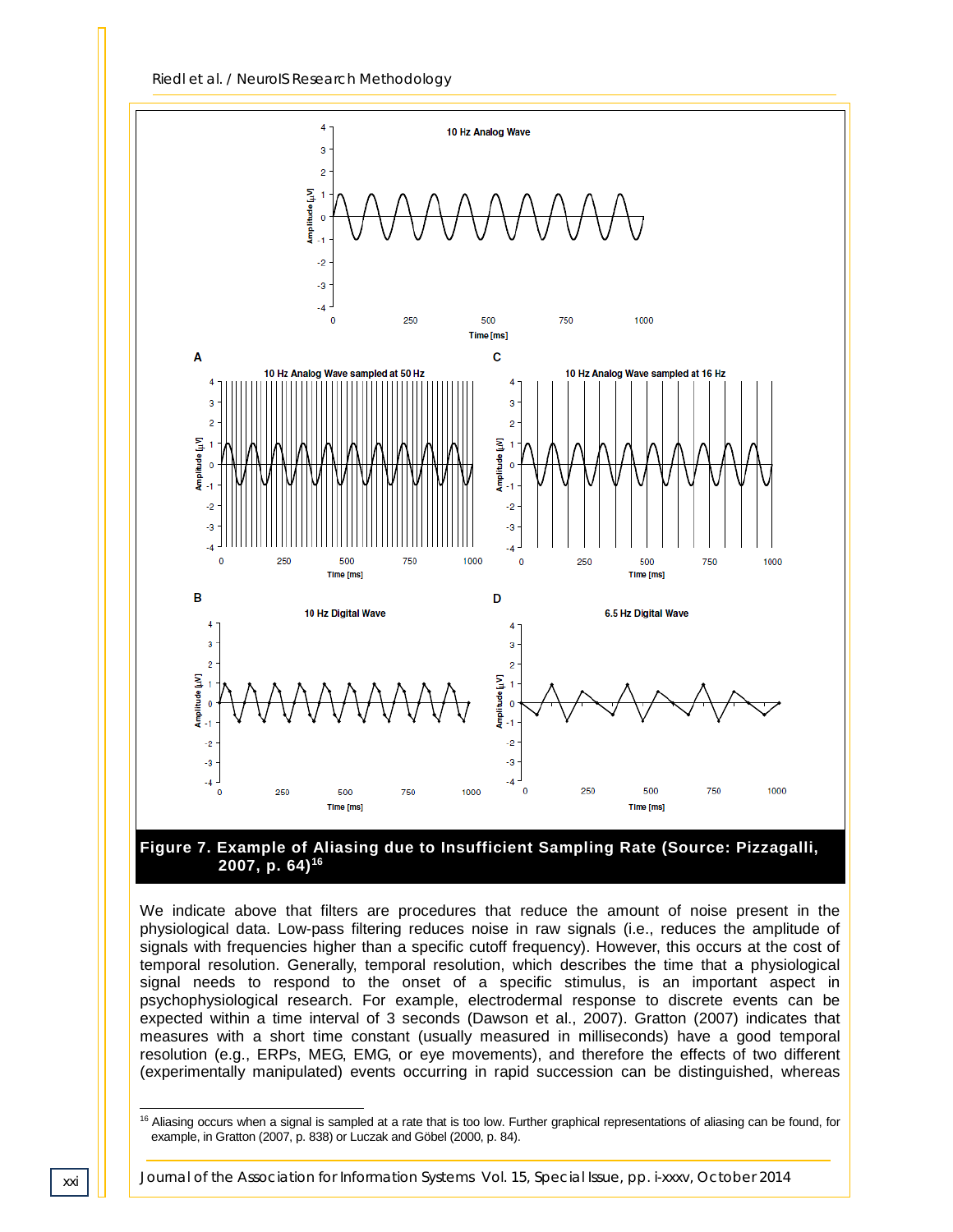**Figure 7. Example of Aliasing due to Insufficient Sampling Rate (Source: Pizzagalli, 2007, p. 64)[16]**

We indicate above that filters are procedures that reduce the amount of noise present in the physiological data. Low-pass filtering reduces noise in raw signals (i.e., reduces the amplitude of signals with frequencies higher than a specific cutoff frequency). However, this occurs at the cost of temporal resolution. Generally, temporal resolution, which describes the time that a physiological signal needs to respond to the onset of a specific stimulus, is an important aspect in psychophysiological research. For example, electrodermal response to discrete events can be expected within a time interval of 3 seconds (Dawson et al., 2007). Gratton (2007) indicates that measures with a short time constant (usually measured in milliseconds) have a good temporal resolution (e.g., ERPs, MEG, EMG, or eye movements), and therefore the effects of two different (experimentally manipulated) events occurring in rapid succession can be distinguished, whereas

---

[16] Aliasing occurs when a signal is sampled at a rate that is too low. Further graphical representations of aliasing can be found, for example, in Gratton (2007, p. 838) or Luczak and Göbel (2000, p. 84).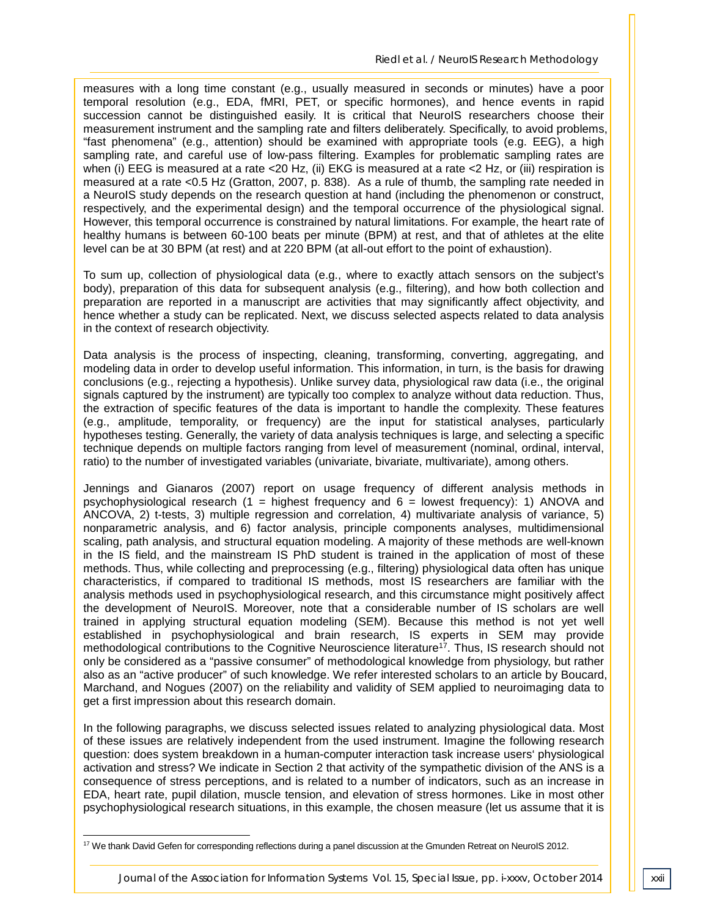measures with a long time constant (e.g., usually measured in seconds or minutes) have a poor temporal resolution (e.g., EDA, fMRI, PET, or specific hormones), and hence events in rapid succession cannot be distinguished easily. It is critical that NeuroIS researchers choose their measurement instrument and the sampling rate and filters deliberately. Specifically, to avoid problems, "fast phenomena" (e.g., attention) should be examined with appropriate tools (e.g. EEG), a high sampling rate, and careful use of low-pass filtering. Examples for problematic sampling rates are when (i) EEG is measured at a rate <20 Hz, (ii) EKG is measured at a rate <2 Hz, or (iii) respiration is measured at a rate <0.5 Hz (Gratton, 2007, p. 838). As a rule of thumb, the sampling rate needed in a NeuroIS study depends on the research question at hand (including the phenomenon or construct, respectively, and the experimental design) and the temporal occurrence of the physiological signal. However, this temporal occurrence is constrained by natural limitations. For example, the heart rate of healthy humans is between 60-100 beats per minute (BPM) at rest, and that of athletes at the elite level can be at 30 BPM (at rest) and at 220 BPM (at all-out effort to the point of exhaustion).

To sum up, collection of physiological data (e.g., where to exactly attach sensors on the subject's body), preparation of this data for subsequent analysis (e.g., filtering), and how both collection and preparation are reported in a manuscript are activities that may significantly affect objectivity, and hence whether a study can be replicated. Next, we discuss selected aspects related to data analysis in the context of research objectivity.

Data analysis is the process of inspecting, cleaning, transforming, converting, aggregating, and modeling data in order to develop useful information. This information, in turn, is the basis for drawing conclusions (e.g., rejecting a hypothesis). Unlike survey data, physiological raw data (i.e., the original signals captured by the instrument) are typically too complex to analyze without data reduction. Thus, the extraction of specific features of the data is important to handle the complexity. These features (e.g., amplitude, temporality, or frequency) are the input for statistical analyses, particularly hypotheses testing. Generally, the variety of data analysis techniques is large, and selecting a specific technique depends on multiple factors ranging from level of measurement (nominal, ordinal, interval, ratio) to the number of investigated variables (univariate, bivariate, multivariate), among others.

Jennings and Gianaros (2007) report on usage frequency of different analysis methods in psychophysiological research (1 = highest frequency and 6 = lowest frequency): 1) ANOVA and ANCOVA, 2) t-tests, 3) multiple regression and correlation, 4) multivariate analysis of variance, 5) nonparametric analysis, and 6) factor analysis, principle components analyses, multidimensional scaling, path analysis, and structural equation modeling. A majority of these methods are well-known in the IS field, and the mainstream IS PhD student is trained in the application of most of these methods. Thus, while collecting and preprocessing (e.g., filtering) physiological data often has unique characteristics, if compared to traditional IS methods, most IS researchers are familiar with the analysis methods used in psychophysiological research, and this circumstance might positively affect the development of NeuroIS. Moreover, note that a considerable number of IS scholars are well trained in applying structural equation modeling (SEM). Because this method is not yet well established in psychophysiological and brain research, IS experts in SEM may provide methodological contributions to the Cognitive Neuroscience literature[17]. Thus, IS research should not only be considered as a "passive consumer" of methodological knowledge from physiology, but rather also as an "active producer" of such knowledge. We refer interested scholars to an article by Boucard, Marchand, and Nogues (2007) on the reliability and validity of SEM applied to neuroimaging data to get a first impression about this research domain.

In the following paragraphs, we discuss selected issues related to analyzing physiological data. Most of these issues are relatively independent from the used instrument. Imagine the following research question: does system breakdown in a human-computer interaction task increase users' physiological activation and stress? We indicate in Section 2 that activity of the sympathetic division of the ANS is a consequence of stress perceptions, and is related to a number of indicators, such as an increase in EDA, heart rate, pupil dilation, muscle tension, and elevation of stress hormones. Like in most other psychophysiological research situations, in this example, the chosen measure (let us assume that it is

[17] We thank David Gefen for corresponding reflections during a panel discussion at the Gmunden Retreat on NeuroIS 2012.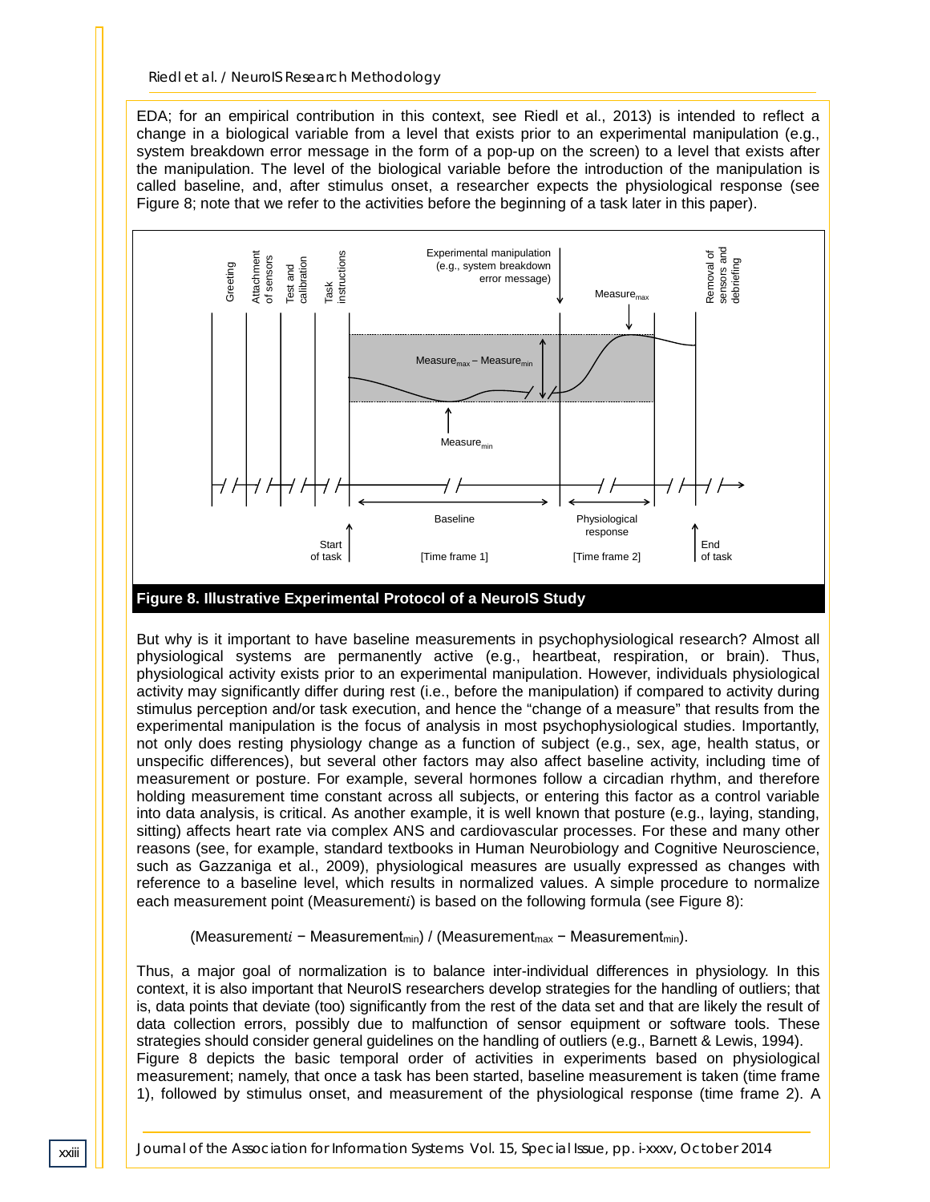EDA; for an empirical contribution in this context, see Riedl et al., 2013) is intended to reflect a change in a biological variable from a level that exists prior to an experimental manipulation (e.g., system breakdown error message in the form of a pop-up on the screen) to a level that exists after the manipulation. The level of the biological variable before the introduction of the manipulation is called baseline, and, after stimulus onset, a researcher expects the physiological response (see Figure 8; note that we refer to the activities before the beginning of a task later in this paper).

**Figure 8. Illustrative Experimental Protocol of a NeuroIS Study**

But why is it important to have baseline measurements in psychophysiological research? Almost all physiological systems are permanently active (e.g., heartbeat, respiration, or brain). Thus, physiological activity exists prior to an experimental manipulation. However, individuals physiological activity may significantly differ during rest (i.e., before the manipulation) if compared to activity during stimulus perception and/or task execution, and hence the "change of a measure" that results from the experimental manipulation is the focus of analysis in most psychophysiological studies. Importantly, not only does resting physiology change as a function of subject (e.g., sex, age, health status, or unspecific differences), but several other factors may also affect baseline activity, including time of measurement or posture. For example, several hormones follow a circadian rhythm, and therefore holding measurement time constant across all subjects, or entering this factor as a control variable into data analysis, is critical. As another example, it is well known that posture (e.g., laying, standing, sitting) affects heart rate via complex ANS and cardiovascular processes. For these and many other reasons (see, for example, standard textbooks in Human Neurobiology and Cognitive Neuroscience, such as Gazzaniga et al., 2009), physiological measures are usually expressed as changes with reference to a baseline level, which results in normalized values. A simple procedure to normalize each measurement point (Measurement$i$) is based on the following formula (see Figure 8):

$$(\text{Measurement}i - \text{Measurement}_{min}) \,/\, (\text{Measurement}_{max} - \text{Measurement}_{min}).$$

Thus, a major goal of normalization is to balance inter-individual differences in physiology. In this context, it is also important that NeuroIS researchers develop strategies for the handling of outliers; that is, data points that deviate (too) significantly from the rest of the data set and that are likely the result of data collection errors, possibly due to malfunction of sensor equipment or software tools. These strategies should consider general guidelines on the handling of outliers (e.g., Barnett & Lewis, 1994). Figure 8 depicts the basic temporal order of activities in experiments based on physiological measurement; namely, that once a task has been started, baseline measurement is taken (time frame 1), followed by stimulus onset, and measurement of the physiological response (time frame 2). A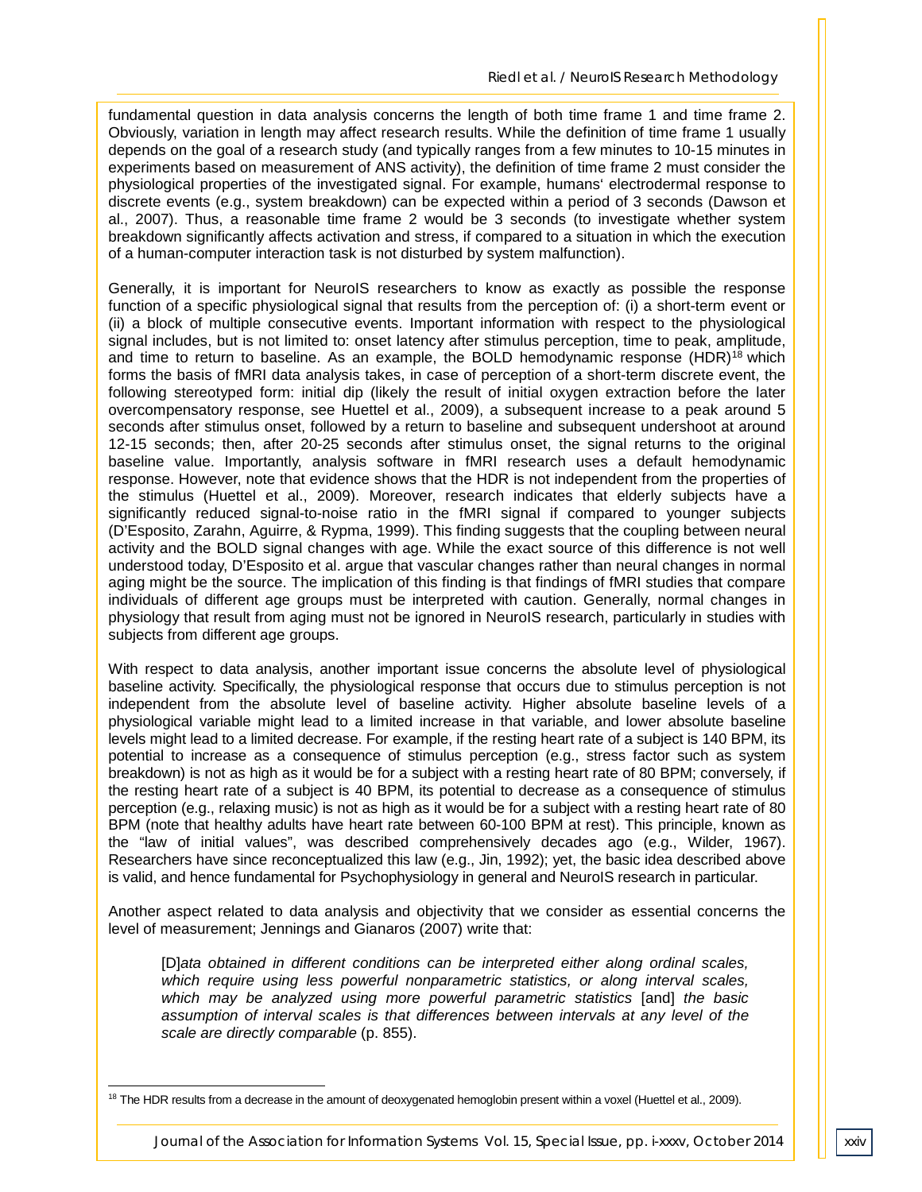fundamental question in data analysis concerns the length of both time frame 1 and time frame 2. Obviously, variation in length may affect research results. While the definition of time frame 1 usually depends on the goal of a research study (and typically ranges from a few minutes to 10-15 minutes in experiments based on measurement of ANS activity), the definition of time frame 2 must consider the physiological properties of the investigated signal. For example, humans' electrodermal response to discrete events (e.g., system breakdown) can be expected within a period of 3 seconds (Dawson et al., 2007). Thus, a reasonable time frame 2 would be 3 seconds (to investigate whether system breakdown significantly affects activation and stress, if compared to a situation in which the execution of a human-computer interaction task is not disturbed by system malfunction).

Generally, it is important for NeuroIS researchers to know as exactly as possible the response function of a specific physiological signal that results from the perception of: (i) a short-term event or (ii) a block of multiple consecutive events. Important information with respect to the physiological signal includes, but is not limited to: onset latency after stimulus perception, time to peak, amplitude, and time to return to baseline. As an example, the BOLD hemodynamic response (HDR)[18] which forms the basis of fMRI data analysis takes, in case of perception of a short-term discrete event, the following stereotyped form: initial dip (likely the result of initial oxygen extraction before the later overcompensatory response, see Huettel et al., 2009), a subsequent increase to a peak around 5 seconds after stimulus onset, followed by a return to baseline and subsequent undershoot at around 12-15 seconds; then, after 20-25 seconds after stimulus onset, the signal returns to the original baseline value. Importantly, analysis software in fMRI research uses a default hemodynamic response. However, note that evidence shows that the HDR is not independent from the properties of the stimulus (Huettel et al., 2009). Moreover, research indicates that elderly subjects have a significantly reduced signal-to-noise ratio in the fMRI signal if compared to younger subjects (D'Esposito, Zarahn, Aguirre, & Rypma, 1999). This finding suggests that the coupling between neural activity and the BOLD signal changes with age. While the exact source of this difference is not well understood today, D'Esposito et al. argue that vascular changes rather than neural changes in normal aging might be the source. The implication of this finding is that findings of fMRI studies that compare individuals of different age groups must be interpreted with caution. Generally, normal changes in physiology that result from aging must not be ignored in NeuroIS research, particularly in studies with subjects from different age groups.

With respect to data analysis, another important issue concerns the absolute level of physiological baseline activity. Specifically, the physiological response that occurs due to stimulus perception is not independent from the absolute level of baseline activity. Higher absolute baseline levels of a physiological variable might lead to a limited increase in that variable, and lower absolute baseline levels might lead to a limited decrease. For example, if the resting heart rate of a subject is 140 BPM, its potential to increase as a consequence of stimulus perception (e.g., stress factor such as system breakdown) is not as high as it would be for a subject with a resting heart rate of 80 BPM; conversely, if the resting heart rate of a subject is 40 BPM, its potential to decrease as a consequence of stimulus perception (e.g., relaxing music) is not as high as it would be for a subject with a resting heart rate of 80 BPM (note that healthy adults have heart rate between 60-100 BPM at rest). This principle, known as the "law of initial values", was described comprehensively decades ago (e.g., Wilder, 1967). Researchers have since reconceptualized this law (e.g., Jin, 1992); yet, the basic idea described above is valid, and hence fundamental for Psychophysiology in general and NeuroIS research in particular.

Another aspect related to data analysis and objectivity that we consider as essential concerns the level of measurement; Jennings and Gianaros (2007) write that:

> [D]*ata obtained in different conditions can be interpreted either along ordinal scales, which require using less powerful nonparametric statistics, or along interval scales, which may be analyzed using more powerful parametric statistics* [and] *the basic assumption of interval scales is that differences between intervals at any level of the scale are directly comparable* (p. 855).

[18] The HDR results from a decrease in the amount of deoxygenated hemoglobin present within a voxel (Huettel et al., 2009).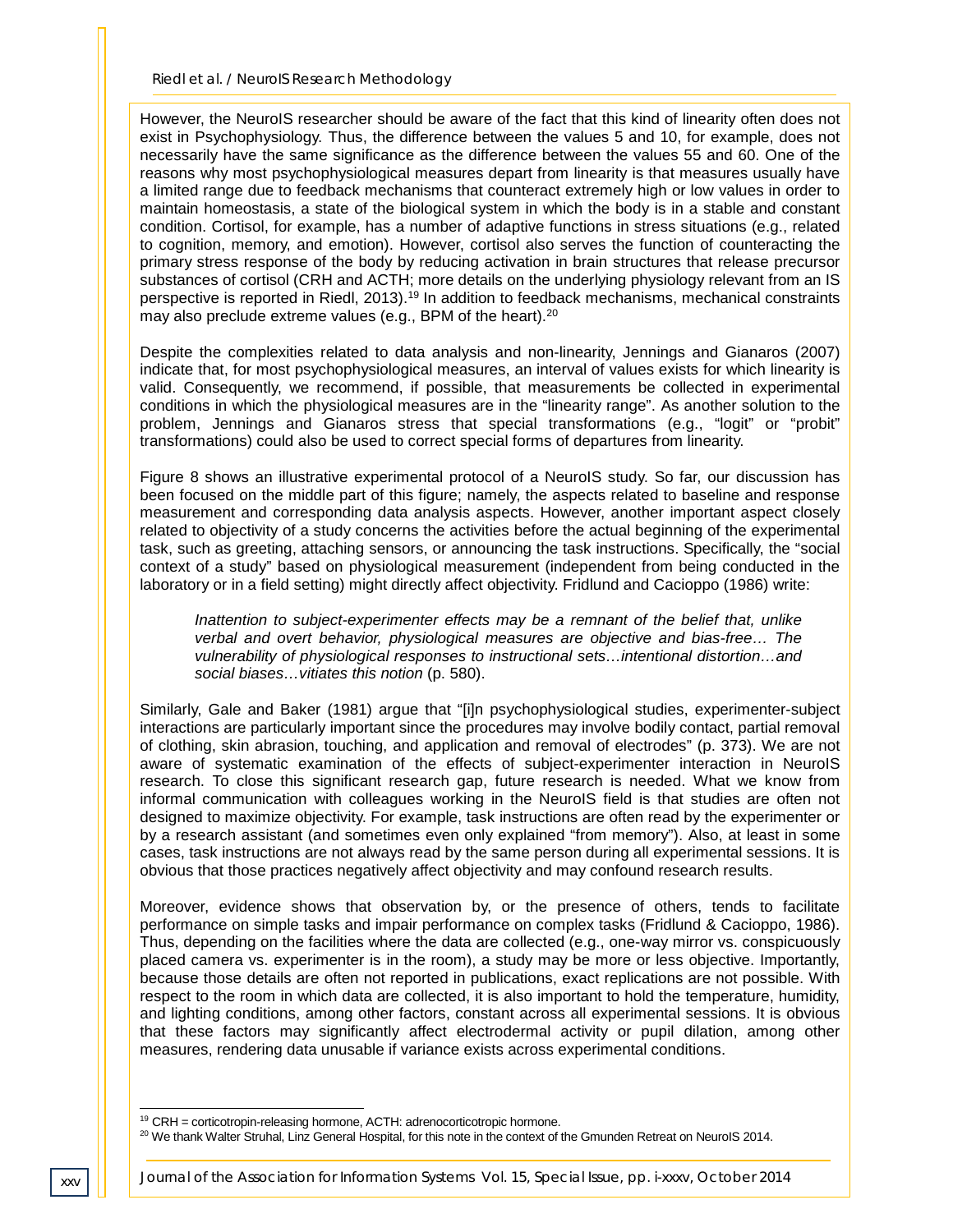However, the NeuroIS researcher should be aware of the fact that this kind of linearity often does not exist in Psychophysiology. Thus, the difference between the values 5 and 10, for example, does not necessarily have the same significance as the difference between the values 55 and 60. One of the reasons why most psychophysiological measures depart from linearity is that measures usually have a limited range due to feedback mechanisms that counteract extremely high or low values in order to maintain homeostasis, a state of the biological system in which the body is in a stable and constant condition. Cortisol, for example, has a number of adaptive functions in stress situations (e.g., related to cognition, memory, and emotion). However, cortisol also serves the function of counteracting the primary stress response of the body by reducing activation in brain structures that release precursor substances of cortisol (CRH and ACTH; more details on the underlying physiology relevant from an IS perspective is reported in Riedl, 2013).[19] In addition to feedback mechanisms, mechanical constraints may also preclude extreme values (e.g., BPM of the heart).[20]

Despite the complexities related to data analysis and non-linearity, Jennings and Gianaros (2007) indicate that, for most psychophysiological measures, an interval of values exists for which linearity is valid. Consequently, we recommend, if possible, that measurements be collected in experimental conditions in which the physiological measures are in the "linearity range". As another solution to the problem, Jennings and Gianaros stress that special transformations (e.g., "logit" or "probit" transformations) could also be used to correct special forms of departures from linearity.

Figure 8 shows an illustrative experimental protocol of a NeuroIS study. So far, our discussion has been focused on the middle part of this figure; namely, the aspects related to baseline and response measurement and corresponding data analysis aspects. However, another important aspect closely related to objectivity of a study concerns the activities before the actual beginning of the experimental task, such as greeting, attaching sensors, or announcing the task instructions. Specifically, the "social context of a study" based on physiological measurement (independent from being conducted in the laboratory or in a field setting) might directly affect objectivity. Fridlund and Cacioppo (1986) write:

> *Inattention to subject-experimenter effects may be a remnant of the belief that, unlike verbal and overt behavior, physiological measures are objective and bias-free… The vulnerability of physiological responses to instructional sets…intentional distortion…and social biases…vitiates this notion* (p. 580).

Similarly, Gale and Baker (1981) argue that "[i]n psychophysiological studies, experimenter-subject interactions are particularly important since the procedures may involve bodily contact, partial removal of clothing, skin abrasion, touching, and application and removal of electrodes" (p. 373). We are not aware of systematic examination of the effects of subject-experimenter interaction in NeuroIS research. To close this significant research gap, future research is needed. What we know from informal communication with colleagues working in the NeuroIS field is that studies are often not designed to maximize objectivity. For example, task instructions are often read by the experimenter or by a research assistant (and sometimes even only explained "from memory"). Also, at least in some cases, task instructions are not always read by the same person during all experimental sessions. It is obvious that those practices negatively affect objectivity and may confound research results.

Moreover, evidence shows that observation by, or the presence of others, tends to facilitate performance on simple tasks and impair performance on complex tasks (Fridlund & Cacioppo, 1986). Thus, depending on the facilities where the data are collected (e.g., one-way mirror vs. conspicuously placed camera vs. experimenter is in the room), a study may be more or less objective. Importantly, because those details are often not reported in publications, exact replications are not possible. With respect to the room in which data are collected, it is also important to hold the temperature, humidity, and lighting conditions, among other factors, constant across all experimental sessions. It is obvious that these factors may significantly affect electrodermal activity or pupil dilation, among other measures, rendering data unusable if variance exists across experimental conditions.

---

[19] CRH = corticotropin-releasing hormone, ACTH: adrenocorticotropic hormone.

[20] We thank Walter Struhal, Linz General Hospital, for this note in the context of the Gmunden Retreat on NeuroIS 2014.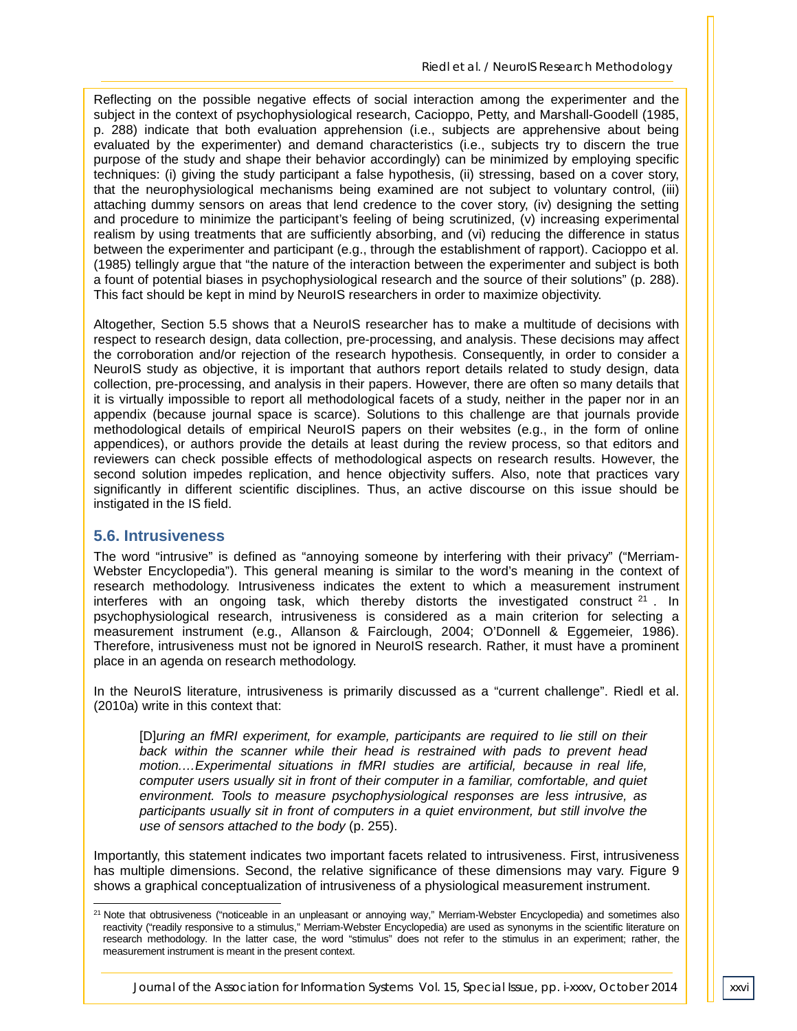Reflecting on the possible negative effects of social interaction among the experimenter and the subject in the context of psychophysiological research, Cacioppo, Petty, and Marshall-Goodell (1985, p. 288) indicate that both evaluation apprehension (i.e., subjects are apprehensive about being evaluated by the experimenter) and demand characteristics (i.e., subjects try to discern the true purpose of the study and shape their behavior accordingly) can be minimized by employing specific techniques: (i) giving the study participant a false hypothesis, (ii) stressing, based on a cover story, that the neurophysiological mechanisms being examined are not subject to voluntary control, (iii) attaching dummy sensors on areas that lend credence to the cover story, (iv) designing the setting and procedure to minimize the participant's feeling of being scrutinized, (v) increasing experimental realism by using treatments that are sufficiently absorbing, and (vi) reducing the difference in status between the experimenter and participant (e.g., through the establishment of rapport). Cacioppo et al. (1985) tellingly argue that "the nature of the interaction between the experimenter and subject is both a fount of potential biases in psychophysiological research and the source of their solutions" (p. 288). This fact should be kept in mind by NeuroIS researchers in order to maximize objectivity.

Altogether, Section 5.5 shows that a NeuroIS researcher has to make a multitude of decisions with respect to research design, data collection, pre-processing, and analysis. These decisions may affect the corroboration and/or rejection of the research hypothesis. Consequently, in order to consider a NeuroIS study as objective, it is important that authors report details related to study design, data collection, pre-processing, and analysis in their papers. However, there are often so many details that it is virtually impossible to report all methodological facets of a study, neither in the paper nor in an appendix (because journal space is scarce). Solutions to this challenge are that journals provide methodological details of empirical NeuroIS papers on their websites (e.g., in the form of online appendices), or authors provide the details at least during the review process, so that editors and reviewers can check possible effects of methodological aspects on research results. However, the second solution impedes replication, and hence objectivity suffers. Also, note that practices vary significantly in different scientific disciplines. Thus, an active discourse on this issue should be instigated in the IS field.

## 5.6. Intrusiveness

The word "intrusive" is defined as "annoying someone by interfering with their privacy" ("Merriam-Webster Encyclopedia"). This general meaning is similar to the word's meaning in the context of research methodology. Intrusiveness indicates the extent to which a measurement instrument interferes with an ongoing task, which thereby distorts the investigated construct [21]. In psychophysiological research, intrusiveness is considered as a main criterion for selecting a measurement instrument (e.g., Allanson & Fairclough, 2004; O'Donnell & Eggemeier, 1986). Therefore, intrusiveness must not be ignored in NeuroIS research. Rather, it must have a prominent place in an agenda on research methodology.

In the NeuroIS literature, intrusiveness is primarily discussed as a "current challenge". Riedl et al. (2010a) write in this context that:

> [D]*uring an fMRI experiment, for example, participants are required to lie still on their back within the scanner while their head is restrained with pads to prevent head motion.…Experimental situations in fMRI studies are artificial, because in real life, computer users usually sit in front of their computer in a familiar, comfortable, and quiet environment. Tools to measure psychophysiological responses are less intrusive, as participants usually sit in front of computers in a quiet environment, but still involve the use of sensors attached to the body* (p. 255).

Importantly, this statement indicates two important facets related to intrusiveness. First, intrusiveness has multiple dimensions. Second, the relative significance of these dimensions may vary. Figure 9 shows a graphical conceptualization of intrusiveness of a physiological measurement instrument.

---

[21] Note that obtrusiveness ("noticeable in an unpleasant or annoying way," Merriam-Webster Encyclopedia) and sometimes also reactivity ("readily responsive to a stimulus," Merriam-Webster Encyclopedia) are used as synonyms in the scientific literature on research methodology. In the latter case, the word "stimulus" does not refer to the stimulus in an experiment; rather, the measurement instrument is meant in the present context.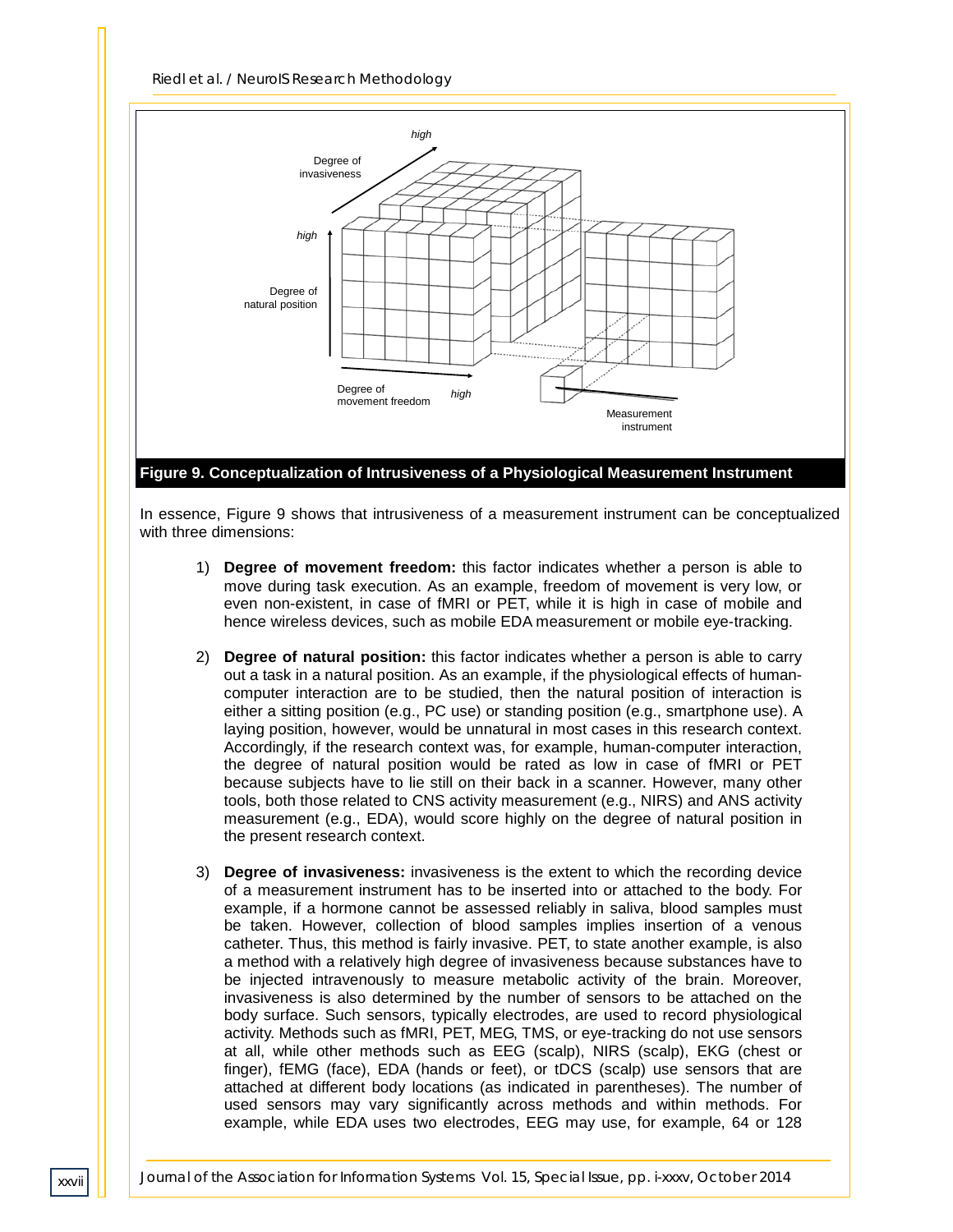**Figure 9. Conceptualization of Intrusiveness of a Physiological Measurement Instrument**

In essence, Figure 9 shows that intrusiveness of a measurement instrument can be conceptualized with three dimensions:

1) **Degree of movement freedom:** this factor indicates whether a person is able to move during task execution. As an example, freedom of movement is very low, or even non-existent, in case of fMRI or PET, while it is high in case of mobile and hence wireless devices, such as mobile EDA measurement or mobile eye-tracking.

2) **Degree of natural position:** this factor indicates whether a person is able to carry out a task in a natural position. As an example, if the physiological effects of human-computer interaction are to be studied, then the natural position of interaction is either a sitting position (e.g., PC use) or standing position (e.g., smartphone use). A laying position, however, would be unnatural in most cases in this research context. Accordingly, if the research context was, for example, human-computer interaction, the degree of natural position would be rated as low in case of fMRI or PET because subjects have to lie still on their back in a scanner. However, many other tools, both those related to CNS activity measurement (e.g., NIRS) and ANS activity measurement (e.g., EDA), would score highly on the degree of natural position in the present research context.

3) **Degree of invasiveness:** invasiveness is the extent to which the recording device of a measurement instrument has to be inserted into or attached to the body. For example, if a hormone cannot be assessed reliably in saliva, blood samples must be taken. However, collection of blood samples implies insertion of a venous catheter. Thus, this method is fairly invasive. PET, to state another example, is also a method with a relatively high degree of invasiveness because substances have to be injected intravenously to measure metabolic activity of the brain. Moreover, invasiveness is also determined by the number of sensors to be attached on the body surface. Such sensors, typically electrodes, are used to record physiological activity. Methods such as fMRI, PET, MEG, TMS, or eye-tracking do not use sensors at all, while other methods such as EEG (scalp), NIRS (scalp), EKG (chest or finger), fEMG (face), EDA (hands or feet), or tDCS (scalp) use sensors that are attached at different body locations (as indicated in parentheses). The number of used sensors may vary significantly across methods and within methods. For example, while EDA uses two electrodes, EEG may use, for example, 64 or 128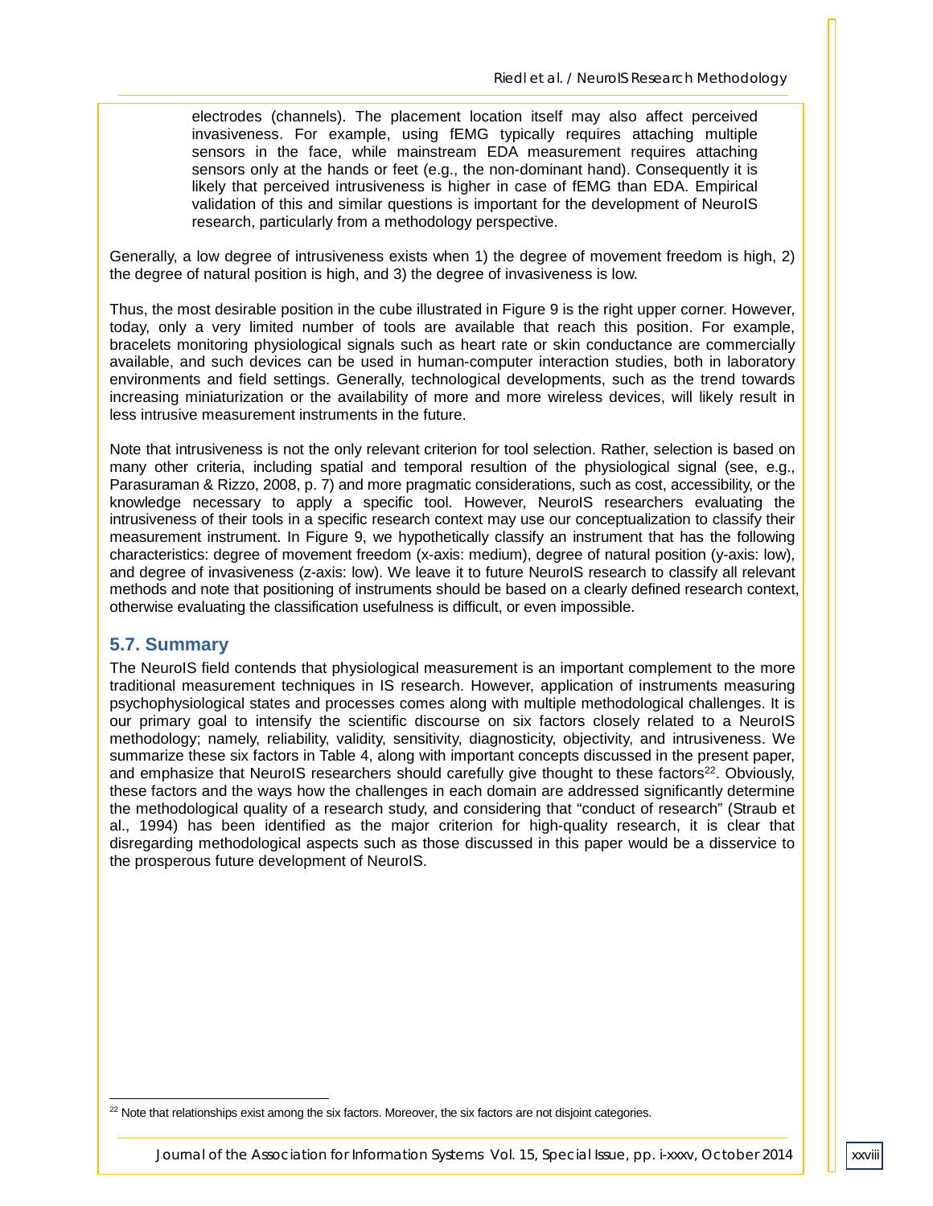electrodes (channels). The placement location itself may also affect perceived invasiveness. For example, using fEMG typically requires attaching multiple sensors in the face, while mainstream EDA measurement requires attaching sensors only at the hands or feet (e.g., the non-dominant hand). Consequently it is likely that perceived intrusiveness is higher in case of fEMG than EDA. Empirical validation of this and similar questions is important for the development of NeuroIS research, particularly from a methodology perspective.

Generally, a low degree of intrusiveness exists when 1) the degree of movement freedom is high, 2) the degree of natural position is high, and 3) the degree of invasiveness is low.

Thus, the most desirable position in the cube illustrated in Figure 9 is the right upper corner. However, today, only a very limited number of tools are available that reach this position. For example, bracelets monitoring physiological signals such as heart rate or skin conductance are commercially available, and such devices can be used in human-computer interaction studies, both in laboratory environments and field settings. Generally, technological developments, such as the trend towards increasing miniaturization or the availability of more and more wireless devices, will likely result in less intrusive measurement instruments in the future.

Note that intrusiveness is not the only relevant criterion for tool selection. Rather, selection is based on many other criteria, including spatial and temporal resultion of the physiological signal (see, e.g., Parasuraman & Rizzo, 2008, p. 7) and more pragmatic considerations, such as cost, accessibility, or the knowledge necessary to apply a specific tool. However, NeuroIS researchers evaluating the intrusiveness of their tools in a specific research context may use our conceptualization to classify their measurement instrument. In Figure 9, we hypothetically classify an instrument that has the following characteristics: degree of movement freedom (x-axis: medium), degree of natural position (y-axis: low), and degree of invasiveness (z-axis: low). We leave it to future NeuroIS research to classify all relevant methods and note that positioning of instruments should be based on a clearly defined research context, otherwise evaluating the classification usefulness is difficult, or even impossible.

## 5.7. Summary

The NeuroIS field contends that physiological measurement is an important complement to the more traditional measurement techniques in IS research. However, application of instruments measuring psychophysiological states and processes comes along with multiple methodological challenges. It is our primary goal to intensify the scientific discourse on six factors closely related to a NeuroIS methodology; namely, reliability, validity, sensitivity, diagnosticity, objectivity, and intrusiveness. We summarize these six factors in Table 4, along with important concepts discussed in the present paper, and emphasize that NeuroIS researchers should carefully give thought to these factors[22]. Obviously, these factors and the ways how the challenges in each domain are addressed significantly determine the methodological quality of a research study, and considering that "conduct of research" (Straub et al., 1994) has been identified as the major criterion for high-quality research, it is clear that disregarding methodological aspects such as those discussed in this paper would be a disservice to the prosperous future development of NeuroIS.

[22] Note that relationships exist among the six factors. Moreover, the six factors are not disjoint categories.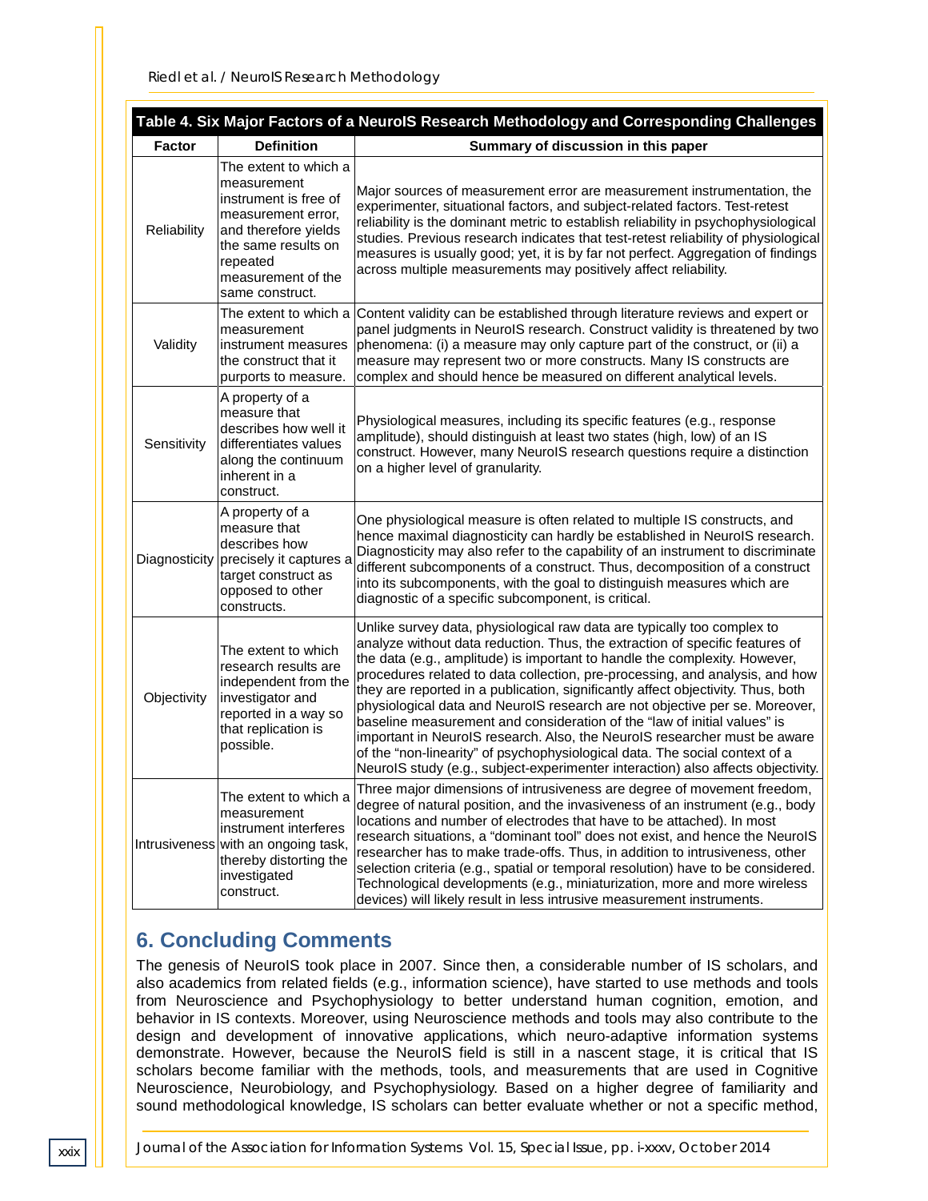**Table 4. Six Major Factors of a NeuroIS Research Methodology and Corresponding Challenges**

| Factor | Definition | Summary of discussion in this paper |
|---|---|---|
| Reliability | The extent to which a measurement instrument is free of measurement error, and therefore yields the same results on repeated measurement of the same construct. | Major sources of measurement error are measurement instrumentation, the experimenter, situational factors, and subject-related factors. Test-retest reliability is the dominant metric to establish reliability in psychophysiological studies. Previous research indicates that test-retest reliability of physiological measures is usually good; yet, it is by far not perfect. Aggregation of findings across multiple measurements may positively affect reliability. |
| Validity | The extent to which a measurement instrument measures the construct that it purports to measure. | Content validity can be established through literature reviews and expert or panel judgments in NeuroIS research. Construct validity is threatened by two phenomena: (i) a measure may only capture part of the construct, or (ii) a measure may represent two or more constructs. Many IS constructs are complex and should hence be measured on different analytical levels. |
| Sensitivity | A property of a measure that describes how well it differentiates values along the continuum inherent in a construct. | Physiological measures, including its specific features (e.g., response amplitude), should distinguish at least two states (high, low) of an IS construct. However, many NeuroIS research questions require a distinction on a higher level of granularity. |
| Diagnosticity | A property of a measure that describes how precisely it captures a target construct as opposed to other constructs. | One physiological measure is often related to multiple IS constructs, and hence maximal diagnosticity can hardly be established in NeuroIS research. Diagnosticity may also refer to the capability of an instrument to discriminate different subcomponents of a construct. Thus, decomposition of a construct into its subcomponents, with the goal to distinguish measures which are diagnostic of a specific subcomponent, is critical. |
| Objectivity | The extent to which research results are independent from the investigator and reported in a way so that replication is possible. | Unlike survey data, physiological raw data are typically too complex to analyze without data reduction. Thus, the extraction of specific features of the data (e.g., amplitude) is important to handle the complexity. However, procedures related to data collection, pre-processing, and analysis, and how they are reported in a publication, significantly affect objectivity. Thus, both physiological data and NeuroIS research are not objective per se. Moreover, baseline measurement and consideration of the "law of initial values" is important in NeuroIS research. Also, the NeuroIS researcher must be aware of the "non-linearity" of psychophysiological data. The social context of a NeuroIS study (e.g., subject-experimenter interaction) also affects objectivity. |
| Intrusiveness | The extent to which a measurement instrument interferes with an ongoing task, thereby distorting the investigated construct. | Three major dimensions of intrusiveness are degree of movement freedom, degree of natural position, and the invasiveness of an instrument (e.g., body locations and number of electrodes that have to be attached). In most research situations, a "dominant tool" does not exist, and hence the NeuroIS researcher has to make trade-offs. Thus, in addition to intrusiveness, other selection criteria (e.g., spatial or temporal resolution) have to be considered. Technological developments (e.g., miniaturization, more and more wireless devices) will likely result in less intrusive measurement instruments. |

## 6. Concluding Comments

The genesis of NeuroIS took place in 2007. Since then, a considerable number of IS scholars, and also academics from related fields (e.g., information science), have started to use methods and tools from Neuroscience and Psychophysiology to better understand human cognition, emotion, and behavior in IS contexts. Moreover, using Neuroscience methods and tools may also contribute to the design and development of innovative applications, which neuro-adaptive information systems demonstrate. However, because the NeuroIS field is still in a nascent stage, it is critical that IS scholars become familiar with the methods, tools, and measurements that are used in Cognitive Neuroscience, Neurobiology, and Psychophysiology. Based on a higher degree of familiarity and sound methodological knowledge, IS scholars can better evaluate whether or not a specific method,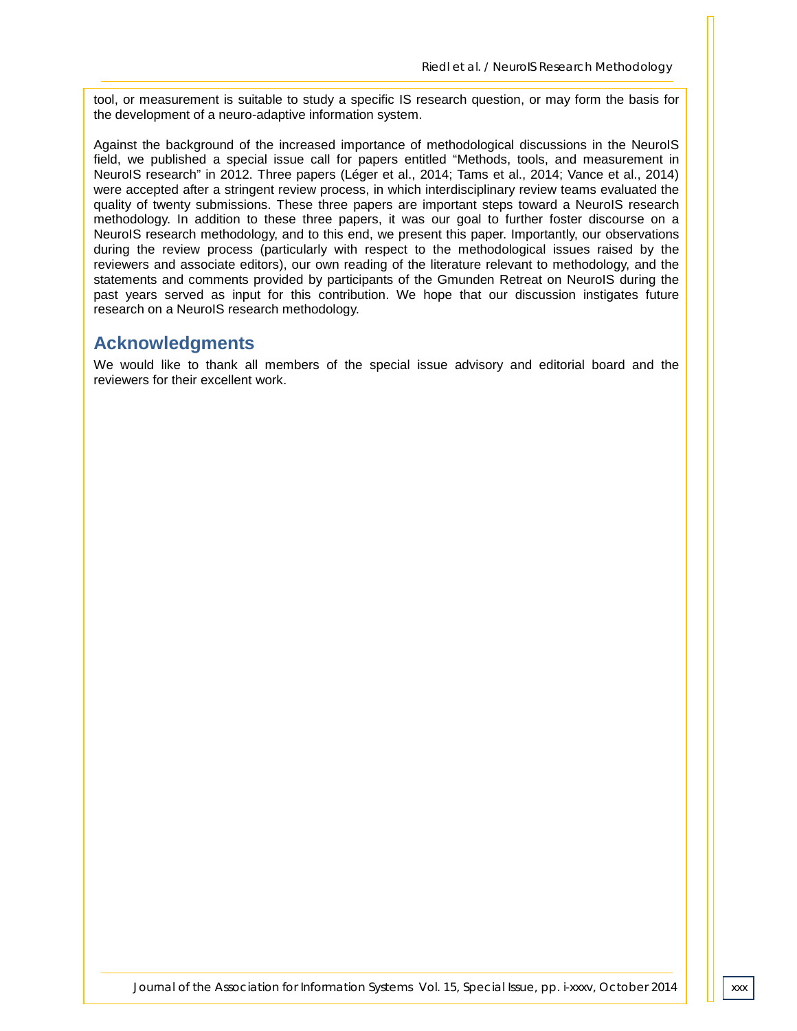tool, or measurement is suitable to study a specific IS research question, or may form the basis for the development of a neuro-adaptive information system.

Against the background of the increased importance of methodological discussions in the NeuroIS field, we published a special issue call for papers entitled “Methods, tools, and measurement in NeuroIS research” in 2012. Three papers (Léger et al., 2014; Tams et al., 2014; Vance et al., 2014) were accepted after a stringent review process, in which interdisciplinary review teams evaluated the quality of twenty submissions. These three papers are important steps toward a NeuroIS research methodology. In addition to these three papers, it was our goal to further foster discourse on a NeuroIS research methodology, and to this end, we present this paper. Importantly, our observations during the review process (particularly with respect to the methodological issues raised by the reviewers and associate editors), our own reading of the literature relevant to methodology, and the statements and comments provided by participants of the Gmunden Retreat on NeuroIS during the past years served as input for this contribution. We hope that our discussion instigates future research on a NeuroIS research methodology.

## Acknowledgments

We would like to thank all members of the special issue advisory and editorial board and the reviewers for their excellent work.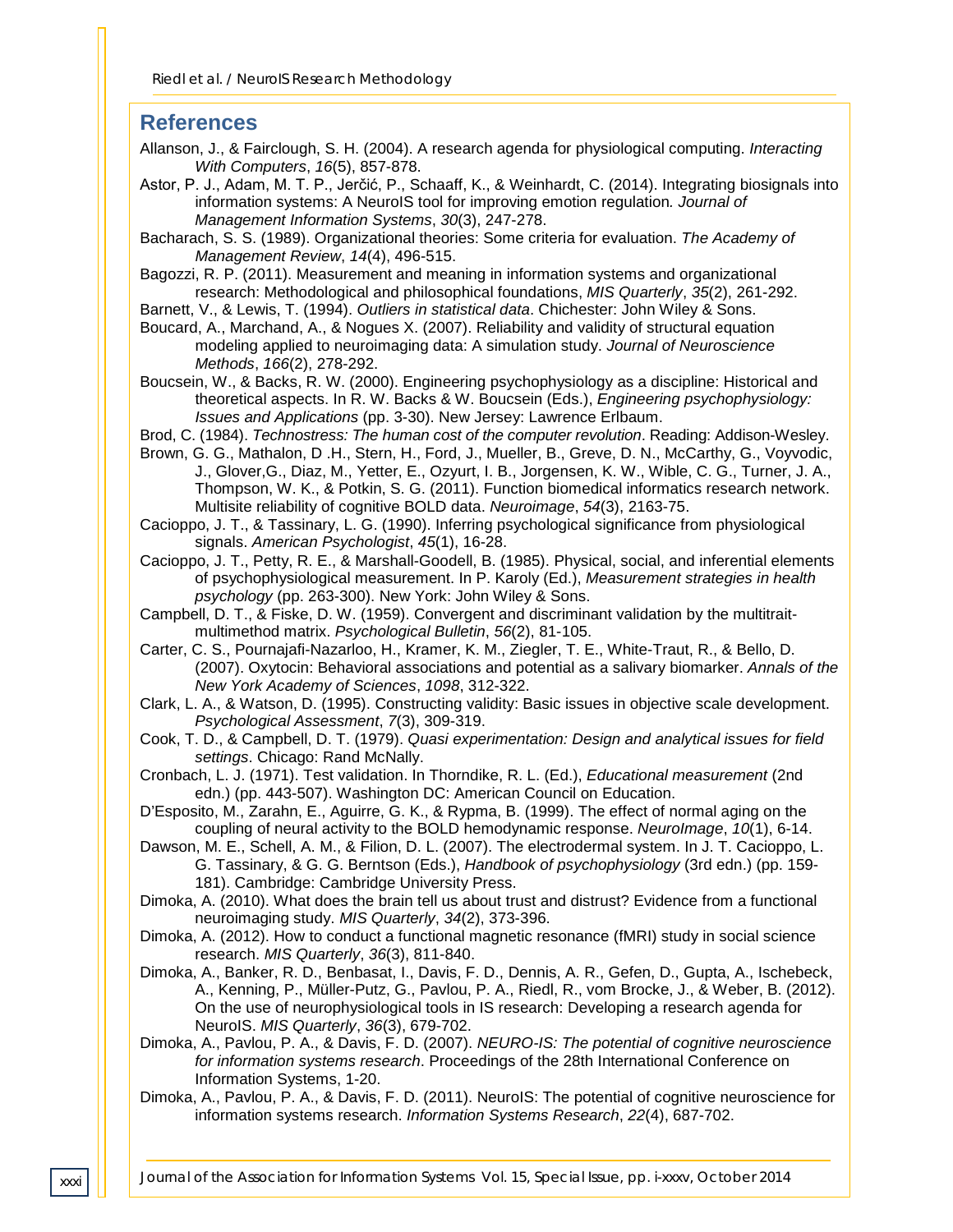## References

Allanson, J., & Fairclough, S. H. (2004). A research agenda for physiological computing. *Interacting With Computers*, *16*(5), 857-878.

Astor, P. J., Adam, M. T. P., Jerčić, P., Schaaff, K., & Weinhardt, C. (2014). Integrating biosignals into information systems: A NeuroIS tool for improving emotion regulation. *Journal of Management Information Systems*, *30*(3), 247-278.

Bacharach, S. S. (1989). Organizational theories: Some criteria for evaluation. *The Academy of Management Review*, *14*(4), 496-515.

Bagozzi, R. P. (2011). Measurement and meaning in information systems and organizational research: Methodological and philosophical foundations, *MIS Quarterly*, *35*(2), 261-292.

Barnett, V., & Lewis, T. (1994). *Outliers in statistical data*. Chichester: John Wiley & Sons.

Boucard, A., Marchand, A., & Nogues X. (2007). Reliability and validity of structural equation modeling applied to neuroimaging data: A simulation study. *Journal of Neuroscience Methods*, *166*(2), 278-292.

Boucsein, W., & Backs, R. W. (2000). Engineering psychophysiology as a discipline: Historical and theoretical aspects. In R. W. Backs & W. Boucsein (Eds.), *Engineering psychophysiology: Issues and Applications* (pp. 3-30). New Jersey: Lawrence Erlbaum.

Brod, C. (1984). *Technostress: The human cost of the computer revolution*. Reading: Addison-Wesley.

Brown, G. G., Mathalon, D .H., Stern, H., Ford, J., Mueller, B., Greve, D. N., McCarthy, G., Voyvodic, J., Glover,G., Diaz, M., Yetter, E., Ozyurt, I. B., Jorgensen, K. W., Wible, C. G., Turner, J. A., Thompson, W. K., & Potkin, S. G. (2011). Function biomedical informatics research network. Multisite reliability of cognitive BOLD data. *Neuroimage*, *54*(3), 2163-75.

Cacioppo, J. T., & Tassinary, L. G. (1990). Inferring psychological significance from physiological signals. *American Psychologist*, *45*(1), 16-28.

Cacioppo, J. T., Petty, R. E., & Marshall-Goodell, B. (1985). Physical, social, and inferential elements of psychophysiological measurement. In P. Karoly (Ed.), *Measurement strategies in health psychology* (pp. 263-300). New York: John Wiley & Sons.

Campbell, D. T., & Fiske, D. W. (1959). Convergent and discriminant validation by the multitrait-multimethod matrix. *Psychological Bulletin*, *56*(2), 81-105.

Carter, C. S., Pournajafi-Nazarloo, H., Kramer, K. M., Ziegler, T. E., White-Traut, R., & Bello, D. (2007). Oxytocin: Behavioral associations and potential as a salivary biomarker. *Annals of the New York Academy of Sciences*, *1098*, 312-322.

Clark, L. A., & Watson, D. (1995). Constructing validity: Basic issues in objective scale development. *Psychological Assessment*, *7*(3), 309-319.

Cook, T. D., & Campbell, D. T. (1979). *Quasi experimentation: Design and analytical issues for field settings*. Chicago: Rand McNally.

Cronbach, L. J. (1971). Test validation. In Thorndike, R. L. (Ed.), *Educational measurement* (2nd edn.) (pp. 443-507). Washington DC: American Council on Education.

D'Esposito, M., Zarahn, E., Aguirre, G. K., & Rypma, B. (1999). The effect of normal aging on the coupling of neural activity to the BOLD hemodynamic response. *NeuroImage*, *10*(1), 6-14.

Dawson, M. E., Schell, A. M., & Filion, D. L. (2007). The electrodermal system. In J. T. Cacioppo, L. G. Tassinary, & G. G. Berntson (Eds.), *Handbook of psychophysiology* (3rd edn.) (pp. 159-181). Cambridge: Cambridge University Press.

Dimoka, A. (2010). What does the brain tell us about trust and distrust? Evidence from a functional neuroimaging study. *MIS Quarterly*, *34*(2), 373-396.

Dimoka, A. (2012). How to conduct a functional magnetic resonance (fMRI) study in social science research. *MIS Quarterly*, *36*(3), 811-840.

Dimoka, A., Banker, R. D., Benbasat, I., Davis, F. D., Dennis, A. R., Gefen, D., Gupta, A., Ischebeck, A., Kenning, P., Müller-Putz, G., Pavlou, P. A., Riedl, R., vom Brocke, J., & Weber, B. (2012). On the use of neurophysiological tools in IS research: Developing a research agenda for NeuroIS. *MIS Quarterly*, *36*(3), 679-702.

Dimoka, A., Pavlou, P. A., & Davis, F. D. (2007). *NEURO-IS: The potential of cognitive neuroscience for information systems research*. Proceedings of the 28th International Conference on Information Systems, 1-20.

Dimoka, A., Pavlou, P. A., & Davis, F. D. (2011). NeuroIS: The potential of cognitive neuroscience for information systems research. *Information Systems Research*, *22*(4), 687-702.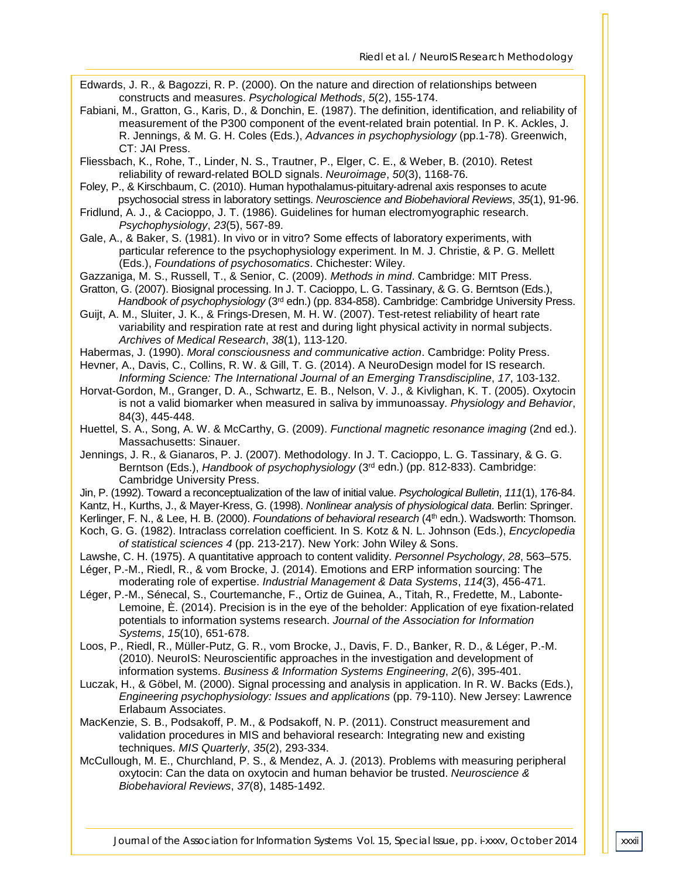Edwards, J. R., & Bagozzi, R. P. (2000). On the nature and direction of relationships between constructs and measures. *Psychological Methods*, *5*(2), 155-174.

Fabiani, M., Gratton, G., Karis, D., & Donchin, E. (1987). The definition, identification, and reliability of measurement of the P300 component of the event-related brain potential. In P. K. Ackles, J. R. Jennings, & M. G. H. Coles (Eds.), *Advances in psychophysiology* (pp.1-78). Greenwich, CT: JAI Press.

Fliessbach, K., Rohe, T., Linder, N. S., Trautner, P., Elger, C. E., & Weber, B. (2010). Retest reliability of reward-related BOLD signals. *Neuroimage*, *50*(3), 1168-76.

Foley, P., & Kirschbaum, C. (2010). Human hypothalamus-pituitary-adrenal axis responses to acute psychosocial stress in laboratory settings. *Neuroscience and Biobehavioral Reviews*, *35*(1), 91-96.

Fridlund, A. J., & Cacioppo, J. T. (1986). Guidelines for human electromyographic research. *Psychophysiology*, *23*(5), 567-89.

Gale, A., & Baker, S. (1981). In vivo or in vitro? Some effects of laboratory experiments, with particular reference to the psychophysiology experiment. In M. J. Christie, & P. G. Mellett (Eds.), *Foundations of psychosomatics*. Chichester: Wiley.

Gazzaniga, M. S., Russell, T., & Senior, C. (2009). *Methods in mind*. Cambridge: MIT Press.

Gratton, G. (2007). Biosignal processing. In J. T. Cacioppo, L. G. Tassinary, & G. G. Berntson (Eds.), *Handbook of psychophysiology* (3rd edn.) (pp. 834-858). Cambridge: Cambridge University Press.

Guijt, A. M., Sluiter, J. K., & Frings-Dresen, M. H. W. (2007). Test-retest reliability of heart rate variability and respiration rate at rest and during light physical activity in normal subjects. *Archives of Medical Research*, *38*(1), 113-120.

Habermas, J. (1990). *Moral consciousness and communicative action*. Cambridge: Polity Press.

Hevner, A., Davis, C., Collins, R. W. & Gill, T. G. (2014). A NeuroDesign model for IS research. *Informing Science: The International Journal of an Emerging Transdiscipline*, *17*, 103-132.

Horvat-Gordon, M., Granger, D. A., Schwartz, E. B., Nelson, V. J., & Kivlighan, K. T. (2005). Oxytocin is not a valid biomarker when measured in saliva by immunoassay. *Physiology and Behavior*, 84(3), 445-448.

Huettel, S. A., Song, A. W. & McCarthy, G. (2009). *Functional magnetic resonance imaging* (2nd ed.). Massachusetts: Sinauer.

Jennings, J. R., & Gianaros, P. J. (2007). Methodology. In J. T. Cacioppo, L. G. Tassinary, & G. G. Berntson (Eds.), *Handbook of psychophysiology* (3rd edn.) (pp. 812-833). Cambridge: Cambridge University Press.

Jin, P. (1992). Toward a reconceptualization of the law of initial value. *Psychological Bulletin*, *111*(1), 176-84.

Kantz, H., Kurths, J., & Mayer-Kress, G. (1998). *Nonlinear analysis of physiological data*. Berlin: Springer.

Kerlinger, F. N., & Lee, H. B. (2000). *Foundations of behavioral research* (4th edn.). Wadsworth: Thomson.

Koch, G. G. (1982). Intraclass correlation coefficient. In S. Kotz & N. L. Johnson (Eds.), *Encyclopedia of statistical sciences 4* (pp. 213-217). New York: John Wiley & Sons.

Lawshe, C. H. (1975). A quantitative approach to content validity. *Personnel Psychology*, *28*, 563–575.

Léger, P.-M., Riedl, R., & vom Brocke, J. (2014). Emotions and ERP information sourcing: The moderating role of expertise. *Industrial Management & Data Systems*, *114*(3), 456-471.

Léger, P.-M., Sénecal, S., Courtemanche, F., Ortiz de Guinea, A., Titah, R., Fredette, M., Labonte-Lemoine, È. (2014). Precision is in the eye of the beholder: Application of eye fixation-related potentials to information systems research. *Journal of the Association for Information Systems*, *15*(10), 651-678.

Loos, P., Riedl, R., Müller-Putz, G. R., vom Brocke, J., Davis, F. D., Banker, R. D., & Léger, P.-M. (2010). NeuroIS: Neuroscientific approaches in the investigation and development of information systems. *Business & Information Systems Engineering*, *2*(6), 395-401.

Luczak, H., & Göbel, M. (2000). Signal processing and analysis in application. In R. W. Backs (Eds.), *Engineering psychophysiology: Issues and applications* (pp. 79-110). New Jersey: Lawrence Erlabaum Associates.

MacKenzie, S. B., Podsakoff, P. M., & Podsakoff, N. P. (2011). Construct measurement and validation procedures in MIS and behavioral research: Integrating new and existing techniques. *MIS Quarterly*, *35*(2), 293-334.

McCullough, M. E., Churchland, P. S., & Mendez, A. J. (2013). Problems with measuring peripheral oxytocin: Can the data on oxytocin and human behavior be trusted. *Neuroscience & Biobehavioral Reviews*, *37*(8), 1485-1492.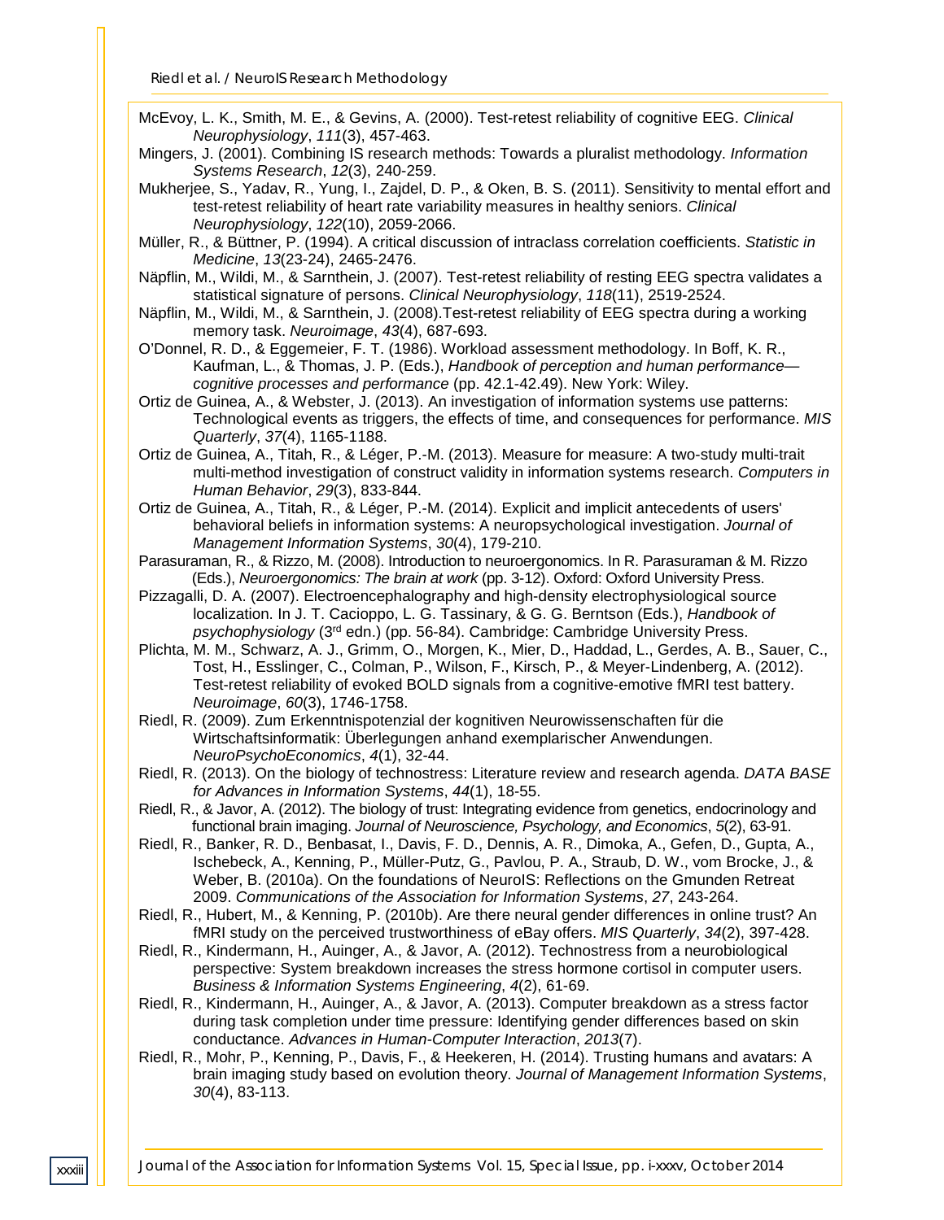McEvoy, L. K., Smith, M. E., & Gevins, A. (2000). Test-retest reliability of cognitive EEG. *Clinical Neurophysiology*, *111*(3), 457-463.

Mingers, J. (2001). Combining IS research methods: Towards a pluralist methodology. *Information Systems Research*, *12*(3), 240-259.

Mukherjee, S., Yadav, R., Yung, I., Zajdel, D. P., & Oken, B. S. (2011). Sensitivity to mental effort and test-retest reliability of heart rate variability measures in healthy seniors. *Clinical Neurophysiology*, *122*(10), 2059-2066.

Müller, R., & Büttner, P. (1994). A critical discussion of intraclass correlation coefficients. *Statistic in Medicine*, *13*(23-24), 2465-2476.

Näpflin, M., Wildi, M., & Sarnthein, J. (2007). Test-retest reliability of resting EEG spectra validates a statistical signature of persons. *Clinical Neurophysiology*, *118*(11), 2519-2524.

Näpflin, M., Wildi, M., & Sarnthein, J. (2008).Test-retest reliability of EEG spectra during a working memory task. *Neuroimage*, *43*(4), 687-693.

O'Donnel, R. D., & Eggemeier, F. T. (1986). Workload assessment methodology. In Boff, K. R., Kaufman, L., & Thomas, J. P. (Eds.), *Handbook of perception and human performance—cognitive processes and performance* (pp. 42.1-42.49). New York: Wiley.

Ortiz de Guinea, A., & Webster, J. (2013). An investigation of information systems use patterns: Technological events as triggers, the effects of time, and consequences for performance. *MIS Quarterly*, *37*(4), 1165-1188.

Ortiz de Guinea, A., Titah, R., & Léger, P.-M. (2013). Measure for measure: A two-study multi-trait multi-method investigation of construct validity in information systems research. *Computers in Human Behavior*, *29*(3), 833-844.

Ortiz de Guinea, A., Titah, R., & Léger, P.-M. (2014). Explicit and implicit antecedents of users' behavioral beliefs in information systems: A neuropsychological investigation. *Journal of Management Information Systems*, *30*(4), 179-210.

Parasuraman, R., & Rizzo, M. (2008). Introduction to neuroergonomics. In R. Parasuraman & M. Rizzo (Eds.), *Neuroergonomics: The brain at work* (pp. 3-12). Oxford: Oxford University Press.

Pizzagalli, D. A. (2007). Electroencephalography and high-density electrophysiological source localization. In J. T. Cacioppo, L. G. Tassinary, & G. G. Berntson (Eds.), *Handbook of psychophysiology* (3rd edn.) (pp. 56-84). Cambridge: Cambridge University Press.

Plichta, M. M., Schwarz, A. J., Grimm, O., Morgen, K., Mier, D., Haddad, L., Gerdes, A. B., Sauer, C., Tost, H., Esslinger, C., Colman, P., Wilson, F., Kirsch, P., & Meyer-Lindenberg, A. (2012). Test-retest reliability of evoked BOLD signals from a cognitive-emotive fMRI test battery. *Neuroimage*, *60*(3), 1746-1758.

Riedl, R. (2009). Zum Erkenntnispotenzial der kognitiven Neurowissenschaften für die Wirtschaftsinformatik: Überlegungen anhand exemplarischer Anwendungen. *NeuroPsychoEconomics*, *4*(1), 32-44.

Riedl, R. (2013). On the biology of technostress: Literature review and research agenda. *DATA BASE for Advances in Information Systems*, *44*(1), 18-55.

Riedl, R., & Javor, A. (2012). The biology of trust: Integrating evidence from genetics, endocrinology and functional brain imaging. *Journal of Neuroscience, Psychology, and Economics*, *5*(2), 63-91.

Riedl, R., Banker, R. D., Benbasat, I., Davis, F. D., Dennis, A. R., Dimoka, A., Gefen, D., Gupta, A., Ischebeck, A., Kenning, P., Müller-Putz, G., Pavlou, P. A., Straub, D. W., vom Brocke, J., & Weber, B. (2010a). On the foundations of NeuroIS: Reflections on the Gmunden Retreat 2009. *Communications of the Association for Information Systems*, *27*, 243-264.

Riedl, R., Hubert, M., & Kenning, P. (2010b). Are there neural gender differences in online trust? An fMRI study on the perceived trustworthiness of eBay offers. *MIS Quarterly*, *34*(2), 397-428.

Riedl, R., Kindermann, H., Auinger, A., & Javor, A. (2012). Technostress from a neurobiological perspective: System breakdown increases the stress hormone cortisol in computer users. *Business & Information Systems Engineering*, *4*(2), 61-69.

Riedl, R., Kindermann, H., Auinger, A., & Javor, A. (2013). Computer breakdown as a stress factor during task completion under time pressure: Identifying gender differences based on skin conductance. *Advances in Human-Computer Interaction*, *2013*(7).

Riedl, R., Mohr, P., Kenning, P., Davis, F., & Heekeren, H. (2014). Trusting humans and avatars: A brain imaging study based on evolution theory. *Journal of Management Information Systems*, *30*(4), 83-113.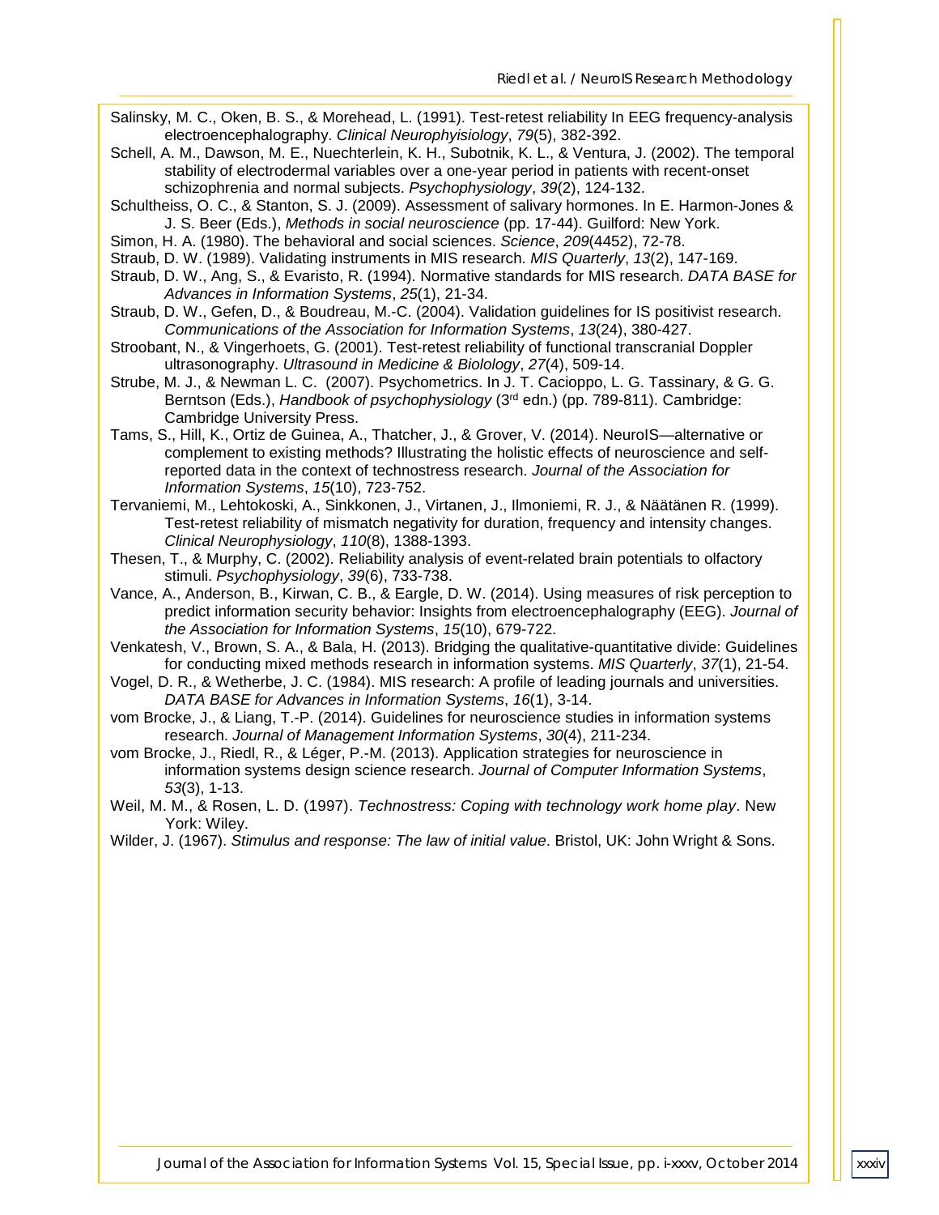Salinsky, M. C., Oken, B. S., & Morehead, L. (1991). Test-retest reliability In EEG frequency-analysis electroencephalography. *Clinical Neurophyisiology*, *79*(5), 382-392.

Schell, A. M., Dawson, M. E., Nuechterlein, K. H., Subotnik, K. L., & Ventura, J. (2002). The temporal stability of electrodermal variables over a one-year period in patients with recent-onset schizophrenia and normal subjects. *Psychophysiology*, *39*(2), 124-132.

Schultheiss, O. C., & Stanton, S. J. (2009). Assessment of salivary hormones. In E. Harmon-Jones & J. S. Beer (Eds.), *Methods in social neuroscience* (pp. 17-44). Guilford: New York.

Simon, H. A. (1980). The behavioral and social sciences. *Science*, *209*(4452), 72-78.

Straub, D. W. (1989). Validating instruments in MIS research. *MIS Quarterly*, *13*(2), 147-169.

Straub, D. W., Ang, S., & Evaristo, R. (1994). Normative standards for MIS research. *DATA BASE for Advances in Information Systems*, *25*(1), 21-34.

Straub, D. W., Gefen, D., & Boudreau, M.-C. (2004). Validation guidelines for IS positivist research. *Communications of the Association for Information Systems*, *13*(24), 380-427.

Stroobant, N., & Vingerhoets, G. (2001). Test-retest reliability of functional transcranial Doppler ultrasonography. *Ultrasound in Medicine & Biolology*, *27*(4), 509-14.

Strube, M. J., & Newman L. C. (2007). Psychometrics. In J. T. Cacioppo, L. G. Tassinary, & G. G. Berntson (Eds.), *Handbook of psychophysiology* (3rd edn.) (pp. 789-811). Cambridge: Cambridge University Press.

Tams, S., Hill, K., Ortiz de Guinea, A., Thatcher, J., & Grover, V. (2014). NeuroIS—alternative or complement to existing methods? Illustrating the holistic effects of neuroscience and self-reported data in the context of technostress research. *Journal of the Association for Information Systems*, *15*(10), 723-752.

Tervaniemi, M., Lehtokoski, A., Sinkkonen, J., Virtanen, J., Ilmoniemi, R. J., & Näätänen R. (1999). Test-retest reliability of mismatch negativity for duration, frequency and intensity changes. *Clinical Neurophysiology*, *110*(8), 1388-1393.

Thesen, T., & Murphy, C. (2002). Reliability analysis of event-related brain potentials to olfactory stimuli. *Psychophysiology*, *39*(6), 733-738.

Vance, A., Anderson, B., Kirwan, C. B., & Eargle, D. W. (2014). Using measures of risk perception to predict information security behavior: Insights from electroencephalography (EEG). *Journal of the Association for Information Systems*, *15*(10), 679-722.

Venkatesh, V., Brown, S. A., & Bala, H. (2013). Bridging the qualitative-quantitative divide: Guidelines for conducting mixed methods research in information systems. *MIS Quarterly*, *37*(1), 21-54.

Vogel, D. R., & Wetherbe, J. C. (1984). MIS research: A profile of leading journals and universities. *DATA BASE for Advances in Information Systems*, *16*(1), 3-14.

vom Brocke, J., & Liang, T.-P. (2014). Guidelines for neuroscience studies in information systems research. *Journal of Management Information Systems*, *30*(4), 211-234.

vom Brocke, J., Riedl, R., & Léger, P.-M. (2013). Application strategies for neuroscience in information systems design science research. *Journal of Computer Information Systems*, *53*(3), 1-13.

Weil, M. M., & Rosen, L. D. (1997). *Technostress: Coping with technology work home play*. New York: Wiley.

Wilder, J. (1967). *Stimulus and response: The law of initial value*. Bristol, UK: John Wright & Sons.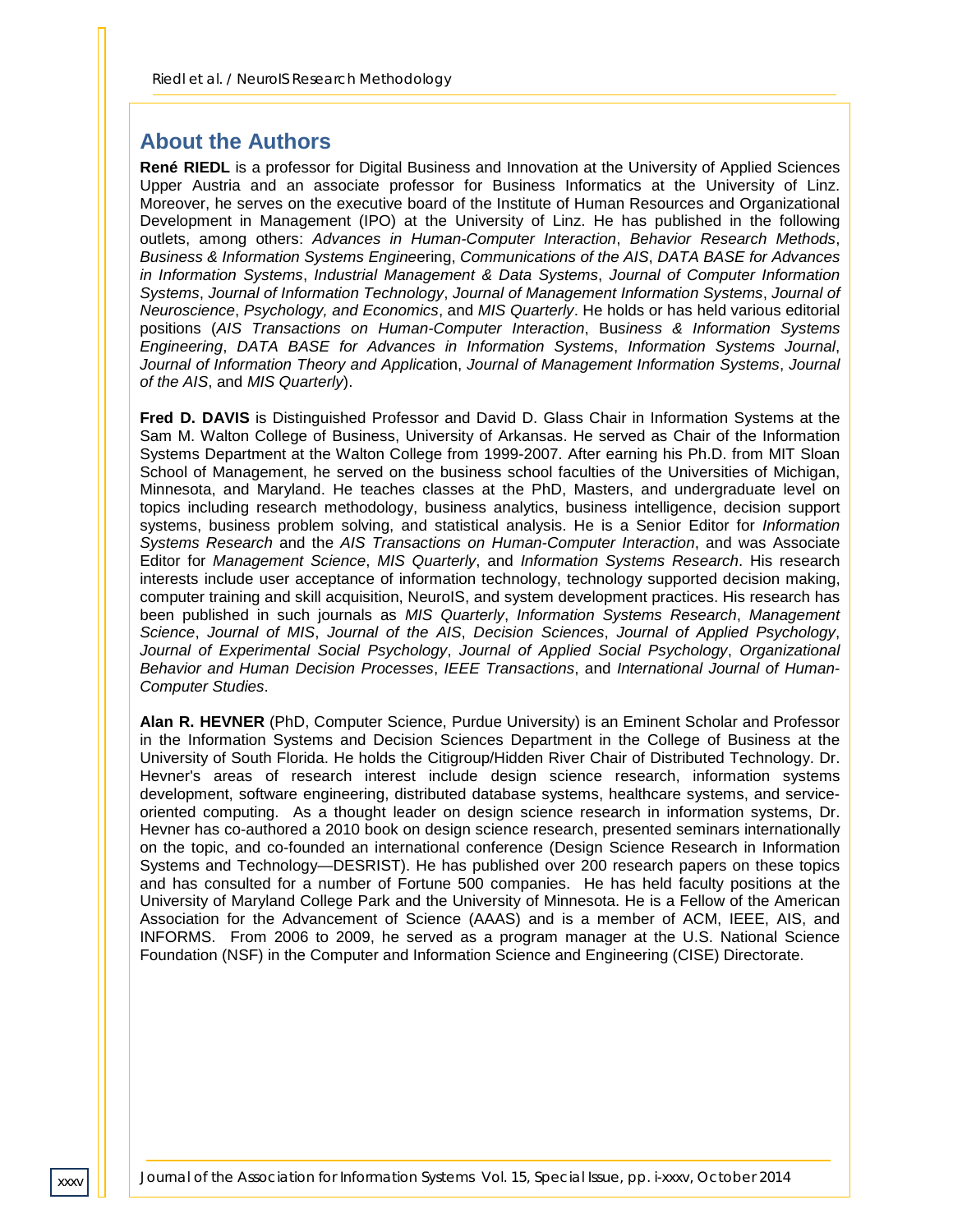## About the Authors

**René RIEDL** is a professor for Digital Business and Innovation at the University of Applied Sciences Upper Austria and an associate professor for Business Informatics at the University of Linz. Moreover, he serves on the executive board of the Institute of Human Resources and Organizational Development in Management (IPO) at the University of Linz. He has published in the following outlets, among others: *Advances in Human-Computer Interaction*, *Behavior Research Methods*, *Business & Information Systems Engineering*, *Communications of the AIS*, *DATA BASE for Advances in Information Systems*, *Industrial Management & Data Systems*, *Journal of Computer Information Systems*, *Journal of Information Technology*, *Journal of Management Information Systems*, *Journal of Neuroscience*, *Psychology, and Economics*, and *MIS Quarterly*. He holds or has held various editorial positions (*AIS Transactions on Human-Computer Interaction*, *Business & Information Systems Engineering*, *DATA BASE for Advances in Information Systems*, *Information Systems Journal*, *Journal of Information Theory and Application*, *Journal of Management Information Systems*, *Journal of the AIS*, and *MIS Quarterly*).

**Fred D. DAVIS** is Distinguished Professor and David D. Glass Chair in Information Systems at the Sam M. Walton College of Business, University of Arkansas. He served as Chair of the Information Systems Department at the Walton College from 1999-2007. After earning his Ph.D. from MIT Sloan School of Management, he served on the business school faculties of the Universities of Michigan, Minnesota, and Maryland. He teaches classes at the PhD, Masters, and undergraduate level on topics including research methodology, business analytics, business intelligence, decision support systems, business problem solving, and statistical analysis. He is a Senior Editor for *Information Systems Research* and the *AIS Transactions on Human-Computer Interaction*, and was Associate Editor for *Management Science*, *MIS Quarterly*, and *Information Systems Research*. His research interests include user acceptance of information technology, technology supported decision making, computer training and skill acquisition, NeuroIS, and system development practices. His research has been published in such journals as *MIS Quarterly*, *Information Systems Research*, *Management Science*, *Journal of MIS*, *Journal of the AIS*, *Decision Sciences*, *Journal of Applied Psychology*, *Journal of Experimental Social Psychology*, *Journal of Applied Social Psychology*, *Organizational Behavior and Human Decision Processes*, *IEEE Transactions*, and *International Journal of Human-Computer Studies*.

**Alan R. HEVNER** (PhD, Computer Science, Purdue University) is an Eminent Scholar and Professor in the Information Systems and Decision Sciences Department in the College of Business at the University of South Florida. He holds the Citigroup/Hidden River Chair of Distributed Technology. Dr. Hevner's areas of research interest include design science research, information systems development, software engineering, distributed database systems, healthcare systems, and service-oriented computing. As a thought leader on design science research in information systems, Dr. Hevner has co-authored a 2010 book on design science research, presented seminars internationally on the topic, and co-founded an international conference (Design Science Research in Information Systems and Technology—DESRIST). He has published over 200 research papers on these topics and has consulted for a number of Fortune 500 companies. He has held faculty positions at the University of Maryland College Park and the University of Minnesota. He is a Fellow of the American Association for the Advancement of Science (AAAS) and is a member of ACM, IEEE, AIS, and INFORMS. From 2006 to 2009, he served as a program manager at the U.S. National Science Foundation (NSF) in the Computer and Information Science and Engineering (CISE) Directorate.